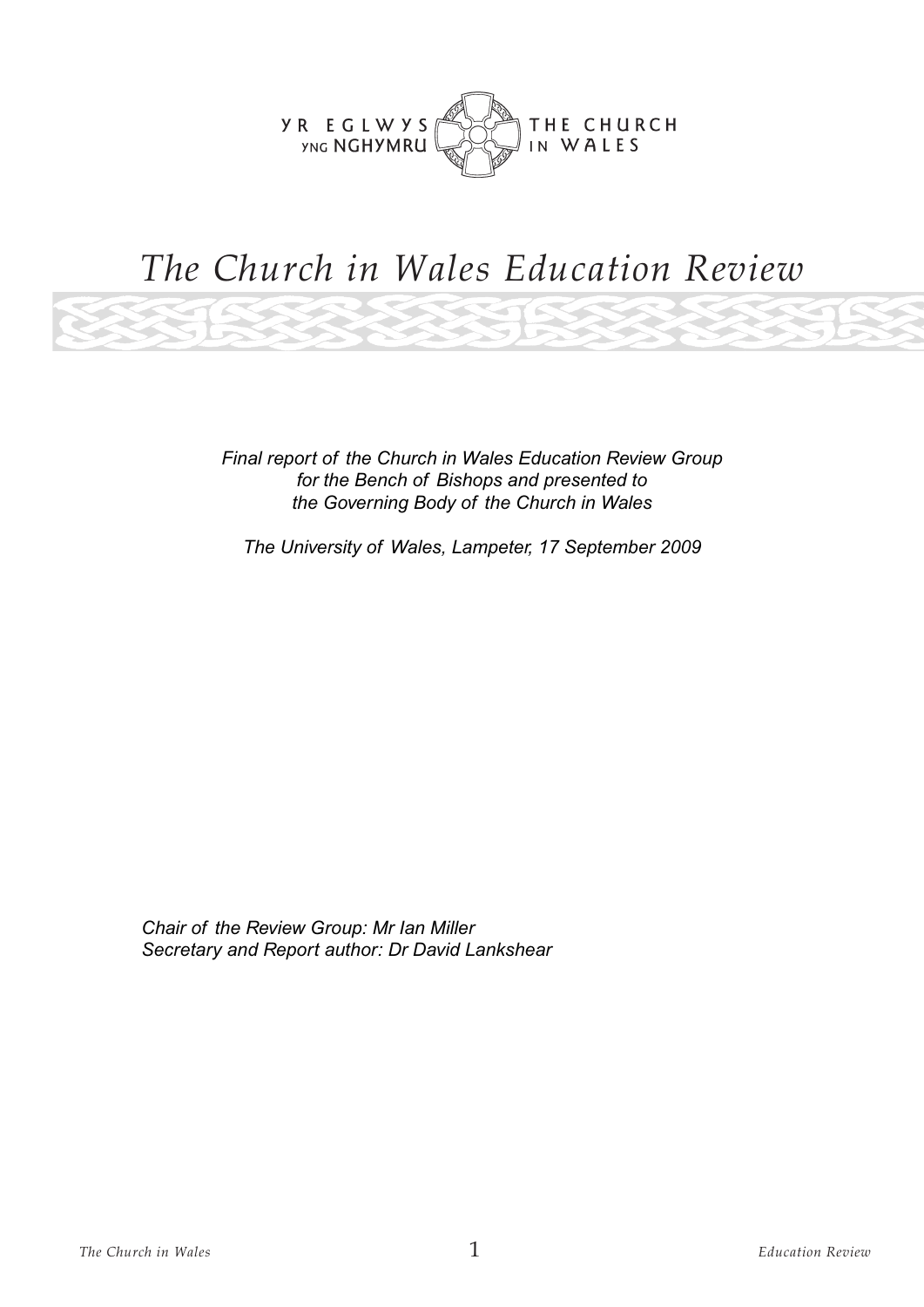YR EGLWYS YNG NGHYMRU — THE CHURCH IN WALES

# *The Church in Wales Education Review*

*Final report of the Church in Wales Education Review Group for the Bench of Bishops and presented to the Governing Body of the Church in Wales*

*The University of Wales, Lampeter, 17 September 2009*

*Chair of the Review Group: Mr Ian Miller*
*Secretary and Report author: Dr David Lankshear*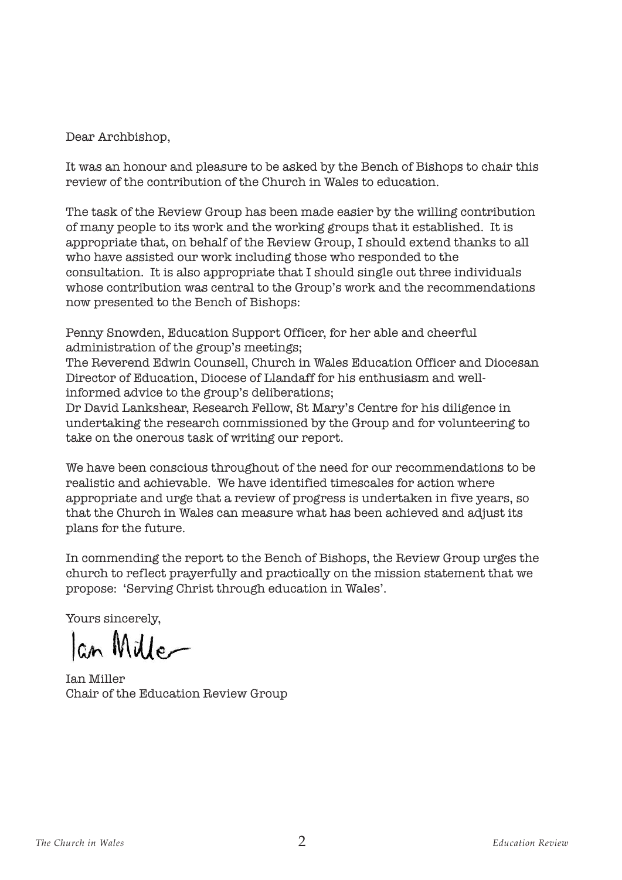Dear Archbishop,

It was an honour and pleasure to be asked by the Bench of Bishops to chair this review of the contribution of the Church in Wales to education.

The task of the Review Group has been made easier by the willing contribution of many people to its work and the working groups that it established. It is appropriate that, on behalf of the Review Group, I should extend thanks to all who have assisted our work including those who responded to the consultation. It is also appropriate that I should single out three individuals whose contribution was central to the Group's work and the recommendations now presented to the Bench of Bishops:

Penny Snowden, Education Support Officer, for her able and cheerful administration of the group's meetings;
The Reverend Edwin Counsell, Church in Wales Education Officer and Diocesan Director of Education, Diocese of Llandaff for his enthusiasm and well-informed advice to the group's deliberations;
Dr David Lankshear, Research Fellow, St Mary's Centre for his diligence in undertaking the research commissioned by the Group and for volunteering to take on the onerous task of writing our report.

We have been conscious throughout of the need for our recommendations to be realistic and achievable. We have identified timescales for action where appropriate and urge that a review of progress is undertaken in five years, so that the Church in Wales can measure what has been achieved and adjust its plans for the future.

In commending the report to the Bench of Bishops, the Review Group urges the church to reflect prayerfully and practically on the mission statement that we propose: 'Serving Christ through education in Wales'.

Yours sincerely,

Ian Miller

Ian Miller
Chair of the Education Review Group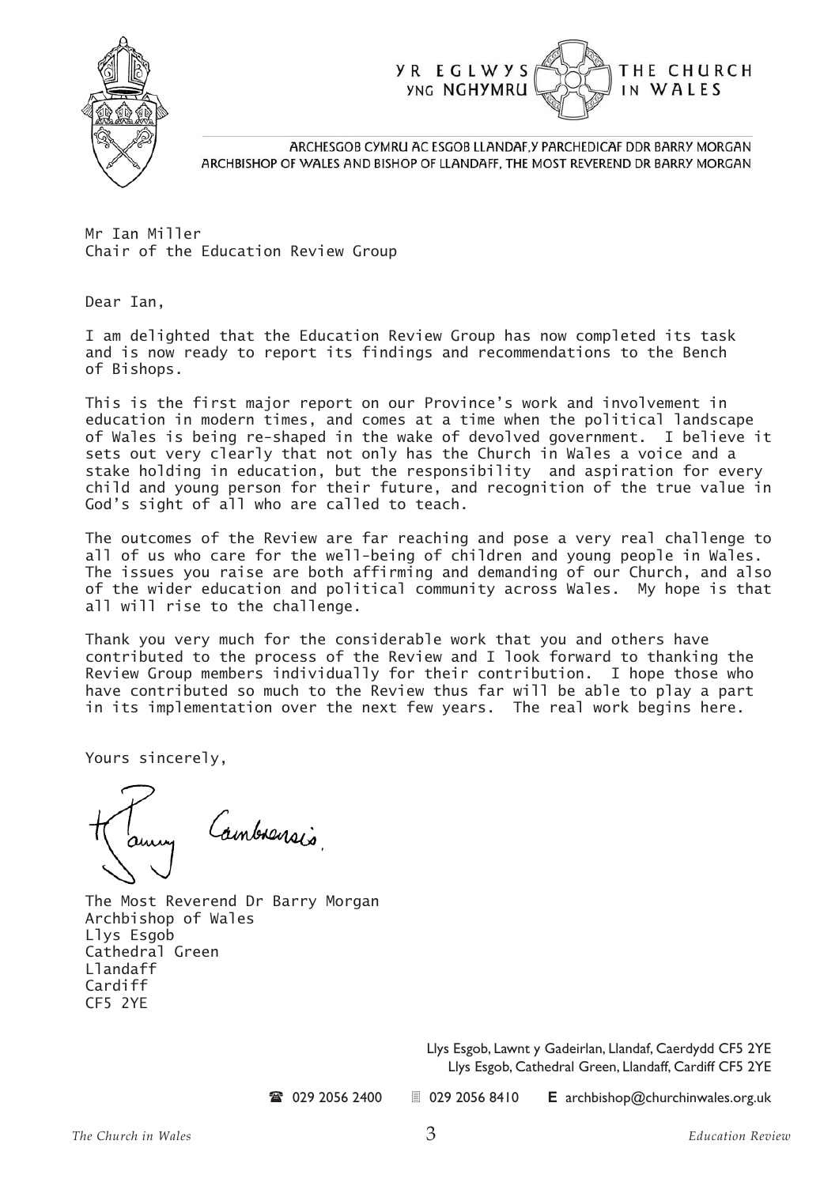YR EGLWYS YNG NGHYMRU — THE CHURCH IN WALES

ARCHESGOB CYMRU AC ESGOB LLANDAF, Y PARCHEDICAF DDR BARRY MORGAN
ARCHBISHOP OF WALES AND BISHOP OF LLANDAFF, THE MOST REVEREND DR BARRY MORGAN

Mr Ian Miller
Chair of the Education Review Group

Dear Ian,

I am delighted that the Education Review Group has now completed its task and is now ready to report its findings and recommendations to the Bench of Bishops.

This is the first major report on our Province's work and involvement in education in modern times, and comes at a time when the political landscape of Wales is being re-shaped in the wake of devolved government. I believe it sets out very clearly that not only has the Church in Wales a voice and a stake holding in education, but the responsibility and aspiration for every child and young person for their future, and recognition of the true value in God's sight of all who are called to teach.

The outcomes of the Review are far reaching and pose a very real challenge to all of us who care for the well-being of children and young people in Wales. The issues you raise are both affirming and demanding of our Church, and also of the wider education and political community across Wales. My hope is that all will rise to the challenge.

Thank you very much for the considerable work that you and others have contributed to the process of the Review and I look forward to thanking the Review Group members individually for their contribution. I hope those who have contributed so much to the Review thus far will be able to play a part in its implementation over the next few years. The real work begins here.

Yours sincerely,

+Barry Cambrensis

The Most Reverend Dr Barry Morgan
Archbishop of Wales
Llys Esgob
Cathedral Green
Llandaff
Cardiff
CF5 2YE

Llys Esgob, Lawnt y Gadeirlan, Llandaf, Caerdydd CF5 2YE
Llys Esgob, Cathedral Green, Llandaff, Cardiff CF5 2YE

☎ 029 2056 2400 | 029 2056 8410 | **E** archbishop@churchinwales.org.uk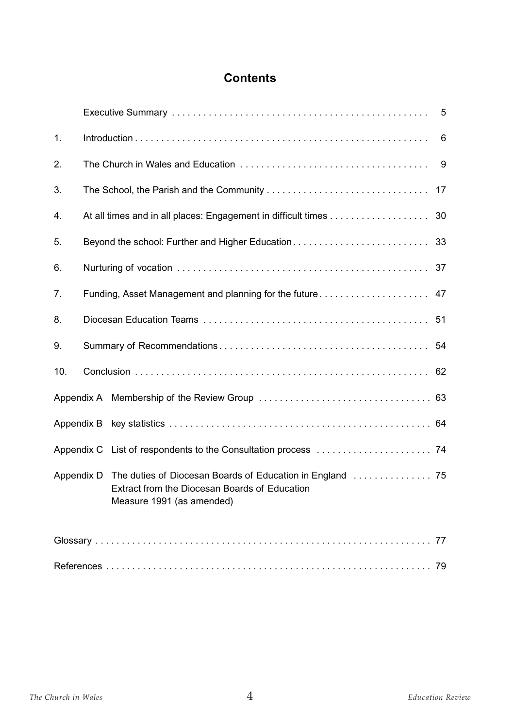# Contents

| | | |
|---|---|---|
| | Executive Summary | 5 |
| 1. | Introduction | 6 |
| 2. | The Church in Wales and Education | 9 |
| 3. | The School, the Parish and the Community | 17 |
| 4. | At all times and in all places: Engagement in difficult times | 30 |
| 5. | Beyond the school: Further and Higher Education | 33 |
| 6. | Nurturing of vocation | 37 |
| 7. | Funding, Asset Management and planning for the future | 47 |
| 8. | Diocesan Education Teams | 51 |
| 9. | Summary of Recommendations | 54 |
| 10. | Conclusion | 62 |
| Appendix A | Membership of the Review Group | 63 |
| Appendix B | key statistics | 64 |
| Appendix C | List of respondents to the Consultation process | 74 |
| Appendix D | The duties of Diocesan Boards of Education in England<br>Extract from the Diocesan Boards of Education Measure 1991 (as amended) | 75 |
| | Glossary | 77 |
| | References | 79 |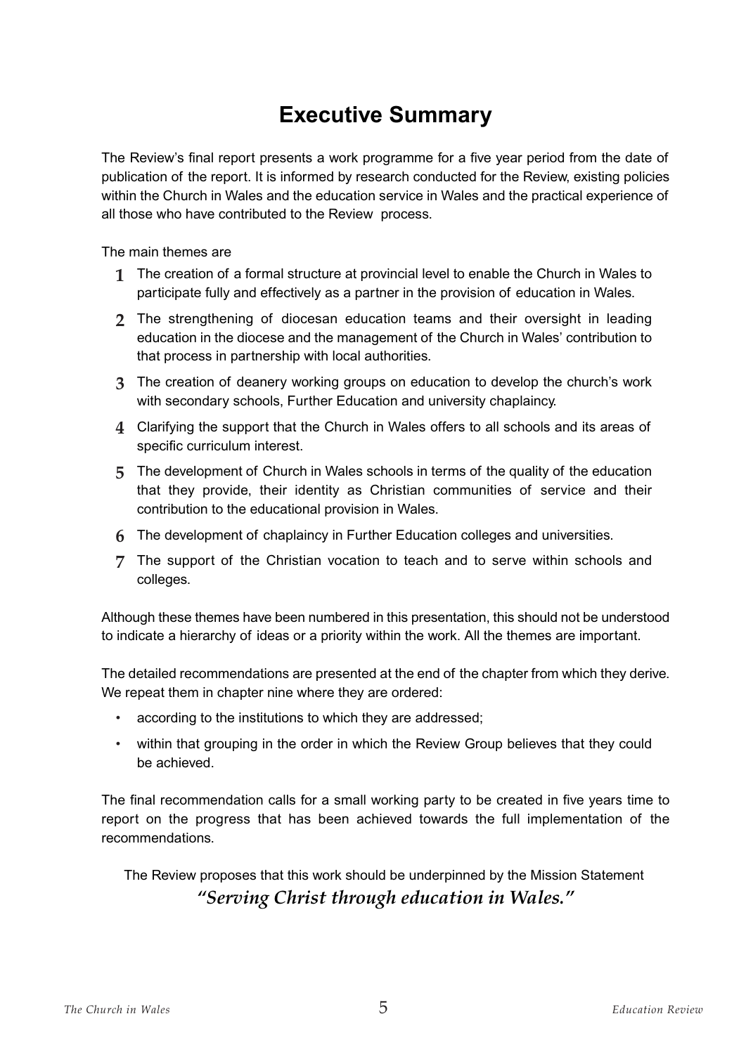# Executive Summary

The Review's final report presents a work programme for a five year period from the date of publication of the report. It is informed by research conducted for the Review, existing policies within the Church in Wales and the education service in Wales and the practical experience of all those who have contributed to the Review process.

The main themes are

1. The creation of a formal structure at provincial level to enable the Church in Wales to participate fully and effectively as a partner in the provision of education in Wales.
2. The strengthening of diocesan education teams and their oversight in leading education in the diocese and the management of the Church in Wales' contribution to that process in partnership with local authorities.
3. The creation of deanery working groups on education to develop the church's work with secondary schools, Further Education and university chaplaincy.
4. Clarifying the support that the Church in Wales offers to all schools and its areas of specific curriculum interest.
5. The development of Church in Wales schools in terms of the quality of the education that they provide, their identity as Christian communities of service and their contribution to the educational provision in Wales.
6. The development of chaplaincy in Further Education colleges and universities.
7. The support of the Christian vocation to teach and to serve within schools and colleges.

Although these themes have been numbered in this presentation, this should not be understood to indicate a hierarchy of ideas or a priority within the work. All the themes are important.

The detailed recommendations are presented at the end of the chapter from which they derive. We repeat them in chapter nine where they are ordered:

- according to the institutions to which they are addressed;
- within that grouping in the order in which the Review Group believes that they could be achieved.

The final recommendation calls for a small working party to be created in five years time to report on the progress that has been achieved towards the full implementation of the recommendations.

The Review proposes that this work should be underpinned by the Mission Statement

*"Serving Christ through education in Wales."*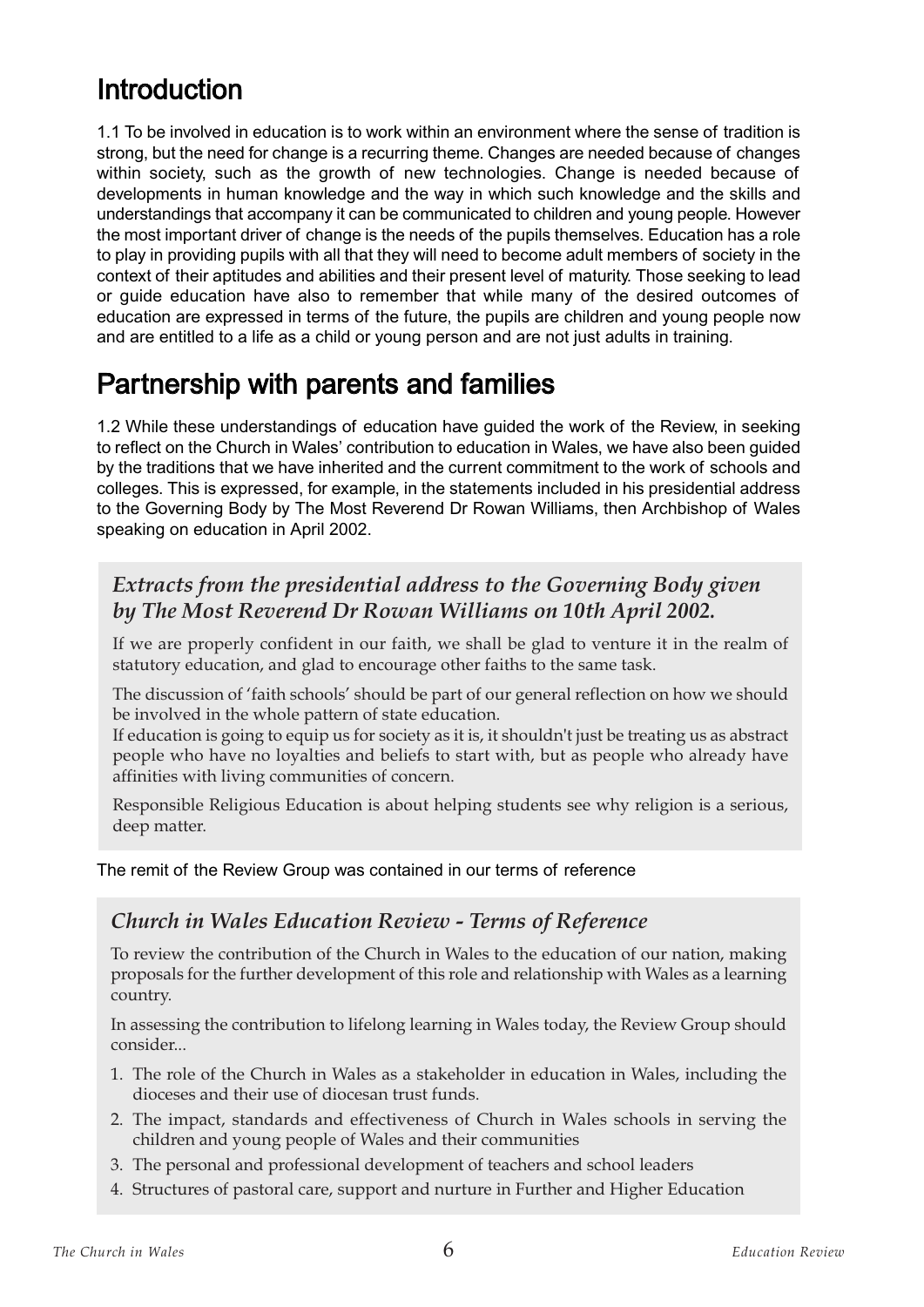# Introduction

1.1 To be involved in education is to work within an environment where the sense of tradition is strong, but the need for change is a recurring theme. Changes are needed because of changes within society, such as the growth of new technologies. Change is needed because of developments in human knowledge and the way in which such knowledge and the skills and understandings that accompany it can be communicated to children and young people. However the most important driver of change is the needs of the pupils themselves. Education has a role to play in providing pupils with all that they will need to become adult members of society in the context of their aptitudes and abilities and their present level of maturity. Those seeking to lead or guide education have also to remember that while many of the desired outcomes of education are expressed in terms of the future, the pupils are children and young people now and are entitled to a life as a child or young person and are not just adults in training.

# Partnership with parents and families

1.2 While these understandings of education have guided the work of the Review, in seeking to reflect on the Church in Wales' contribution to education in Wales, we have also been guided by the traditions that we have inherited and the current commitment to the work of schools and colleges. This is expressed, for example, in the statements included in his presidential address to the Governing Body by The Most Reverend Dr Rowan Williams, then Archbishop of Wales speaking on education in April 2002.

### *Extracts from the presidential address to the Governing Body given by The Most Reverend Dr Rowan Williams on 10th April 2002.*

If we are properly confident in our faith, we shall be glad to venture it in the realm of statutory education, and glad to encourage other faiths to the same task.

The discussion of 'faith schools' should be part of our general reflection on how we should be involved in the whole pattern of state education.
If education is going to equip us for society as it is, it shouldn't just be treating us as abstract people who have no loyalties and beliefs to start with, but as people who already have affinities with living communities of concern.

Responsible Religious Education is about helping students see why religion is a serious, deep matter.

The remit of the Review Group was contained in our terms of reference

### *Church in Wales Education Review - Terms of Reference*

To review the contribution of the Church in Wales to the education of our nation, making proposals for the further development of this role and relationship with Wales as a learning country.

In assessing the contribution to lifelong learning in Wales today, the Review Group should consider...

1. The role of the Church in Wales as a stakeholder in education in Wales, including the dioceses and their use of diocesan trust funds.
2. The impact, standards and effectiveness of Church in Wales schools in serving the children and young people of Wales and their communities
3. The personal and professional development of teachers and school leaders
4. Structures of pastoral care, support and nurture in Further and Higher Education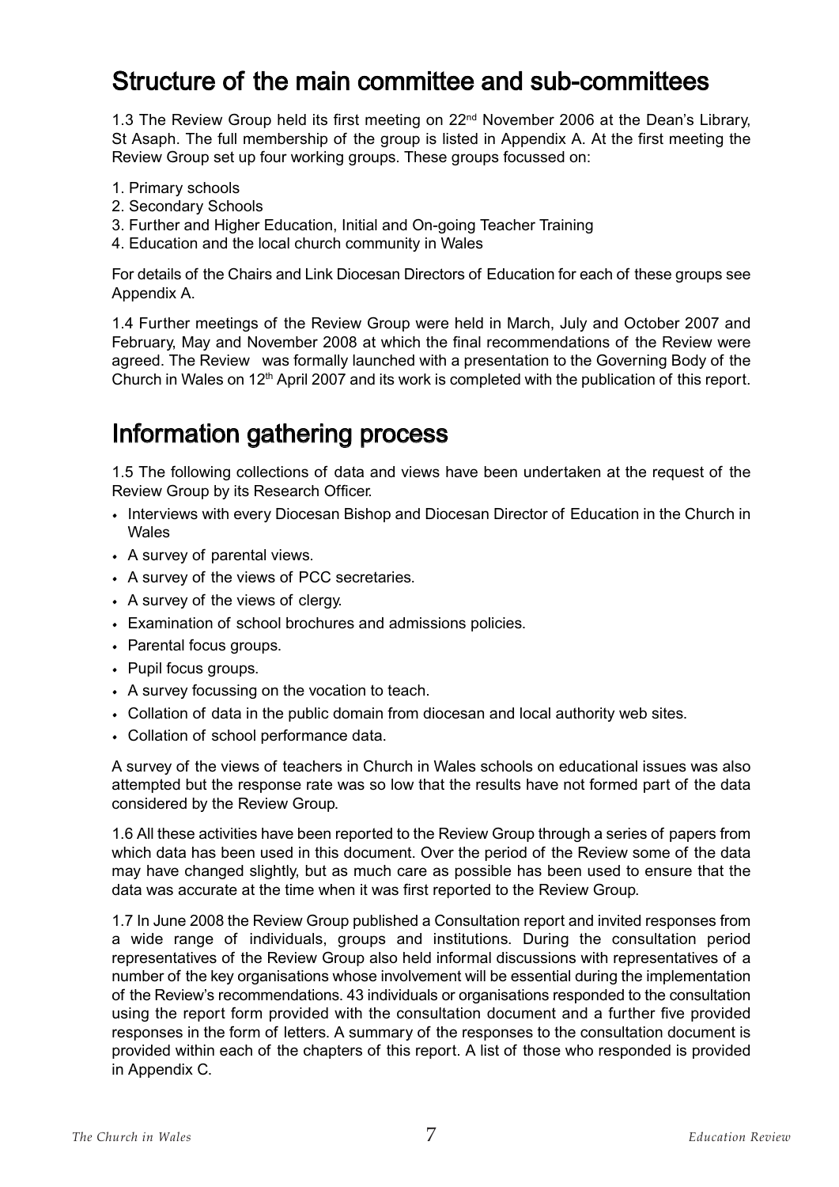## Structure of the main committee and sub-committees

1.3 The Review Group held its first meeting on 22nd November 2006 at the Dean's Library, St Asaph. The full membership of the group is listed in Appendix A. At the first meeting the Review Group set up four working groups. These groups focussed on:

1. Primary schools
2. Secondary Schools
3. Further and Higher Education, Initial and On-going Teacher Training
4. Education and the local church community in Wales

For details of the Chairs and Link Diocesan Directors of Education for each of these groups see Appendix A.

1.4 Further meetings of the Review Group were held in March, July and October 2007 and February, May and November 2008 at which the final recommendations of the Review were agreed. The Review was formally launched with a presentation to the Governing Body of the Church in Wales on 12th April 2007 and its work is completed with the publication of this report.

## Information gathering process

1.5 The following collections of data and views have been undertaken at the request of the Review Group by its Research Officer.

- Interviews with every Diocesan Bishop and Diocesan Director of Education in the Church in Wales
- A survey of parental views.
- A survey of the views of PCC secretaries.
- A survey of the views of clergy.
- Examination of school brochures and admissions policies.
- Parental focus groups.
- Pupil focus groups.
- A survey focussing on the vocation to teach.
- Collation of data in the public domain from diocesan and local authority web sites.
- Collation of school performance data.

A survey of the views of teachers in Church in Wales schools on educational issues was also attempted but the response rate was so low that the results have not formed part of the data considered by the Review Group.

1.6 All these activities have been reported to the Review Group through a series of papers from which data has been used in this document. Over the period of the Review some of the data may have changed slightly, but as much care as possible has been used to ensure that the data was accurate at the time when it was first reported to the Review Group.

1.7 In June 2008 the Review Group published a Consultation report and invited responses from a wide range of individuals, groups and institutions. During the consultation period representatives of the Review Group also held informal discussions with representatives of a number of the key organisations whose involvement will be essential during the implementation of the Review's recommendations. 43 individuals or organisations responded to the consultation using the report form provided with the consultation document and a further five provided responses in the form of letters. A summary of the responses to the consultation document is provided within each of the chapters of this report. A list of those who responded is provided in Appendix C.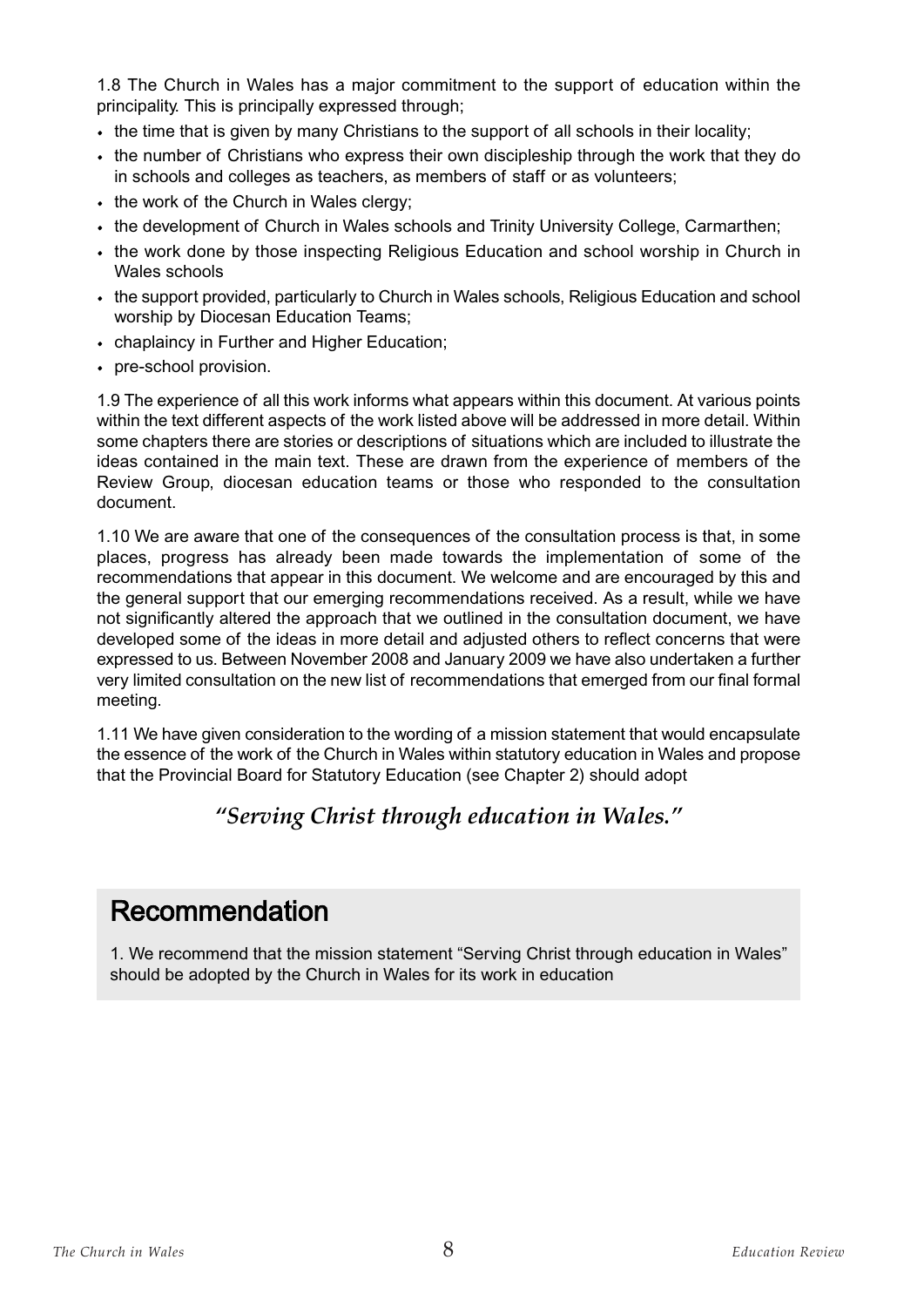1.8 The Church in Wales has a major commitment to the support of education within the principality. This is principally expressed through;

- the time that is given by many Christians to the support of all schools in their locality;
- the number of Christians who express their own discipleship through the work that they do in schools and colleges as teachers, as members of staff or as volunteers;
- the work of the Church in Wales clergy;
- the development of Church in Wales schools and Trinity University College, Carmarthen;
- the work done by those inspecting Religious Education and school worship in Church in Wales schools
- the support provided, particularly to Church in Wales schools, Religious Education and school worship by Diocesan Education Teams;
- chaplaincy in Further and Higher Education;
- pre-school provision.

1.9 The experience of all this work informs what appears within this document. At various points within the text different aspects of the work listed above will be addressed in more detail. Within some chapters there are stories or descriptions of situations which are included to illustrate the ideas contained in the main text. These are drawn from the experience of members of the Review Group, diocesan education teams or those who responded to the consultation document.

1.10 We are aware that one of the consequences of the consultation process is that, in some places, progress has already been made towards the implementation of some of the recommendations that appear in this document. We welcome and are encouraged by this and the general support that our emerging recommendations received. As a result, while we have not significantly altered the approach that we outlined in the consultation document, we have developed some of the ideas in more detail and adjusted others to reflect concerns that were expressed to us. Between November 2008 and January 2009 we have also undertaken a further very limited consultation on the new list of recommendations that emerged from our final formal meeting.

1.11 We have given consideration to the wording of a mission statement that would encapsulate the essence of the work of the Church in Wales within statutory education in Wales and propose that the Provincial Board for Statutory Education (see Chapter 2) should adopt

***"Serving Christ through education in Wales."***

## Recommendation

1. We recommend that the mission statement "Serving Christ through education in Wales" should be adopted by the Church in Wales for its work in education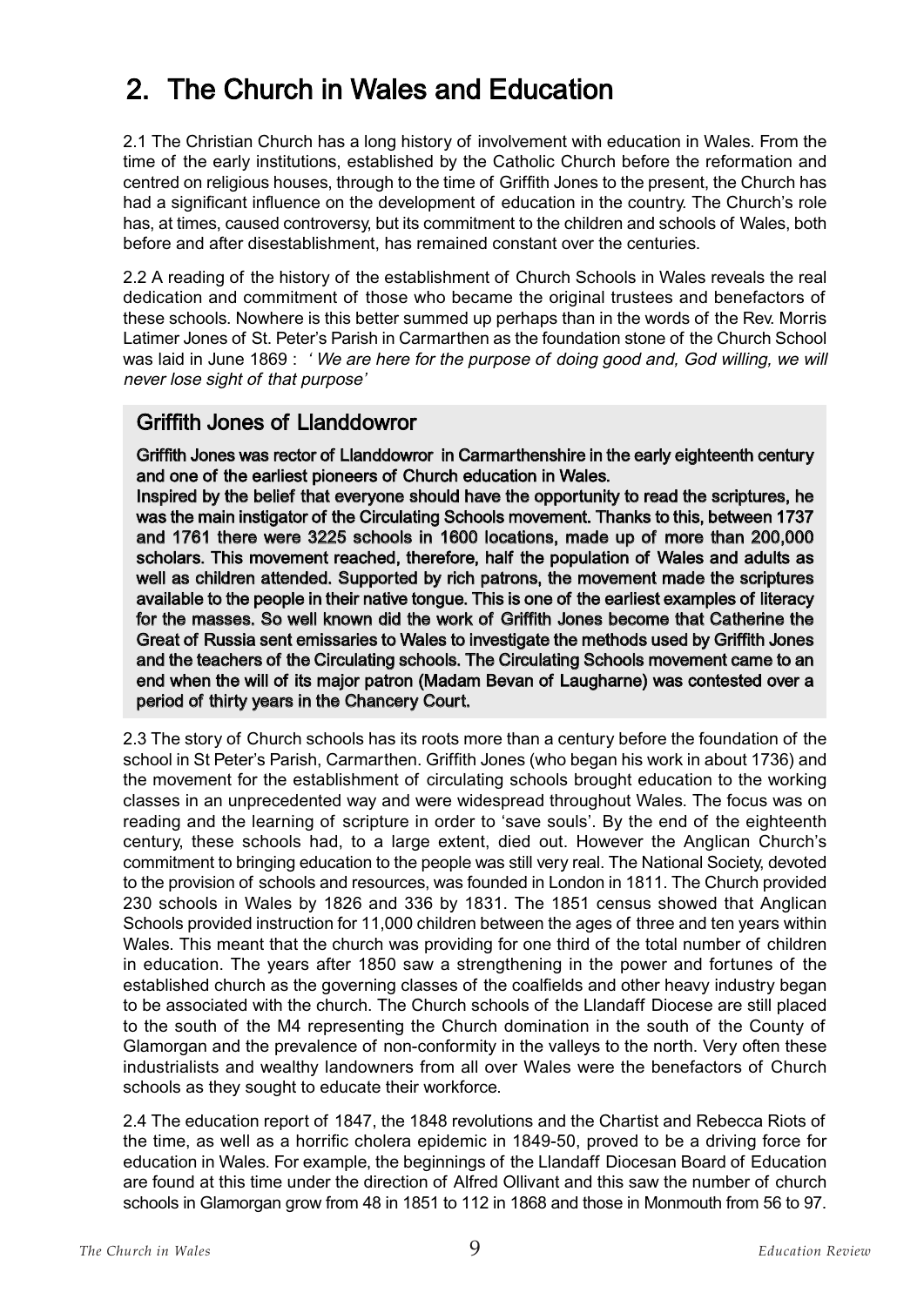## 2. The Church in Wales and Education

2.1 The Christian Church has a long history of involvement with education in Wales. From the time of the early institutions, established by the Catholic Church before the reformation and centred on religious houses, through to the time of Griffith Jones to the present, the Church has had a significant influence on the development of education in the country. The Church's role has, at times, caused controversy, but its commitment to the children and schools of Wales, both before and after disestablishment, has remained constant over the centuries.

2.2 A reading of the history of the establishment of Church Schools in Wales reveals the real dedication and commitment of those who became the original trustees and benefactors of these schools. Nowhere is this better summed up perhaps than in the words of the Rev. Morris Latimer Jones of St. Peter's Parish in Carmarthen as the foundation stone of the Church School was laid in June 1869 : *' We are here for the purpose of doing good and, God willing, we will never lose sight of that purpose'*

### Griffith Jones of Llanddowror

**Griffith Jones was rector of Llanddowror in Carmarthenshire in the early eighteenth century and one of the earliest pioneers of Church education in Wales.**
**Inspired by the belief that everyone should have the opportunity to read the scriptures, he was the main instigator of the Circulating Schools movement. Thanks to this, between 1737 and 1761 there were 3225 schools in 1600 locations, made up of more than 200,000 scholars. This movement reached, therefore, half the population of Wales and adults as well as children attended. Supported by rich patrons, the movement made the scriptures available to the people in their native tongue. This is one of the earliest examples of literacy for the masses. So well known did the work of Griffith Jones become that Catherine the Great of Russia sent emissaries to Wales to investigate the methods used by Griffith Jones and the teachers of the Circulating schools. The Circulating Schools movement came to an end when the will of its major patron (Madam Bevan of Laugharne) was contested over a period of thirty years in the Chancery Court.**

2.3 The story of Church schools has its roots more than a century before the foundation of the school in St Peter's Parish, Carmarthen. Griffith Jones (who began his work in about 1736) and the movement for the establishment of circulating schools brought education to the working classes in an unprecedented way and were widespread throughout Wales. The focus was on reading and the learning of scripture in order to 'save souls'. By the end of the eighteenth century, these schools had, to a large extent, died out. However the Anglican Church's commitment to bringing education to the people was still very real. The National Society, devoted to the provision of schools and resources, was founded in London in 1811. The Church provided 230 schools in Wales by 1826 and 336 by 1831. The 1851 census showed that Anglican Schools provided instruction for 11,000 children between the ages of three and ten years within Wales. This meant that the church was providing for one third of the total number of children in education. The years after 1850 saw a strengthening in the power and fortunes of the established church as the governing classes of the coalfields and other heavy industry began to be associated with the church. The Church schools of the Llandaff Diocese are still placed to the south of the M4 representing the Church domination in the south of the County of Glamorgan and the prevalence of non-conformity in the valleys to the north. Very often these industrialists and wealthy landowners from all over Wales were the benefactors of Church schools as they sought to educate their workforce.

2.4 The education report of 1847, the 1848 revolutions and the Chartist and Rebecca Riots of the time, as well as a horrific cholera epidemic in 1849-50, proved to be a driving force for education in Wales. For example, the beginnings of the Llandaff Diocesan Board of Education are found at this time under the direction of Alfred Ollivant and this saw the number of church schools in Glamorgan grow from 48 in 1851 to 112 in 1868 and those in Monmouth from 56 to 97.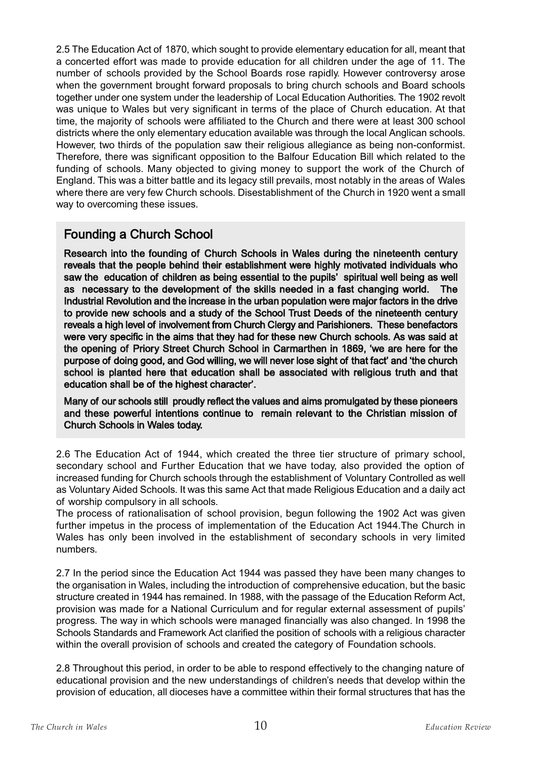2.5 The Education Act of 1870, which sought to provide elementary education for all, meant that a concerted effort was made to provide education for all children under the age of 11. The number of schools provided by the School Boards rose rapidly. However controversy arose when the government brought forward proposals to bring church schools and Board schools together under one system under the leadership of Local Education Authorities. The 1902 revolt was unique to Wales but very significant in terms of the place of Church education. At that time, the majority of schools were affiliated to the Church and there were at least 300 school districts where the only elementary education available was through the local Anglican schools. However, two thirds of the population saw their religious allegiance as being non-conformist. Therefore, there was significant opposition to the Balfour Education Bill which related to the funding of schools. Many objected to giving money to support the work of the Church of England. This was a bitter battle and its legacy still prevails, most notably in the areas of Wales where there are very few Church schools. Disestablishment of the Church in 1920 went a small way to overcoming these issues.

## Founding a Church School

**Research into the founding of Church Schools in Wales during the nineteenth century reveals that the people behind their establishment were highly motivated individuals who saw the education of children as being essential to the pupils' spiritual well being as well as necessary to the development of the skills needed in a fast changing world. The Industrial Revolution and the increase in the urban population were major factors in the drive to provide new schools and a study of the School Trust Deeds of the nineteenth century reveals a high level of involvement from Church Clergy and Parishioners. These benefactors were very specific in the aims that they had for these new Church schools. As was said at the opening of Priory Street Church School in Carmarthen in 1869, 'we are here for the purpose of doing good, and God willing, we will never lose sight of that fact' and 'the church school is planted here that education shall be associated with religious truth and that education shall be of the highest character'.**

**Many of our schools still proudly reflect the values and aims promulgated by these pioneers and these powerful intentions continue to remain relevant to the Christian mission of Church Schools in Wales today.**

2.6 The Education Act of 1944, which created the three tier structure of primary school, secondary school and Further Education that we have today, also provided the option of increased funding for Church schools through the establishment of Voluntary Controlled as well as Voluntary Aided Schools. It was this same Act that made Religious Education and a daily act of worship compulsory in all schools.

The process of rationalisation of school provision, begun following the 1902 Act was given further impetus in the process of implementation of the Education Act 1944.The Church in Wales has only been involved in the establishment of secondary schools in very limited numbers.

2.7 In the period since the Education Act 1944 was passed they have been many changes to the organisation in Wales, including the introduction of comprehensive education, but the basic structure created in 1944 has remained. In 1988, with the passage of the Education Reform Act, provision was made for a National Curriculum and for regular external assessment of pupils' progress. The way in which schools were managed financially was also changed. In 1998 the Schools Standards and Framework Act clarified the position of schools with a religious character within the overall provision of schools and created the category of Foundation schools.

2.8 Throughout this period, in order to be able to respond effectively to the changing nature of educational provision and the new understandings of children's needs that develop within the provision of education, all dioceses have a committee within their formal structures that has the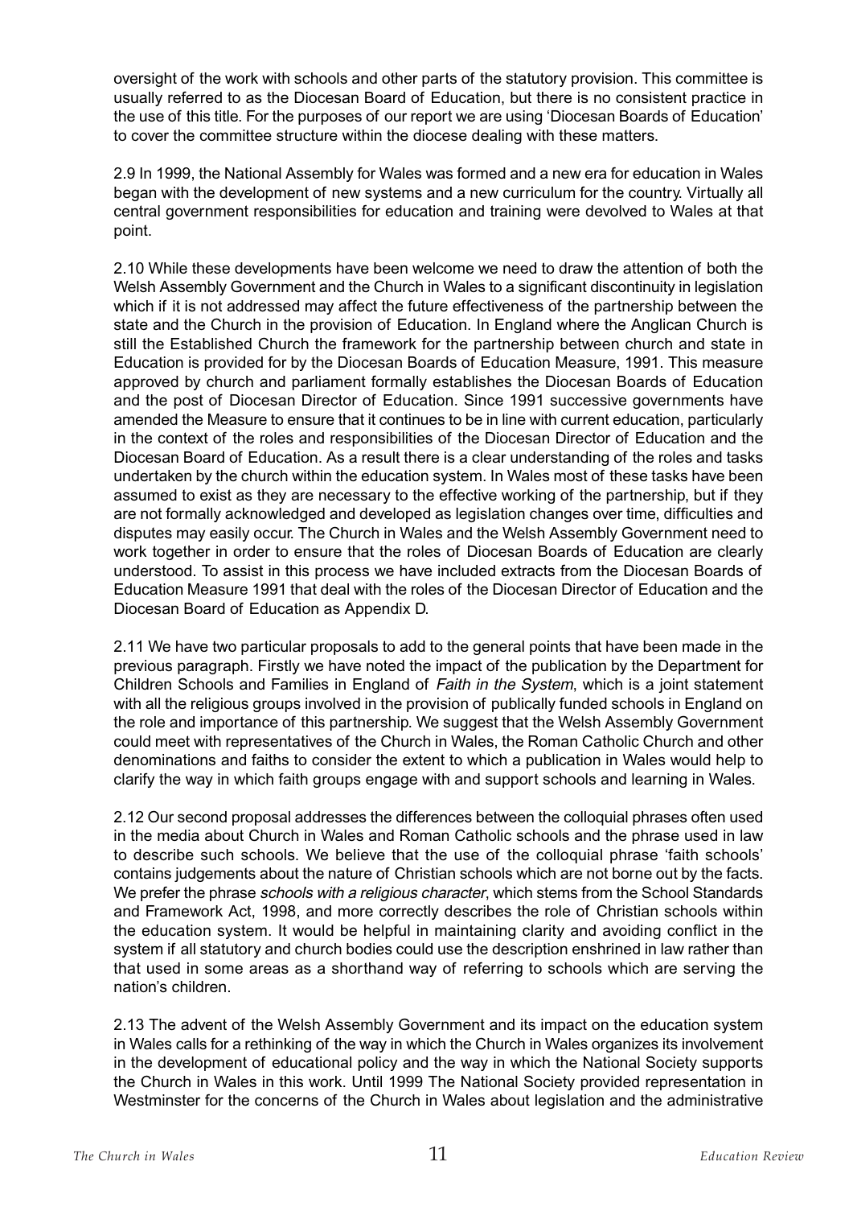oversight of the work with schools and other parts of the statutory provision. This committee is usually referred to as the Diocesan Board of Education, but there is no consistent practice in the use of this title. For the purposes of our report we are using 'Diocesan Boards of Education' to cover the committee structure within the diocese dealing with these matters.

2.9 In 1999, the National Assembly for Wales was formed and a new era for education in Wales began with the development of new systems and a new curriculum for the country. Virtually all central government responsibilities for education and training were devolved to Wales at that point.

2.10 While these developments have been welcome we need to draw the attention of both the Welsh Assembly Government and the Church in Wales to a significant discontinuity in legislation which if it is not addressed may affect the future effectiveness of the partnership between the state and the Church in the provision of Education. In England where the Anglican Church is still the Established Church the framework for the partnership between church and state in Education is provided for by the Diocesan Boards of Education Measure, 1991. This measure approved by church and parliament formally establishes the Diocesan Boards of Education and the post of Diocesan Director of Education. Since 1991 successive governments have amended the Measure to ensure that it continues to be in line with current education, particularly in the context of the roles and responsibilities of the Diocesan Director of Education and the Diocesan Board of Education. As a result there is a clear understanding of the roles and tasks undertaken by the church within the education system. In Wales most of these tasks have been assumed to exist as they are necessary to the effective working of the partnership, but if they are not formally acknowledged and developed as legislation changes over time, difficulties and disputes may easily occur. The Church in Wales and the Welsh Assembly Government need to work together in order to ensure that the roles of Diocesan Boards of Education are clearly understood. To assist in this process we have included extracts from the Diocesan Boards of Education Measure 1991 that deal with the roles of the Diocesan Director of Education and the Diocesan Board of Education as Appendix D.

2.11 We have two particular proposals to add to the general points that have been made in the previous paragraph. Firstly we have noted the impact of the publication by the Department for Children Schools and Families in England of *Faith in the System*, which is a joint statement with all the religious groups involved in the provision of publically funded schools in England on the role and importance of this partnership. We suggest that the Welsh Assembly Government could meet with representatives of the Church in Wales, the Roman Catholic Church and other denominations and faiths to consider the extent to which a publication in Wales would help to clarify the way in which faith groups engage with and support schools and learning in Wales.

2.12 Our second proposal addresses the differences between the colloquial phrases often used in the media about Church in Wales and Roman Catholic schools and the phrase used in law to describe such schools. We believe that the use of the colloquial phrase 'faith schools' contains judgements about the nature of Christian schools which are not borne out by the facts. We prefer the phrase *schools with a religious character*, which stems from the School Standards and Framework Act, 1998, and more correctly describes the role of Christian schools within the education system. It would be helpful in maintaining clarity and avoiding conflict in the system if all statutory and church bodies could use the description enshrined in law rather than that used in some areas as a shorthand way of referring to schools which are serving the nation's children.

2.13 The advent of the Welsh Assembly Government and its impact on the education system in Wales calls for a rethinking of the way in which the Church in Wales organizes its involvement in the development of educational policy and the way in which the National Society supports the Church in Wales in this work. Until 1999 The National Society provided representation in Westminster for the concerns of the Church in Wales about legislation and the administrative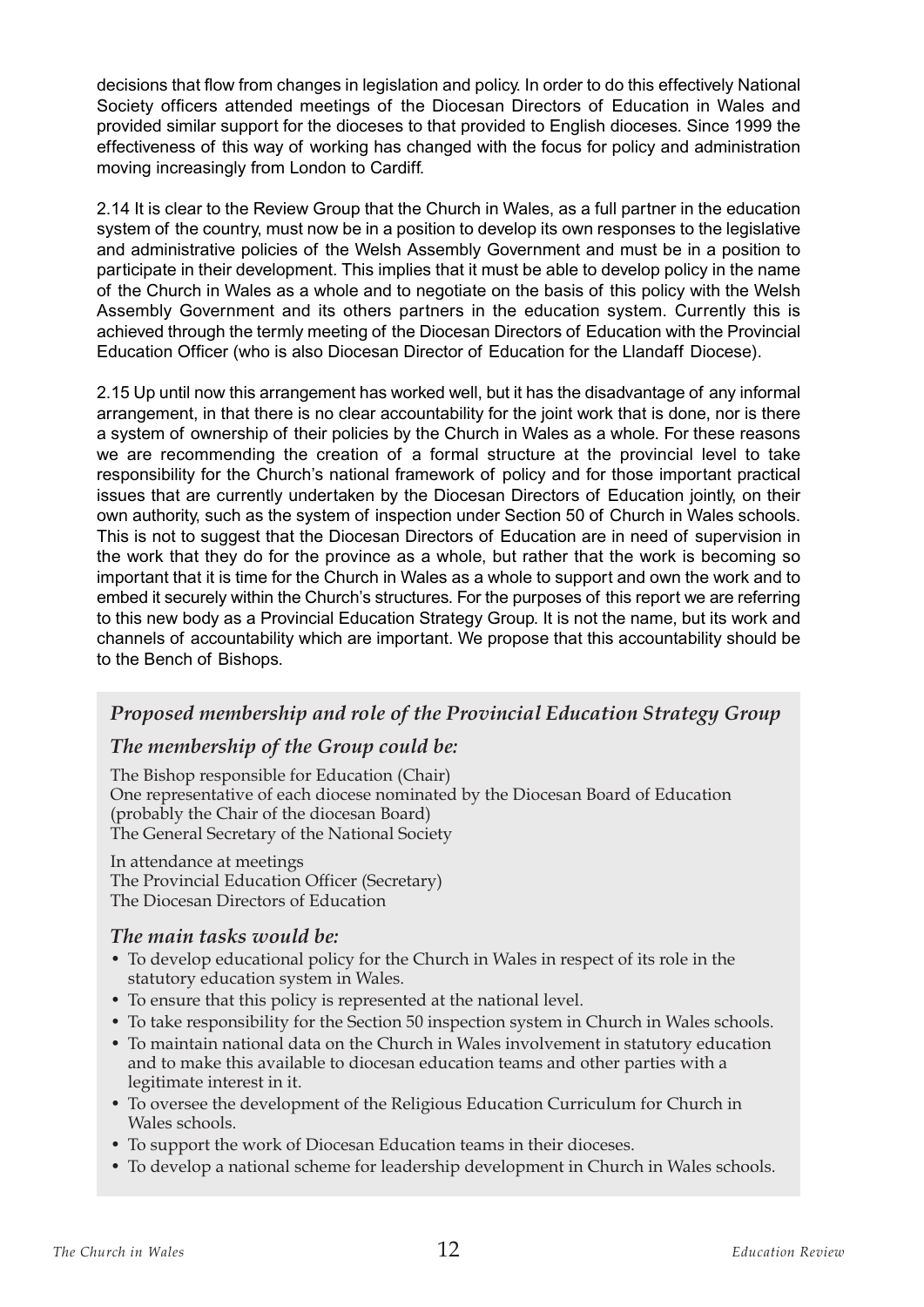decisions that flow from changes in legislation and policy. In order to do this effectively National Society officers attended meetings of the Diocesan Directors of Education in Wales and provided similar support for the dioceses to that provided to English dioceses. Since 1999 the effectiveness of this way of working has changed with the focus for policy and administration moving increasingly from London to Cardiff.

2.14 It is clear to the Review Group that the Church in Wales, as a full partner in the education system of the country, must now be in a position to develop its own responses to the legislative and administrative policies of the Welsh Assembly Government and must be in a position to participate in their development. This implies that it must be able to develop policy in the name of the Church in Wales as a whole and to negotiate on the basis of this policy with the Welsh Assembly Government and its others partners in the education system. Currently this is achieved through the termly meeting of the Diocesan Directors of Education with the Provincial Education Officer (who is also Diocesan Director of Education for the Llandaff Diocese).

2.15 Up until now this arrangement has worked well, but it has the disadvantage of any informal arrangement, in that there is no clear accountability for the joint work that is done, nor is there a system of ownership of their policies by the Church in Wales as a whole. For these reasons we are recommending the creation of a formal structure at the provincial level to take responsibility for the Church's national framework of policy and for those important practical issues that are currently undertaken by the Diocesan Directors of Education jointly, on their own authority, such as the system of inspection under Section 50 of Church in Wales schools. This is not to suggest that the Diocesan Directors of Education are in need of supervision in the work that they do for the province as a whole, but rather that the work is becoming so important that it is time for the Church in Wales as a whole to support and own the work and to embed it securely within the Church's structures. For the purposes of this report we are referring to this new body as a Provincial Education Strategy Group. It is not the name, but its work and channels of accountability which are important. We propose that this accountability should be to the Bench of Bishops.

### *Proposed membership and role of the Provincial Education Strategy Group*

#### *The membership of the Group could be:*

The Bishop responsible for Education (Chair)
One representative of each diocese nominated by the Diocesan Board of Education (probably the Chair of the diocesan Board)
The General Secretary of the National Society

In attendance at meetings
The Provincial Education Officer (Secretary)
The Diocesan Directors of Education

#### *The main tasks would be:*

- To develop educational policy for the Church in Wales in respect of its role in the statutory education system in Wales.
- To ensure that this policy is represented at the national level.
- To take responsibility for the Section 50 inspection system in Church in Wales schools.
- To maintain national data on the Church in Wales involvement in statutory education and to make this available to diocesan education teams and other parties with a legitimate interest in it.
- To oversee the development of the Religious Education Curriculum for Church in Wales schools.
- To support the work of Diocesan Education teams in their dioceses.
- To develop a national scheme for leadership development in Church in Wales schools.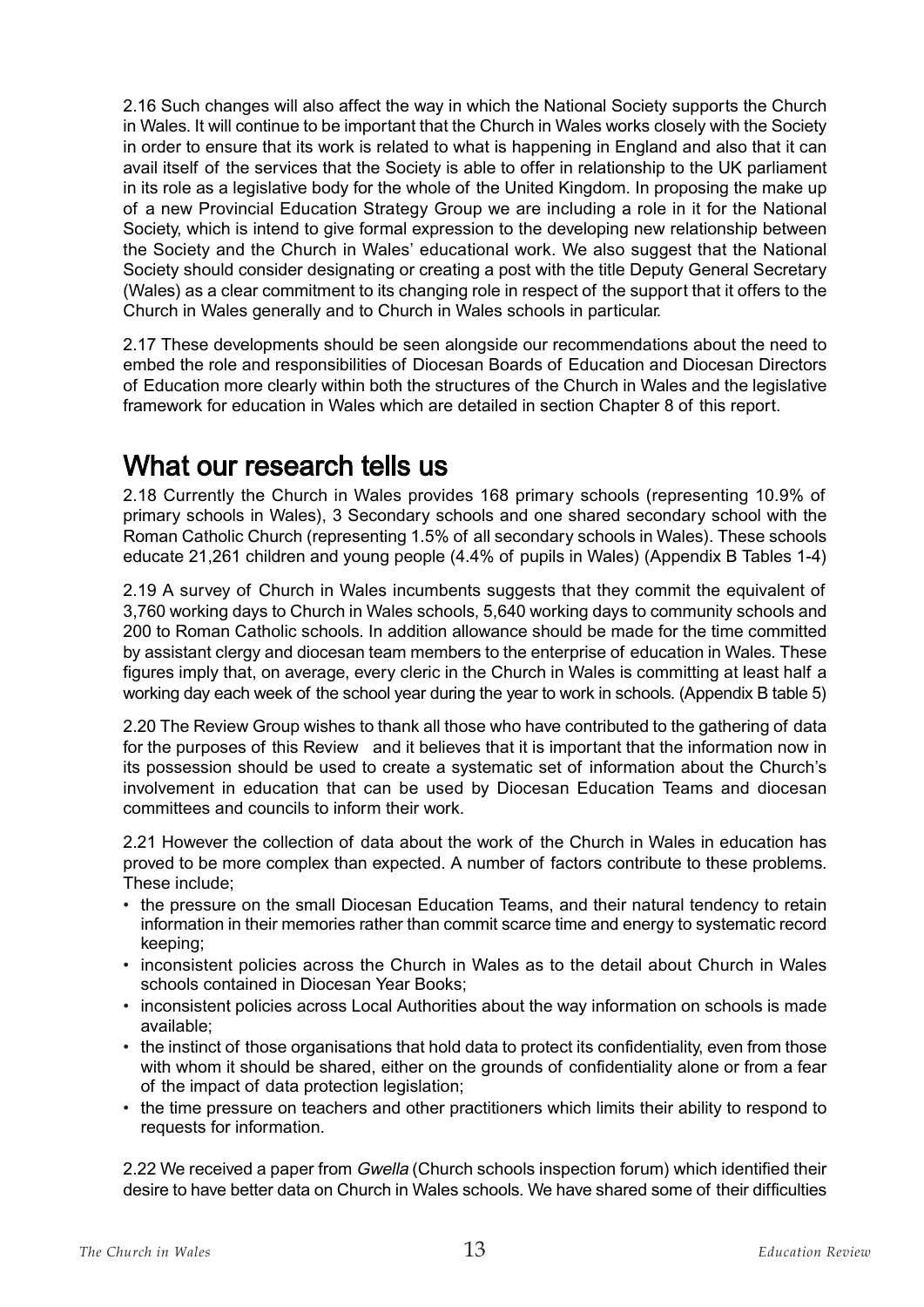2.16 Such changes will also affect the way in which the National Society supports the Church in Wales. It will continue to be important that the Church in Wales works closely with the Society in order to ensure that its work is related to what is happening in England and also that it can avail itself of the services that the Society is able to offer in relationship to the UK parliament in its role as a legislative body for the whole of the United Kingdom. In proposing the make up of a new Provincial Education Strategy Group we are including a role in it for the National Society, which is intend to give formal expression to the developing new relationship between the Society and the Church in Wales' educational work. We also suggest that the National Society should consider designating or creating a post with the title Deputy General Secretary (Wales) as a clear commitment to its changing role in respect of the support that it offers to the Church in Wales generally and to Church in Wales schools in particular.

2.17 These developments should be seen alongside our recommendations about the need to embed the role and responsibilities of Diocesan Boards of Education and Diocesan Directors of Education more clearly within both the structures of the Church in Wales and the legislative framework for education in Wales which are detailed in section Chapter 8 of this report.

## What our research tells us

2.18 Currently the Church in Wales provides 168 primary schools (representing 10.9% of primary schools in Wales), 3 Secondary schools and one shared secondary school with the Roman Catholic Church (representing 1.5% of all secondary schools in Wales). These schools educate 21,261 children and young people (4.4% of pupils in Wales) (Appendix B Tables 1-4)

2.19 A survey of Church in Wales incumbents suggests that they commit the equivalent of 3,760 working days to Church in Wales schools, 5,640 working days to community schools and 200 to Roman Catholic schools. In addition allowance should be made for the time committed by assistant clergy and diocesan team members to the enterprise of education in Wales. These figures imply that, on average, every cleric in the Church in Wales is committing at least half a working day each week of the school year during the year to work in schools. (Appendix B table 5)

2.20 The Review Group wishes to thank all those who have contributed to the gathering of data for the purposes of this Review and it believes that it is important that the information now in its possession should be used to create a systematic set of information about the Church's involvement in education that can be used by Diocesan Education Teams and diocesan committees and councils to inform their work.

2.21 However the collection of data about the work of the Church in Wales in education has proved to be more complex than expected. A number of factors contribute to these problems. These include;

- the pressure on the small Diocesan Education Teams, and their natural tendency to retain information in their memories rather than commit scarce time and energy to systematic record keeping;
- inconsistent policies across the Church in Wales as to the detail about Church in Wales schools contained in Diocesan Year Books;
- inconsistent policies across Local Authorities about the way information on schools is made available;
- the instinct of those organisations that hold data to protect its confidentiality, even from those with whom it should be shared, either on the grounds of confidentiality alone or from a fear of the impact of data protection legislation;
- the time pressure on teachers and other practitioners which limits their ability to respond to requests for information.

2.22 We received a paper from *Gwella* (Church schools inspection forum) which identified their desire to have better data on Church in Wales schools. We have shared some of their difficulties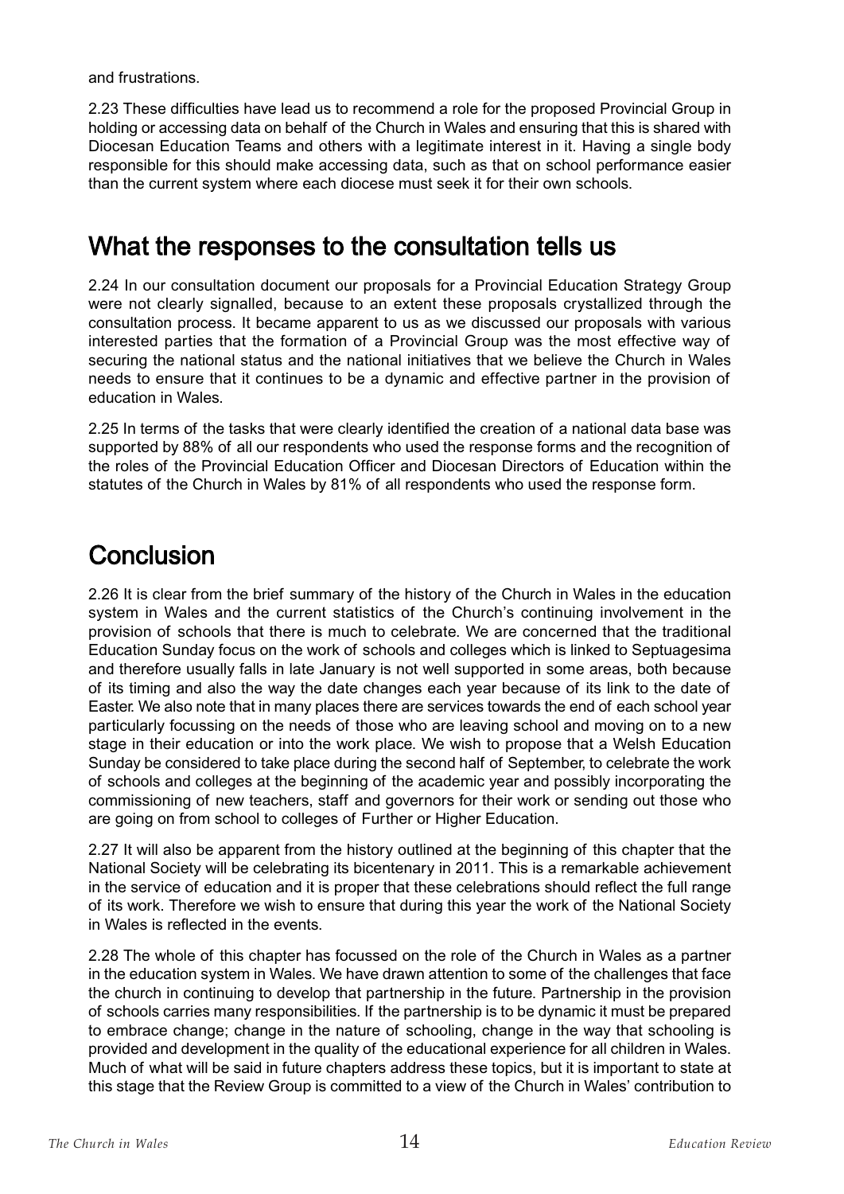and frustrations.

2.23 These difficulties have lead us to recommend a role for the proposed Provincial Group in holding or accessing data on behalf of the Church in Wales and ensuring that this is shared with Diocesan Education Teams and others with a legitimate interest in it. Having a single body responsible for this should make accessing data, such as that on school performance easier than the current system where each diocese must seek it for their own schools.

## What the responses to the consultation tells us

2.24 In our consultation document our proposals for a Provincial Education Strategy Group were not clearly signalled, because to an extent these proposals crystallized through the consultation process. It became apparent to us as we discussed our proposals with various interested parties that the formation of a Provincial Group was the most effective way of securing the national status and the national initiatives that we believe the Church in Wales needs to ensure that it continues to be a dynamic and effective partner in the provision of education in Wales.

2.25 In terms of the tasks that were clearly identified the creation of a national data base was supported by 88% of all our respondents who used the response forms and the recognition of the roles of the Provincial Education Officer and Diocesan Directors of Education within the statutes of the Church in Wales by 81% of all respondents who used the response form.

## Conclusion

2.26 It is clear from the brief summary of the history of the Church in Wales in the education system in Wales and the current statistics of the Church's continuing involvement in the provision of schools that there is much to celebrate. We are concerned that the traditional Education Sunday focus on the work of schools and colleges which is linked to Septuagesima and therefore usually falls in late January is not well supported in some areas, both because of its timing and also the way the date changes each year because of its link to the date of Easter. We also note that in many places there are services towards the end of each school year particularly focussing on the needs of those who are leaving school and moving on to a new stage in their education or into the work place. We wish to propose that a Welsh Education Sunday be considered to take place during the second half of September, to celebrate the work of schools and colleges at the beginning of the academic year and possibly incorporating the commissioning of new teachers, staff and governors for their work or sending out those who are going on from school to colleges of Further or Higher Education.

2.27 It will also be apparent from the history outlined at the beginning of this chapter that the National Society will be celebrating its bicentenary in 2011. This is a remarkable achievement in the service of education and it is proper that these celebrations should reflect the full range of its work. Therefore we wish to ensure that during this year the work of the National Society in Wales is reflected in the events.

2.28 The whole of this chapter has focussed on the role of the Church in Wales as a partner in the education system in Wales. We have drawn attention to some of the challenges that face the church in continuing to develop that partnership in the future. Partnership in the provision of schools carries many responsibilities. If the partnership is to be dynamic it must be prepared to embrace change; change in the nature of schooling, change in the way that schooling is provided and development in the quality of the educational experience for all children in Wales. Much of what will be said in future chapters address these topics, but it is important to state at this stage that the Review Group is committed to a view of the Church in Wales' contribution to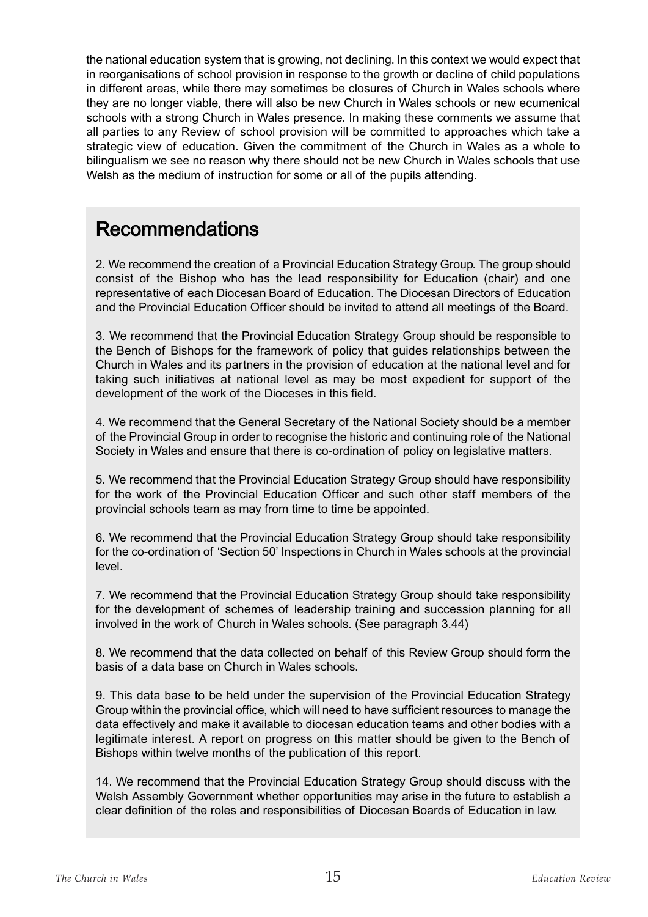the national education system that is growing, not declining. In this context we would expect that in reorganisations of school provision in response to the growth or decline of child populations in different areas, while there may sometimes be closures of Church in Wales schools where they are no longer viable, there will also be new Church in Wales schools or new ecumenical schools with a strong Church in Wales presence. In making these comments we assume that all parties to any Review of school provision will be committed to approaches which take a strategic view of education. Given the commitment of the Church in Wales as a whole to bilingualism we see no reason why there should not be new Church in Wales schools that use Welsh as the medium of instruction for some or all of the pupils attending.

## Recommendations

2. We recommend the creation of a Provincial Education Strategy Group. The group should consist of the Bishop who has the lead responsibility for Education (chair) and one representative of each Diocesan Board of Education. The Diocesan Directors of Education and the Provincial Education Officer should be invited to attend all meetings of the Board.

3. We recommend that the Provincial Education Strategy Group should be responsible to the Bench of Bishops for the framework of policy that guides relationships between the Church in Wales and its partners in the provision of education at the national level and for taking such initiatives at national level as may be most expedient for support of the development of the work of the Dioceses in this field.

4. We recommend that the General Secretary of the National Society should be a member of the Provincial Group in order to recognise the historic and continuing role of the National Society in Wales and ensure that there is co-ordination of policy on legislative matters.

5. We recommend that the Provincial Education Strategy Group should have responsibility for the work of the Provincial Education Officer and such other staff members of the provincial schools team as may from time to time be appointed.

6. We recommend that the Provincial Education Strategy Group should take responsibility for the co-ordination of 'Section 50' Inspections in Church in Wales schools at the provincial level.

7. We recommend that the Provincial Education Strategy Group should take responsibility for the development of schemes of leadership training and succession planning for all involved in the work of Church in Wales schools. (See paragraph 3.44)

8. We recommend that the data collected on behalf of this Review Group should form the basis of a data base on Church in Wales schools.

9. This data base to be held under the supervision of the Provincial Education Strategy Group within the provincial office, which will need to have sufficient resources to manage the data effectively and make it available to diocesan education teams and other bodies with a legitimate interest. A report on progress on this matter should be given to the Bench of Bishops within twelve months of the publication of this report.

14. We recommend that the Provincial Education Strategy Group should discuss with the Welsh Assembly Government whether opportunities may arise in the future to establish a clear definition of the roles and responsibilities of Diocesan Boards of Education in law.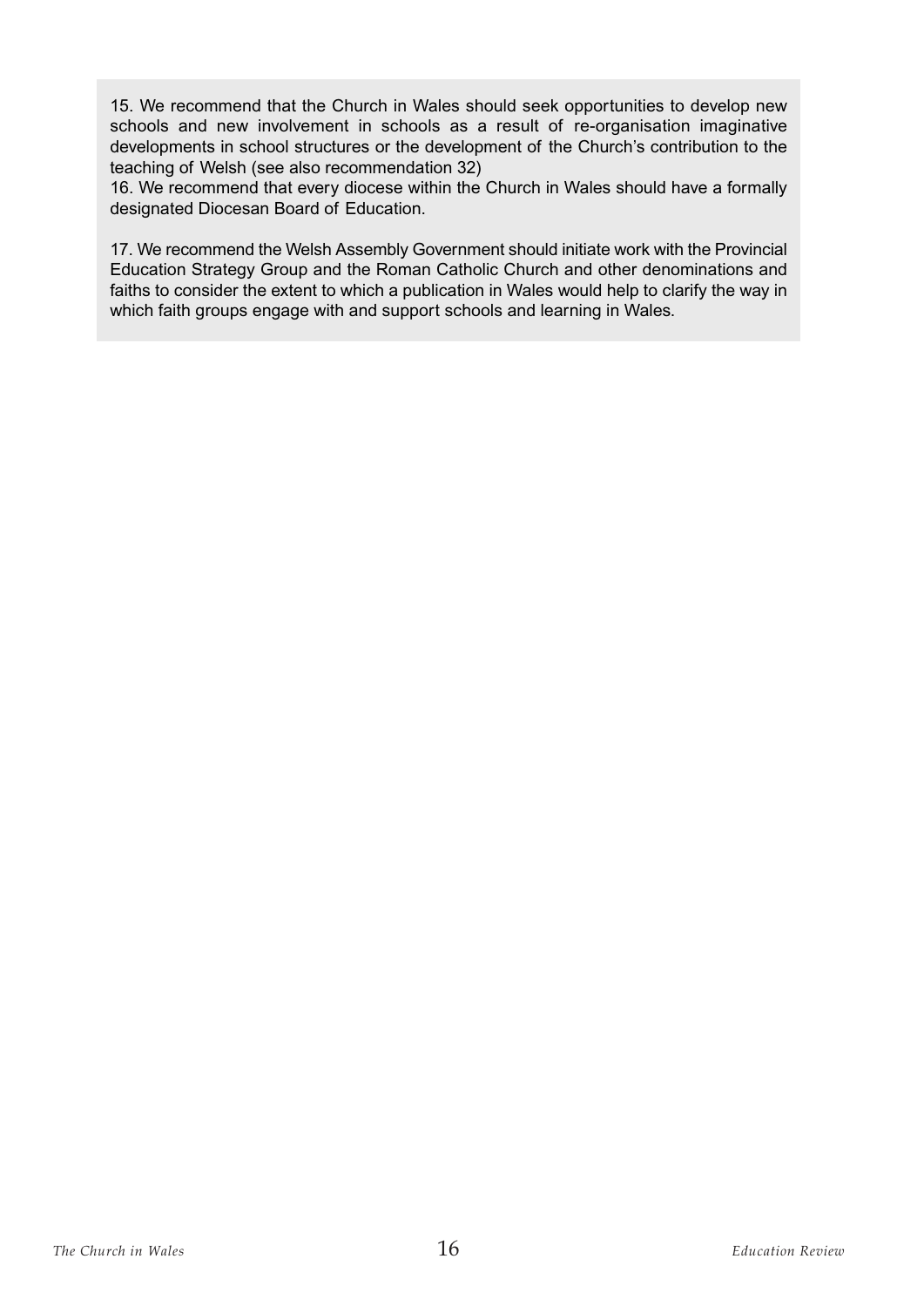15. We recommend that the Church in Wales should seek opportunities to develop new schools and new involvement in schools as a result of re-organisation imaginative developments in school structures or the development of the Church's contribution to the teaching of Welsh (see also recommendation 32)

16. We recommend that every diocese within the Church in Wales should have a formally designated Diocesan Board of Education.

17. We recommend the Welsh Assembly Government should initiate work with the Provincial Education Strategy Group and the Roman Catholic Church and other denominations and faiths to consider the extent to which a publication in Wales would help to clarify the way in which faith groups engage with and support schools and learning in Wales.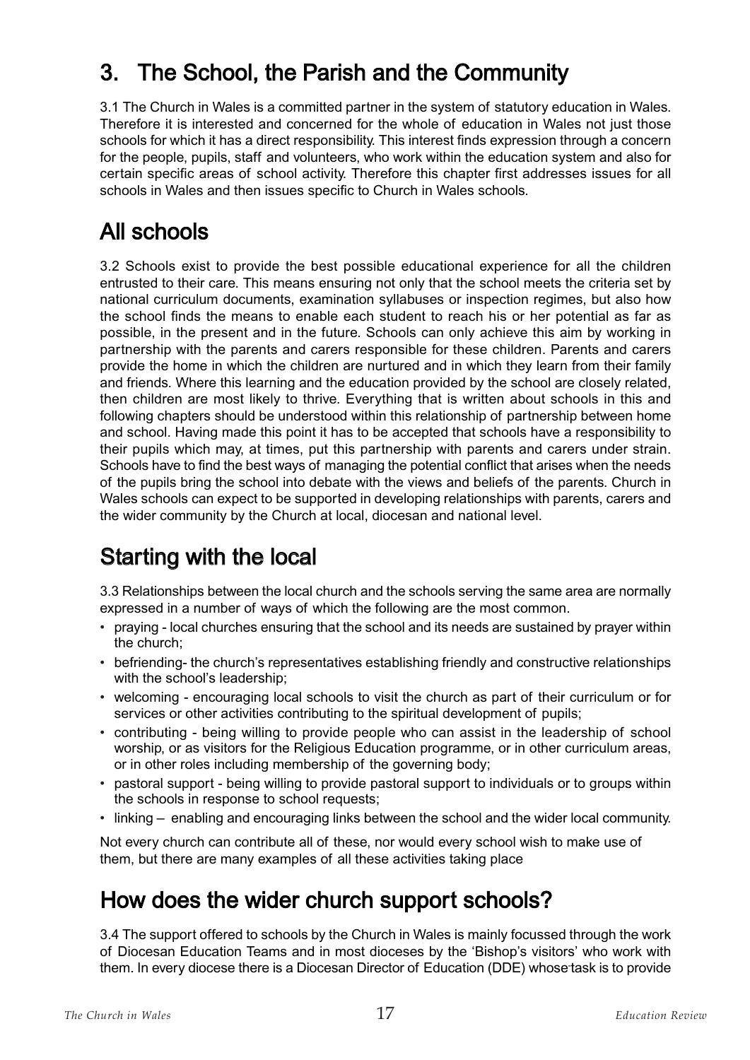# 3. The School, the Parish and the Community

3.1 The Church in Wales is a committed partner in the system of statutory education in Wales. Therefore it is interested and concerned for the whole of education in Wales not just those schools for which it has a direct responsibility. This interest finds expression through a concern for the people, pupils, staff and volunteers, who work within the education system and also for certain specific areas of school activity. Therefore this chapter first addresses issues for all schools in Wales and then issues specific to Church in Wales schools.

## All schools

3.2 Schools exist to provide the best possible educational experience for all the children entrusted to their care. This means ensuring not only that the school meets the criteria set by national curriculum documents, examination syllabuses or inspection regimes, but also how the school finds the means to enable each student to reach his or her potential as far as possible, in the present and in the future. Schools can only achieve this aim by working in partnership with the parents and carers responsible for these children. Parents and carers provide the home in which the children are nurtured and in which they learn from their family and friends. Where this learning and the education provided by the school are closely related, then children are most likely to thrive. Everything that is written about schools in this and following chapters should be understood within this relationship of partnership between home and school. Having made this point it has to be accepted that schools have a responsibility to their pupils which may, at times, put this partnership with parents and carers under strain. Schools have to find the best ways of managing the potential conflict that arises when the needs of the pupils bring the school into debate with the views and beliefs of the parents. Church in Wales schools can expect to be supported in developing relationships with parents, carers and the wider community by the Church at local, diocesan and national level.

## Starting with the local

3.3 Relationships between the local church and the schools serving the same area are normally expressed in a number of ways of which the following are the most common.

- praying - local churches ensuring that the school and its needs are sustained by prayer within the church;
- befriending- the church's representatives establishing friendly and constructive relationships with the school's leadership;
- welcoming - encouraging local schools to visit the church as part of their curriculum or for services or other activities contributing to the spiritual development of pupils;
- contributing - being willing to provide people who can assist in the leadership of school worship, or as visitors for the Religious Education programme, or in other curriculum areas, or in other roles including membership of the governing body;
- pastoral support - being willing to provide pastoral support to individuals or to groups within the schools in response to school requests;
- linking – enabling and encouraging links between the school and the wider local community.

Not every church can contribute all of these, nor would every school wish to make use of them, but there are many examples of all these activities taking place

## How does the wider church support schools?

3.4 The support offered to schools by the Church in Wales is mainly focussed through the work of Diocesan Education Teams and in most dioceses by the 'Bishop's visitors' who work with them. In every diocese there is a Diocesan Director of Education (DDE) whose task is to provide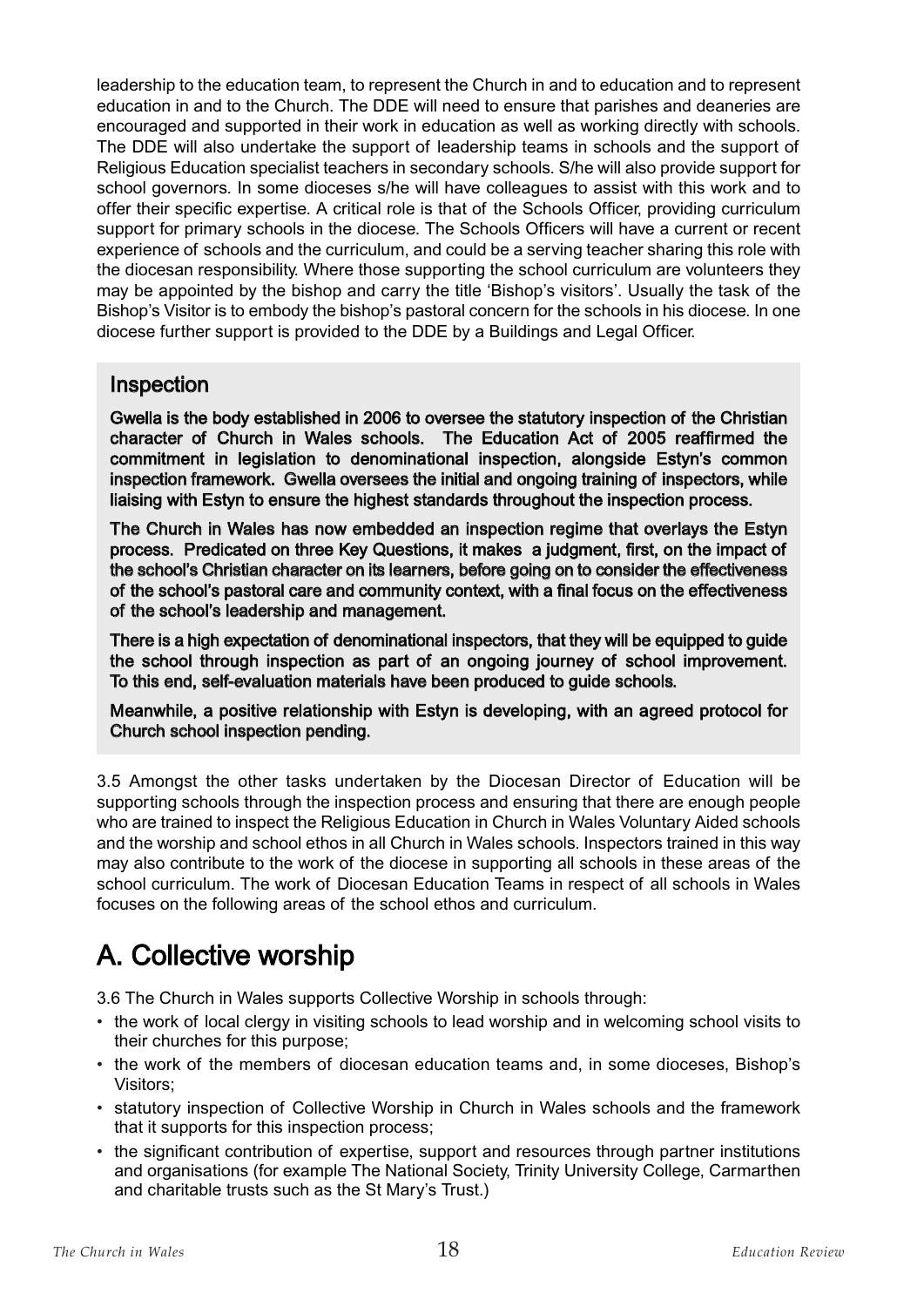leadership to the education team, to represent the Church in and to education and to represent education in and to the Church. The DDE will need to ensure that parishes and deaneries are encouraged and supported in their work in education as well as working directly with schools. The DDE will also undertake the support of leadership teams in schools and the support of Religious Education specialist teachers in secondary schools. S/he will also provide support for school governors. In some dioceses s/he will have colleagues to assist with this work and to offer their specific expertise. A critical role is that of the Schools Officer, providing curriculum support for primary schools in the diocese. The Schools Officers will have a current or recent experience of schools and the curriculum, and could be a serving teacher sharing this role with the diocesan responsibility. Where those supporting the school curriculum are volunteers they may be appointed by the bishop and carry the title 'Bishop's visitors'. Usually the task of the Bishop's Visitor is to embody the bishop's pastoral concern for the schools in his diocese. In one diocese further support is provided to the DDE by a Buildings and Legal Officer.

### Inspection

**Gwella is the body established in 2006 to oversee the statutory inspection of the Christian character of Church in Wales schools. The Education Act of 2005 reaffirmed the commitment in legislation to denominational inspection, alongside Estyn's common inspection framework. Gwella oversees the initial and ongoing training of inspectors, while liaising with Estyn to ensure the highest standards throughout the inspection process.**

**The Church in Wales has now embedded an inspection regime that overlays the Estyn process. Predicated on three Key Questions, it makes a judgment, first, on the impact of the school's Christian character on its learners, before going on to consider the effectiveness of the school's pastoral care and community context, with a final focus on the effectiveness of the school's leadership and management.**

**There is a high expectation of denominational inspectors, that they will be equipped to guide the school through inspection as part of an ongoing journey of school improvement. To this end, self-evaluation materials have been produced to guide schools.**

**Meanwhile, a positive relationship with Estyn is developing, with an agreed protocol for Church school inspection pending.**

3.5 Amongst the other tasks undertaken by the Diocesan Director of Education will be supporting schools through the inspection process and ensuring that there are enough people who are trained to inspect the Religious Education in Church in Wales Voluntary Aided schools and the worship and school ethos in all Church in Wales schools. Inspectors trained in this way may also contribute to the work of the diocese in supporting all schools in these areas of the school curriculum. The work of Diocesan Education Teams in respect of all schools in Wales focuses on the following areas of the school ethos and curriculum.

## A. Collective worship

3.6 The Church in Wales supports Collective Worship in schools through:

- the work of local clergy in visiting schools to lead worship and in welcoming school visits to their churches for this purpose;
- the work of the members of diocesan education teams and, in some dioceses, Bishop's Visitors;
- statutory inspection of Collective Worship in Church in Wales schools and the framework that it supports for this inspection process;
- the significant contribution of expertise, support and resources through partner institutions and organisations (for example The National Society, Trinity University College, Carmarthen and charitable trusts such as the St Mary's Trust.)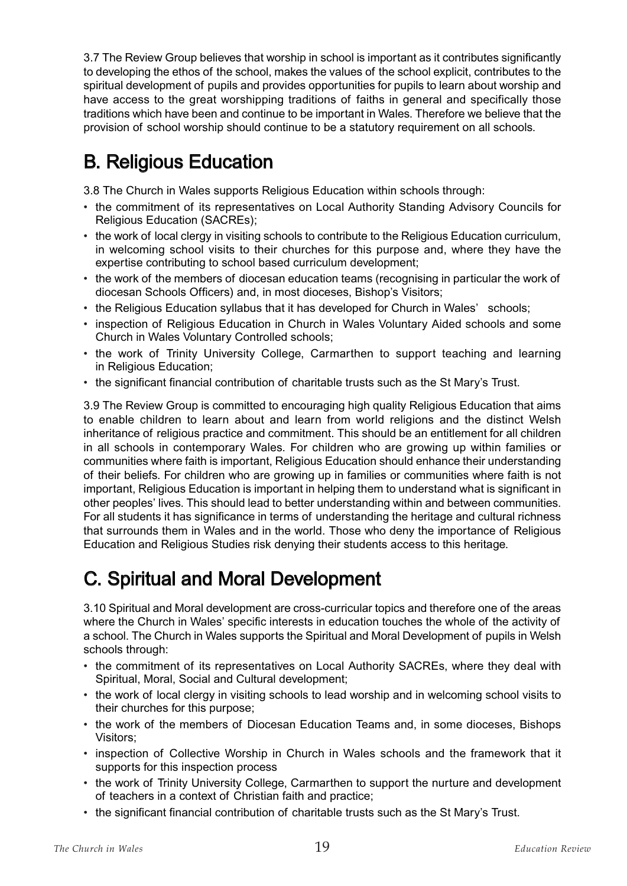3.7 The Review Group believes that worship in school is important as it contributes significantly to developing the ethos of the school, makes the values of the school explicit, contributes to the spiritual development of pupils and provides opportunities for pupils to learn about worship and have access to the great worshipping traditions of faiths in general and specifically those traditions which have been and continue to be important in Wales. Therefore we believe that the provision of school worship should continue to be a statutory requirement on all schools.

## B. Religious Education

3.8 The Church in Wales supports Religious Education within schools through:

- the commitment of its representatives on Local Authority Standing Advisory Councils for Religious Education (SACREs);
- the work of local clergy in visiting schools to contribute to the Religious Education curriculum, in welcoming school visits to their churches for this purpose and, where they have the expertise contributing to school based curriculum development;
- the work of the members of diocesan education teams (recognising in particular the work of diocesan Schools Officers) and, in most dioceses, Bishop's Visitors;
- the Religious Education syllabus that it has developed for Church in Wales' schools;
- inspection of Religious Education in Church in Wales Voluntary Aided schools and some Church in Wales Voluntary Controlled schools;
- the work of Trinity University College, Carmarthen to support teaching and learning in Religious Education;
- the significant financial contribution of charitable trusts such as the St Mary's Trust.

3.9 The Review Group is committed to encouraging high quality Religious Education that aims to enable children to learn about and learn from world religions and the distinct Welsh inheritance of religious practice and commitment. This should be an entitlement for all children in all schools in contemporary Wales. For children who are growing up within families or communities where faith is important, Religious Education should enhance their understanding of their beliefs. For children who are growing up in families or communities where faith is not important, Religious Education is important in helping them to understand what is significant in other peoples' lives. This should lead to better understanding within and between communities. For all students it has significance in terms of understanding the heritage and cultural richness that surrounds them in Wales and in the world. Those who deny the importance of Religious Education and Religious Studies risk denying their students access to this heritage.

## C. Spiritual and Moral Development

3.10 Spiritual and Moral development are cross-curricular topics and therefore one of the areas where the Church in Wales' specific interests in education touches the whole of the activity of a school. The Church in Wales supports the Spiritual and Moral Development of pupils in Welsh schools through:

- the commitment of its representatives on Local Authority SACREs, where they deal with Spiritual, Moral, Social and Cultural development;
- the work of local clergy in visiting schools to lead worship and in welcoming school visits to their churches for this purpose;
- the work of the members of Diocesan Education Teams and, in some dioceses, Bishops Visitors;
- inspection of Collective Worship in Church in Wales schools and the framework that it supports for this inspection process
- the work of Trinity University College, Carmarthen to support the nurture and development of teachers in a context of Christian faith and practice;
- the significant financial contribution of charitable trusts such as the St Mary's Trust.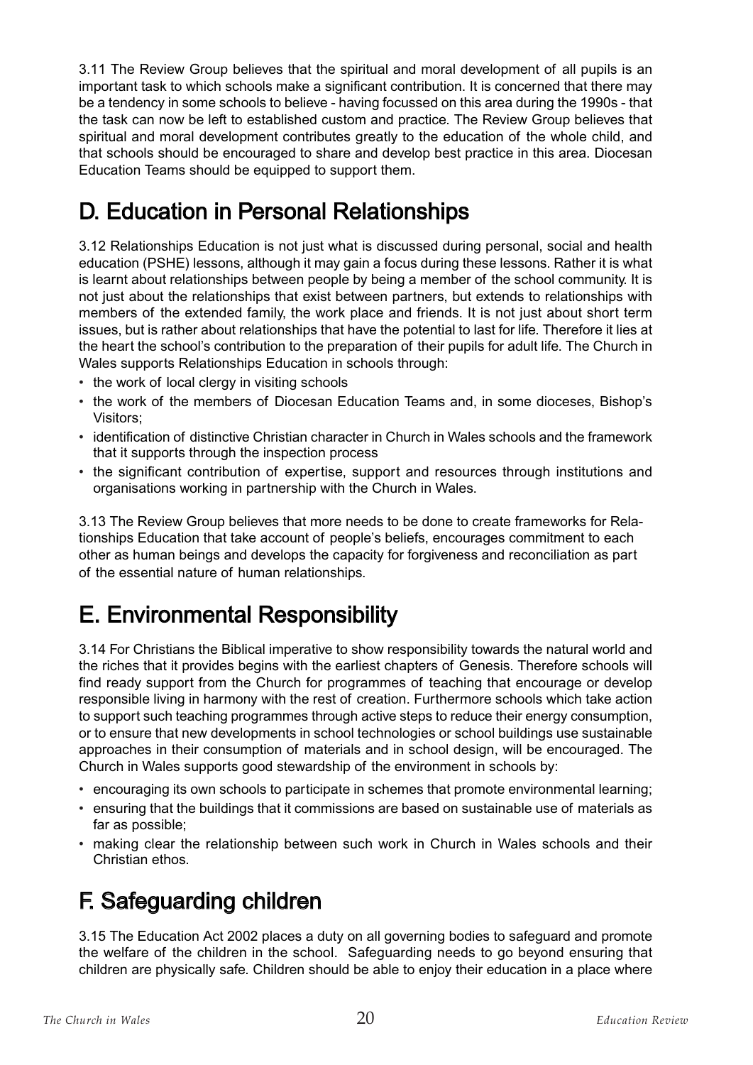3.11 The Review Group believes that the spiritual and moral development of all pupils is an important task to which schools make a significant contribution. It is concerned that there may be a tendency in some schools to believe - having focussed on this area during the 1990s - that the task can now be left to established custom and practice. The Review Group believes that spiritual and moral development contributes greatly to the education of the whole child, and that schools should be encouraged to share and develop best practice in this area. Diocesan Education Teams should be equipped to support them.

## D. Education in Personal Relationships

3.12 Relationships Education is not just what is discussed during personal, social and health education (PSHE) lessons, although it may gain a focus during these lessons. Rather it is what is learnt about relationships between people by being a member of the school community. It is not just about the relationships that exist between partners, but extends to relationships with members of the extended family, the work place and friends. It is not just about short term issues, but is rather about relationships that have the potential to last for life. Therefore it lies at the heart the school's contribution to the preparation of their pupils for adult life. The Church in Wales supports Relationships Education in schools through:

- the work of local clergy in visiting schools
- the work of the members of Diocesan Education Teams and, in some dioceses, Bishop's Visitors;
- identification of distinctive Christian character in Church in Wales schools and the framework that it supports through the inspection process
- the significant contribution of expertise, support and resources through institutions and organisations working in partnership with the Church in Wales.

3.13 The Review Group believes that more needs to be done to create frameworks for Relationships Education that take account of people's beliefs, encourages commitment to each other as human beings and develops the capacity for forgiveness and reconciliation as part of the essential nature of human relationships.

## E. Environmental Responsibility

3.14 For Christians the Biblical imperative to show responsibility towards the natural world and the riches that it provides begins with the earliest chapters of Genesis. Therefore schools will find ready support from the Church for programmes of teaching that encourage or develop responsible living in harmony with the rest of creation. Furthermore schools which take action to support such teaching programmes through active steps to reduce their energy consumption, or to ensure that new developments in school technologies or school buildings use sustainable approaches in their consumption of materials and in school design, will be encouraged. The Church in Wales supports good stewardship of the environment in schools by:

- encouraging its own schools to participate in schemes that promote environmental learning;
- ensuring that the buildings that it commissions are based on sustainable use of materials as far as possible;
- making clear the relationship between such work in Church in Wales schools and their Christian ethos.

## F. Safeguarding children

3.15 The Education Act 2002 places a duty on all governing bodies to safeguard and promote the welfare of the children in the school. Safeguarding needs to go beyond ensuring that children are physically safe. Children should be able to enjoy their education in a place where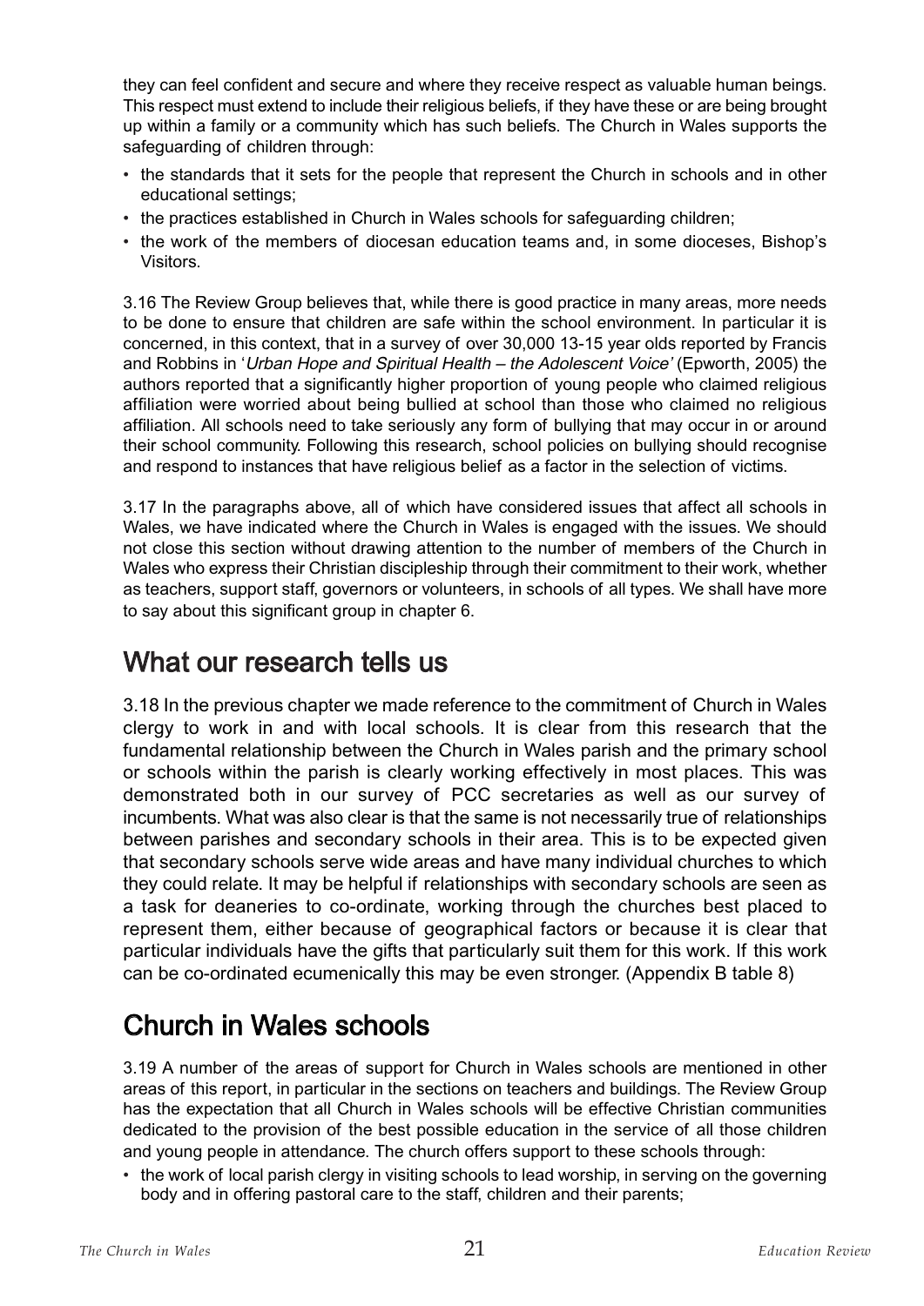they can feel confident and secure and where they receive respect as valuable human beings. This respect must extend to include their religious beliefs, if they have these or are being brought up within a family or a community which has such beliefs. The Church in Wales supports the safeguarding of children through:

- the standards that it sets for the people that represent the Church in schools and in other educational settings;
- the practices established in Church in Wales schools for safeguarding children;
- the work of the members of diocesan education teams and, in some dioceses, Bishop's Visitors.

3.16 The Review Group believes that, while there is good practice in many areas, more needs to be done to ensure that children are safe within the school environment. In particular it is concerned, in this context, that in a survey of over 30,000 13-15 year olds reported by Francis and Robbins in '*Urban Hope and Spiritual Health – the Adolescent Voice*' (Epworth, 2005) the authors reported that a significantly higher proportion of young people who claimed religious affiliation were worried about being bullied at school than those who claimed no religious affiliation. All schools need to take seriously any form of bullying that may occur in or around their school community. Following this research, school policies on bullying should recognise and respond to instances that have religious belief as a factor in the selection of victims.

3.17 In the paragraphs above, all of which have considered issues that affect all schools in Wales, we have indicated where the Church in Wales is engaged with the issues. We should not close this section without drawing attention to the number of members of the Church in Wales who express their Christian discipleship through their commitment to their work, whether as teachers, support staff, governors or volunteers, in schools of all types. We shall have more to say about this significant group in chapter 6.

## What our research tells us

3.18 In the previous chapter we made reference to the commitment of Church in Wales clergy to work in and with local schools. It is clear from this research that the fundamental relationship between the Church in Wales parish and the primary school or schools within the parish is clearly working effectively in most places. This was demonstrated both in our survey of PCC secretaries as well as our survey of incumbents. What was also clear is that the same is not necessarily true of relationships between parishes and secondary schools in their area. This is to be expected given that secondary schools serve wide areas and have many individual churches to which they could relate. It may be helpful if relationships with secondary schools are seen as a task for deaneries to co-ordinate, working through the churches best placed to represent them, either because of geographical factors or because it is clear that particular individuals have the gifts that particularly suit them for this work. If this work can be co-ordinated ecumenically this may be even stronger. (Appendix B table 8)

## Church in Wales schools

3.19 A number of the areas of support for Church in Wales schools are mentioned in other areas of this report, in particular in the sections on teachers and buildings. The Review Group has the expectation that all Church in Wales schools will be effective Christian communities dedicated to the provision of the best possible education in the service of all those children and young people in attendance. The church offers support to these schools through:

- the work of local parish clergy in visiting schools to lead worship, in serving on the governing body and in offering pastoral care to the staff, children and their parents;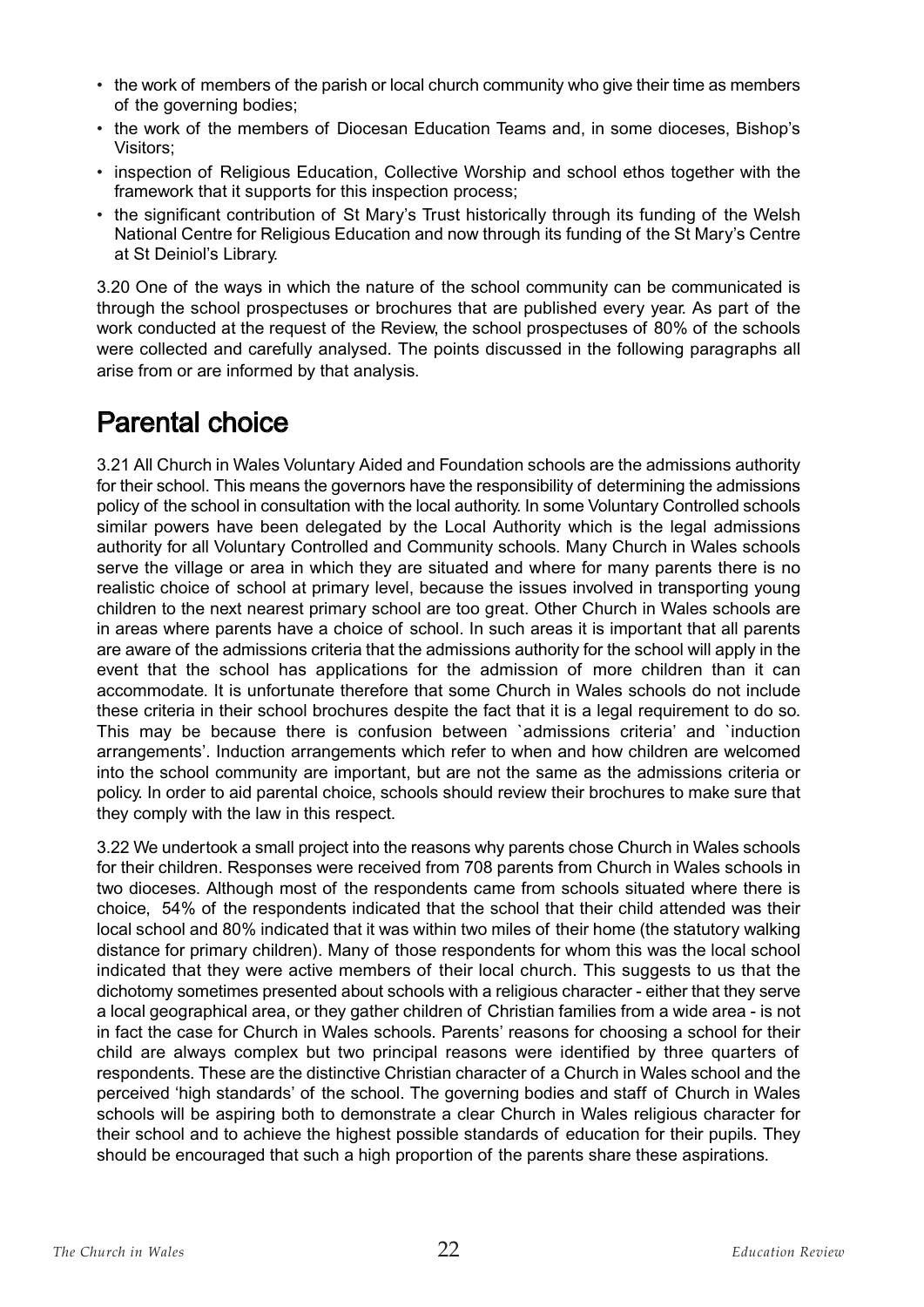- the work of members of the parish or local church community who give their time as members of the governing bodies;
- the work of the members of Diocesan Education Teams and, in some dioceses, Bishop's Visitors;
- inspection of Religious Education, Collective Worship and school ethos together with the framework that it supports for this inspection process;
- the significant contribution of St Mary's Trust historically through its funding of the Welsh National Centre for Religious Education and now through its funding of the St Mary's Centre at St Deiniol's Library.

3.20 One of the ways in which the nature of the school community can be communicated is through the school prospectuses or brochures that are published every year. As part of the work conducted at the request of the Review, the school prospectuses of 80% of the schools were collected and carefully analysed. The points discussed in the following paragraphs all arise from or are informed by that analysis.

## Parental choice

3.21 All Church in Wales Voluntary Aided and Foundation schools are the admissions authority for their school. This means the governors have the responsibility of determining the admissions policy of the school in consultation with the local authority. In some Voluntary Controlled schools similar powers have been delegated by the Local Authority which is the legal admissions authority for all Voluntary Controlled and Community schools. Many Church in Wales schools serve the village or area in which they are situated and where for many parents there is no realistic choice of school at primary level, because the issues involved in transporting young children to the next nearest primary school are too great. Other Church in Wales schools are in areas where parents have a choice of school. In such areas it is important that all parents are aware of the admissions criteria that the admissions authority for the school will apply in the event that the school has applications for the admission of more children than it can accommodate. It is unfortunate therefore that some Church in Wales schools do not include these criteria in their school brochures despite the fact that it is a legal requirement to do so. This may be because there is confusion between `admissions criteria' and `induction arrangements'. Induction arrangements which refer to when and how children are welcomed into the school community are important, but are not the same as the admissions criteria or policy. In order to aid parental choice, schools should review their brochures to make sure that they comply with the law in this respect.

3.22 We undertook a small project into the reasons why parents chose Church in Wales schools for their children. Responses were received from 708 parents from Church in Wales schools in two dioceses. Although most of the respondents came from schools situated where there is choice, 54% of the respondents indicated that the school that their child attended was their local school and 80% indicated that it was within two miles of their home (the statutory walking distance for primary children). Many of those respondents for whom this was the local school indicated that they were active members of their local church. This suggests to us that the dichotomy sometimes presented about schools with a religious character - either that they serve a local geographical area, or they gather children of Christian families from a wide area - is not in fact the case for Church in Wales schools. Parents' reasons for choosing a school for their child are always complex but two principal reasons were identified by three quarters of respondents. These are the distinctive Christian character of a Church in Wales school and the perceived 'high standards' of the school. The governing bodies and staff of Church in Wales schools will be aspiring both to demonstrate a clear Church in Wales religious character for their school and to achieve the highest possible standards of education for their pupils. They should be encouraged that such a high proportion of the parents share these aspirations.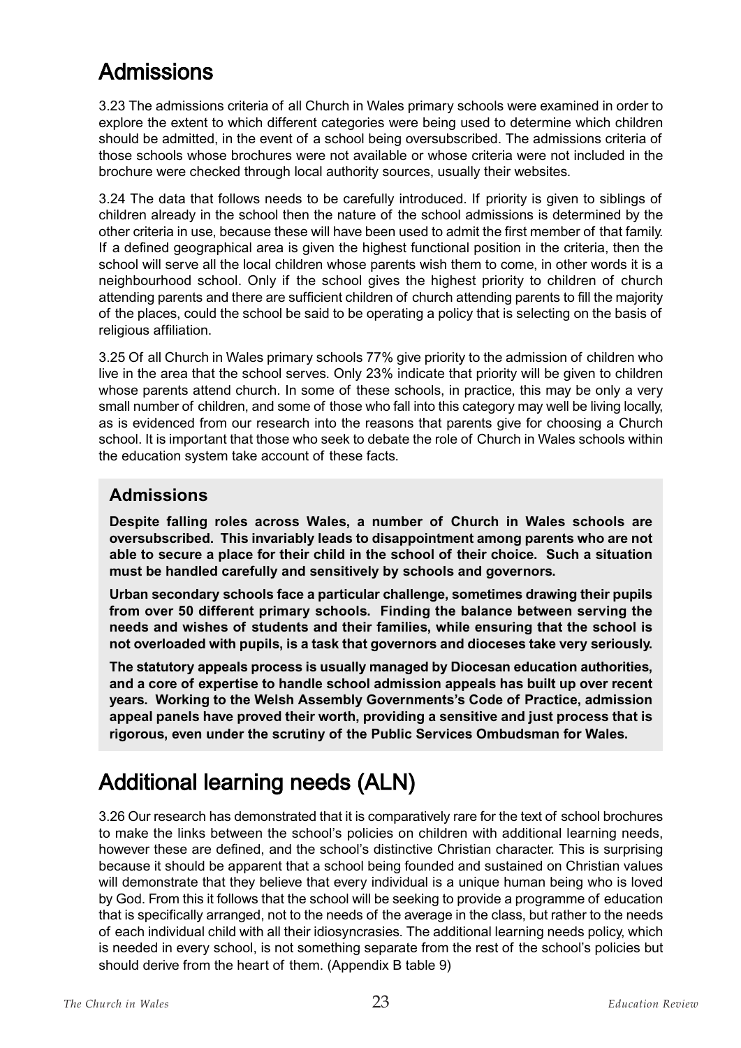## Admissions

3.23 The admissions criteria of all Church in Wales primary schools were examined in order to explore the extent to which different categories were being used to determine which children should be admitted, in the event of a school being oversubscribed. The admissions criteria of those schools whose brochures were not available or whose criteria were not included in the brochure were checked through local authority sources, usually their websites.

3.24 The data that follows needs to be carefully introduced. If priority is given to siblings of children already in the school then the nature of the school admissions is determined by the other criteria in use, because these will have been used to admit the first member of that family. If a defined geographical area is given the highest functional position in the criteria, then the school will serve all the local children whose parents wish them to come, in other words it is a neighbourhood school. Only if the school gives the highest priority to children of church attending parents and there are sufficient children of church attending parents to fill the majority of the places, could the school be said to be operating a policy that is selecting on the basis of religious affiliation.

3.25 Of all Church in Wales primary schools 77% give priority to the admission of children who live in the area that the school serves. Only 23% indicate that priority will be given to children whose parents attend church. In some of these schools, in practice, this may be only a very small number of children, and some of those who fall into this category may well be living locally, as is evidenced from our research into the reasons that parents give for choosing a Church school. It is important that those who seek to debate the role of Church in Wales schools within the education system take account of these facts.

### Admissions

**Despite falling roles across Wales, a number of Church in Wales schools are oversubscribed. This invariably leads to disappointment among parents who are not able to secure a place for their child in the school of their choice. Such a situation must be handled carefully and sensitively by schools and governors.**

**Urban secondary schools face a particular challenge, sometimes drawing their pupils from over 50 different primary schools. Finding the balance between serving the needs and wishes of students and their families, while ensuring that the school is not overloaded with pupils, is a task that governors and dioceses take very seriously.**

**The statutory appeals process is usually managed by Diocesan education authorities, and a core of expertise to handle school admission appeals has built up over recent years. Working to the Welsh Assembly Governments's Code of Practice, admission appeal panels have proved their worth, providing a sensitive and just process that is rigorous, even under the scrutiny of the Public Services Ombudsman for Wales.**

## Additional learning needs (ALN)

3.26 Our research has demonstrated that it is comparatively rare for the text of school brochures to make the links between the school's policies on children with additional learning needs, however these are defined, and the school's distinctive Christian character. This is surprising because it should be apparent that a school being founded and sustained on Christian values will demonstrate that they believe that every individual is a unique human being who is loved by God. From this it follows that the school will be seeking to provide a programme of education that is specifically arranged, not to the needs of the average in the class, but rather to the needs of each individual child with all their idiosyncrasies. The additional learning needs policy, which is needed in every school, is not something separate from the rest of the school's policies but should derive from the heart of them. (Appendix B table 9)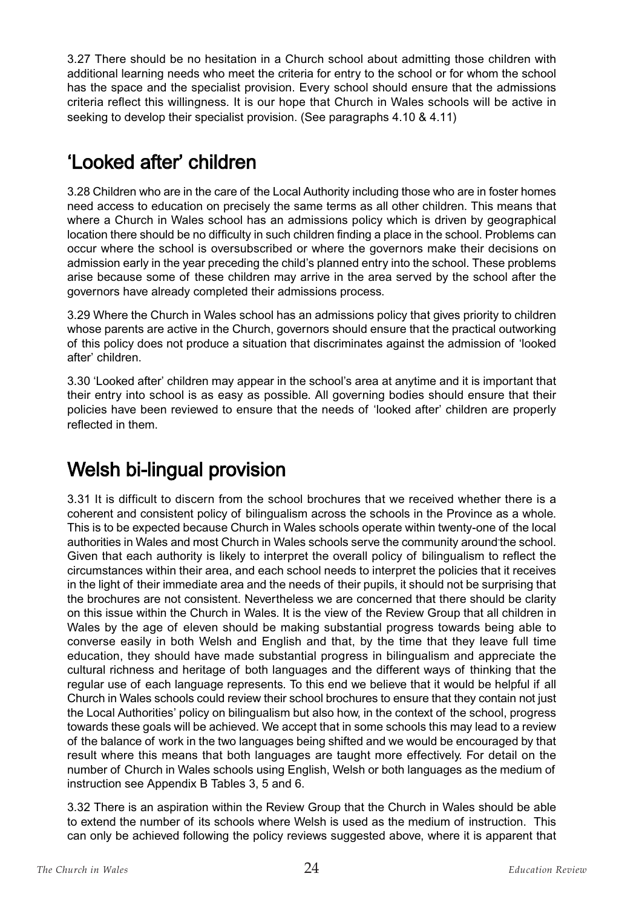3.27 There should be no hesitation in a Church school about admitting those children with additional learning needs who meet the criteria for entry to the school or for whom the school has the space and the specialist provision. Every school should ensure that the admissions criteria reflect this willingness. It is our hope that Church in Wales schools will be active in seeking to develop their specialist provision. (See paragraphs 4.10 & 4.11)

## 'Looked after' children

3.28 Children who are in the care of the Local Authority including those who are in foster homes need access to education on precisely the same terms as all other children. This means that where a Church in Wales school has an admissions policy which is driven by geographical location there should be no difficulty in such children finding a place in the school. Problems can occur where the school is oversubscribed or where the governors make their decisions on admission early in the year preceding the child's planned entry into the school. These problems arise because some of these children may arrive in the area served by the school after the governors have already completed their admissions process.

3.29 Where the Church in Wales school has an admissions policy that gives priority to children whose parents are active in the Church, governors should ensure that the practical outworking of this policy does not produce a situation that discriminates against the admission of 'looked after' children.

3.30 'Looked after' children may appear in the school's area at anytime and it is important that their entry into school is as easy as possible. All governing bodies should ensure that their policies have been reviewed to ensure that the needs of 'looked after' children are properly reflected in them.

## Welsh bi-lingual provision

3.31 It is difficult to discern from the school brochures that we received whether there is a coherent and consistent policy of bilingualism across the schools in the Province as a whole. This is to be expected because Church in Wales schools operate within twenty-one of the local authorities in Wales and most Church in Wales schools serve the community around the school. Given that each authority is likely to interpret the overall policy of bilingualism to reflect the circumstances within their area, and each school needs to interpret the policies that it receives in the light of their immediate area and the needs of their pupils, it should not be surprising that the brochures are not consistent. Nevertheless we are concerned that there should be clarity on this issue within the Church in Wales. It is the view of the Review Group that all children in Wales by the age of eleven should be making substantial progress towards being able to converse easily in both Welsh and English and that, by the time that they leave full time education, they should have made substantial progress in bilingualism and appreciate the cultural richness and heritage of both languages and the different ways of thinking that the regular use of each language represents. To this end we believe that it would be helpful if all Church in Wales schools could review their school brochures to ensure that they contain not just the Local Authorities' policy on bilingualism but also how, in the context of the school, progress towards these goals will be achieved. We accept that in some schools this may lead to a review of the balance of work in the two languages being shifted and we would be encouraged by that result where this means that both languages are taught more effectively. For detail on the number of Church in Wales schools using English, Welsh or both languages as the medium of instruction see Appendix B Tables 3, 5 and 6.

3.32 There is an aspiration within the Review Group that the Church in Wales should be able to extend the number of its schools where Welsh is used as the medium of instruction. This can only be achieved following the policy reviews suggested above, where it is apparent that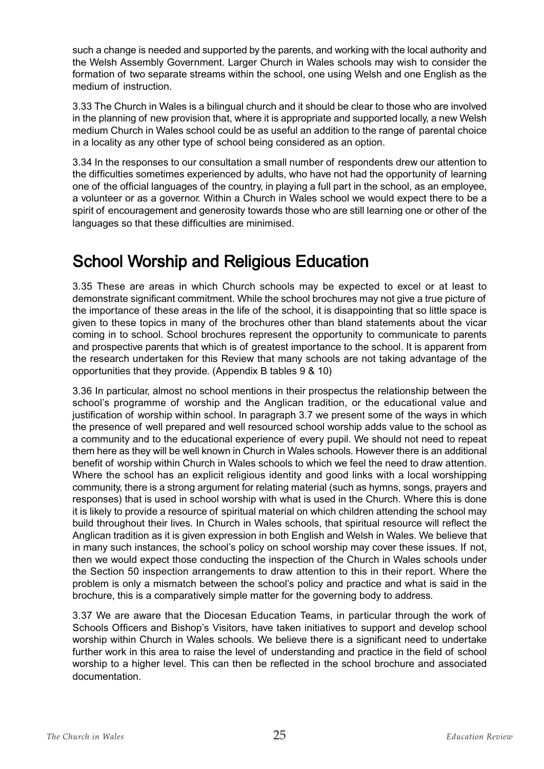such a change is needed and supported by the parents, and working with the local authority and the Welsh Assembly Government. Larger Church in Wales schools may wish to consider the formation of two separate streams within the school, one using Welsh and one English as the medium of instruction.

3.33 The Church in Wales is a bilingual church and it should be clear to those who are involved in the planning of new provision that, where it is appropriate and supported locally, a new Welsh medium Church in Wales school could be as useful an addition to the range of parental choice in a locality as any other type of school being considered as an option.

3.34 In the responses to our consultation a small number of respondents drew our attention to the difficulties sometimes experienced by adults, who have not had the opportunity of learning one of the official languages of the country, in playing a full part in the school, as an employee, a volunteer or as a governor. Within a Church in Wales school we would expect there to be a spirit of encouragement and generosity towards those who are still learning one or other of the languages so that these difficulties are minimised.

## School Worship and Religious Education

3.35 These are areas in which Church schools may be expected to excel or at least to demonstrate significant commitment. While the school brochures may not give a true picture of the importance of these areas in the life of the school, it is disappointing that so little space is given to these topics in many of the brochures other than bland statements about the vicar coming in to school. School brochures represent the opportunity to communicate to parents and prospective parents that which is of greatest importance to the school. It is apparent from the research undertaken for this Review that many schools are not taking advantage of the opportunities that they provide. (Appendix B tables 9 & 10)

3.36 In particular, almost no school mentions in their prospectus the relationship between the school's programme of worship and the Anglican tradition, or the educational value and justification of worship within school. In paragraph 3.7 we present some of the ways in which the presence of well prepared and well resourced school worship adds value to the school as a community and to the educational experience of every pupil. We should not need to repeat them here as they will be well known in Church in Wales schools. However there is an additional benefit of worship within Church in Wales schools to which we feel the need to draw attention. Where the school has an explicit religious identity and good links with a local worshipping community, there is a strong argument for relating material (such as hymns, songs, prayers and responses) that is used in school worship with what is used in the Church. Where this is done it is likely to provide a resource of spiritual material on which children attending the school may build throughout their lives. In Church in Wales schools, that spiritual resource will reflect the Anglican tradition as it is given expression in both English and Welsh in Wales. We believe that in many such instances, the school's policy on school worship may cover these issues. If not, then we would expect those conducting the inspection of the Church in Wales schools under the Section 50 inspection arrangements to draw attention to this in their report. Where the problem is only a mismatch between the school's policy and practice and what is said in the brochure, this is a comparatively simple matter for the governing body to address.

3.37 We are aware that the Diocesan Education Teams, in particular through the work of Schools Officers and Bishop's Visitors, have taken initiatives to support and develop school worship within Church in Wales schools. We believe there is a significant need to undertake further work in this area to raise the level of understanding and practice in the field of school worship to a higher level. This can then be reflected in the school brochure and associated documentation.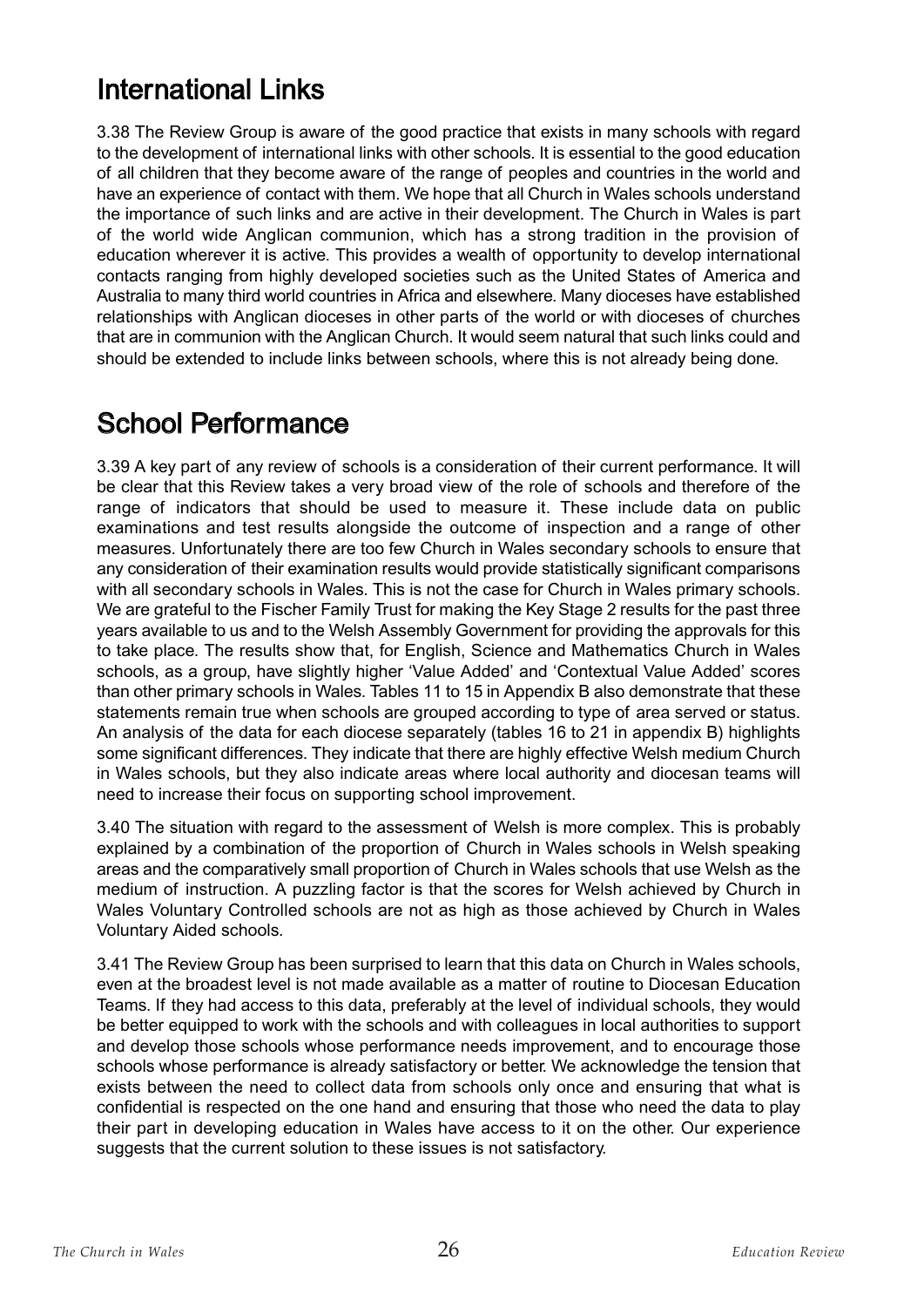## International Links

3.38 The Review Group is aware of the good practice that exists in many schools with regard to the development of international links with other schools. It is essential to the good education of all children that they become aware of the range of peoples and countries in the world and have an experience of contact with them. We hope that all Church in Wales schools understand the importance of such links and are active in their development. The Church in Wales is part of the world wide Anglican communion, which has a strong tradition in the provision of education wherever it is active. This provides a wealth of opportunity to develop international contacts ranging from highly developed societies such as the United States of America and Australia to many third world countries in Africa and elsewhere. Many dioceses have established relationships with Anglican dioceses in other parts of the world or with dioceses of churches that are in communion with the Anglican Church. It would seem natural that such links could and should be extended to include links between schools, where this is not already being done.

## School Performance

3.39 A key part of any review of schools is a consideration of their current performance. It will be clear that this Review takes a very broad view of the role of schools and therefore of the range of indicators that should be used to measure it. These include data on public examinations and test results alongside the outcome of inspection and a range of other measures. Unfortunately there are too few Church in Wales secondary schools to ensure that any consideration of their examination results would provide statistically significant comparisons with all secondary schools in Wales. This is not the case for Church in Wales primary schools. We are grateful to the Fischer Family Trust for making the Key Stage 2 results for the past three years available to us and to the Welsh Assembly Government for providing the approvals for this to take place. The results show that, for English, Science and Mathematics Church in Wales schools, as a group, have slightly higher 'Value Added' and 'Contextual Value Added' scores than other primary schools in Wales. Tables 11 to 15 in Appendix B also demonstrate that these statements remain true when schools are grouped according to type of area served or status. An analysis of the data for each diocese separately (tables 16 to 21 in appendix B) highlights some significant differences. They indicate that there are highly effective Welsh medium Church in Wales schools, but they also indicate areas where local authority and diocesan teams will need to increase their focus on supporting school improvement.

3.40 The situation with regard to the assessment of Welsh is more complex. This is probably explained by a combination of the proportion of Church in Wales schools in Welsh speaking areas and the comparatively small proportion of Church in Wales schools that use Welsh as the medium of instruction. A puzzling factor is that the scores for Welsh achieved by Church in Wales Voluntary Controlled schools are not as high as those achieved by Church in Wales Voluntary Aided schools.

3.41 The Review Group has been surprised to learn that this data on Church in Wales schools, even at the broadest level is not made available as a matter of routine to Diocesan Education Teams. If they had access to this data, preferably at the level of individual schools, they would be better equipped to work with the schools and with colleagues in local authorities to support and develop those schools whose performance needs improvement, and to encourage those schools whose performance is already satisfactory or better. We acknowledge the tension that exists between the need to collect data from schools only once and ensuring that what is confidential is respected on the one hand and ensuring that those who need the data to play their part in developing education in Wales have access to it on the other. Our experience suggests that the current solution to these issues is not satisfactory.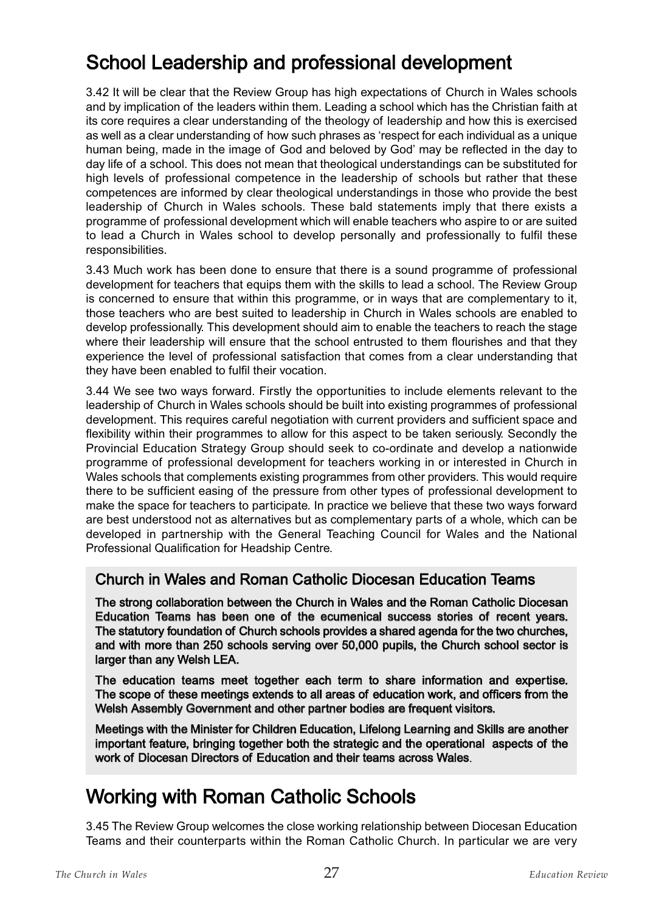## School Leadership and professional development

3.42 It will be clear that the Review Group has high expectations of Church in Wales schools and by implication of the leaders within them. Leading a school which has the Christian faith at its core requires a clear understanding of the theology of leadership and how this is exercised as well as a clear understanding of how such phrases as 'respect for each individual as a unique human being, made in the image of God and beloved by God' may be reflected in the day to day life of a school. This does not mean that theological understandings can be substituted for high levels of professional competence in the leadership of schools but rather that these competences are informed by clear theological understandings in those who provide the best leadership of Church in Wales schools. These bald statements imply that there exists a programme of professional development which will enable teachers who aspire to or are suited to lead a Church in Wales school to develop personally and professionally to fulfil these responsibilities.

3.43 Much work has been done to ensure that there is a sound programme of professional development for teachers that equips them with the skills to lead a school. The Review Group is concerned to ensure that within this programme, or in ways that are complementary to it, those teachers who are best suited to leadership in Church in Wales schools are enabled to develop professionally. This development should aim to enable the teachers to reach the stage where their leadership will ensure that the school entrusted to them flourishes and that they experience the level of professional satisfaction that comes from a clear understanding that they have been enabled to fulfil their vocation.

3.44 We see two ways forward. Firstly the opportunities to include elements relevant to the leadership of Church in Wales schools should be built into existing programmes of professional development. This requires careful negotiation with current providers and sufficient space and flexibility within their programmes to allow for this aspect to be taken seriously. Secondly the Provincial Education Strategy Group should seek to co-ordinate and develop a nationwide programme of professional development for teachers working in or interested in Church in Wales schools that complements existing programmes from other providers. This would require there to be sufficient easing of the pressure from other types of professional development to make the space for teachers to participate. In practice we believe that these two ways forward are best understood not as alternatives but as complementary parts of a whole, which can be developed in partnership with the General Teaching Council for Wales and the National Professional Qualification for Headship Centre.

### Church in Wales and Roman Catholic Diocesan Education Teams

**The strong collaboration between the Church in Wales and the Roman Catholic Diocesan Education Teams has been one of the ecumenical success stories of recent years. The statutory foundation of Church schools provides a shared agenda for the two churches, and with more than 250 schools serving over 50,000 pupils, the Church school sector is larger than any Welsh LEA.**

**The education teams meet together each term to share information and expertise. The scope of these meetings extends to all areas of education work, and officers from the Welsh Assembly Government and other partner bodies are frequent visitors.**

**Meetings with the Minister for Children Education, Lifelong Learning and Skills are another important feature, bringing together both the strategic and the operational aspects of the work of Diocesan Directors of Education and their teams across Wales.**

## Working with Roman Catholic Schools

3.45 The Review Group welcomes the close working relationship between Diocesan Education Teams and their counterparts within the Roman Catholic Church. In particular we are very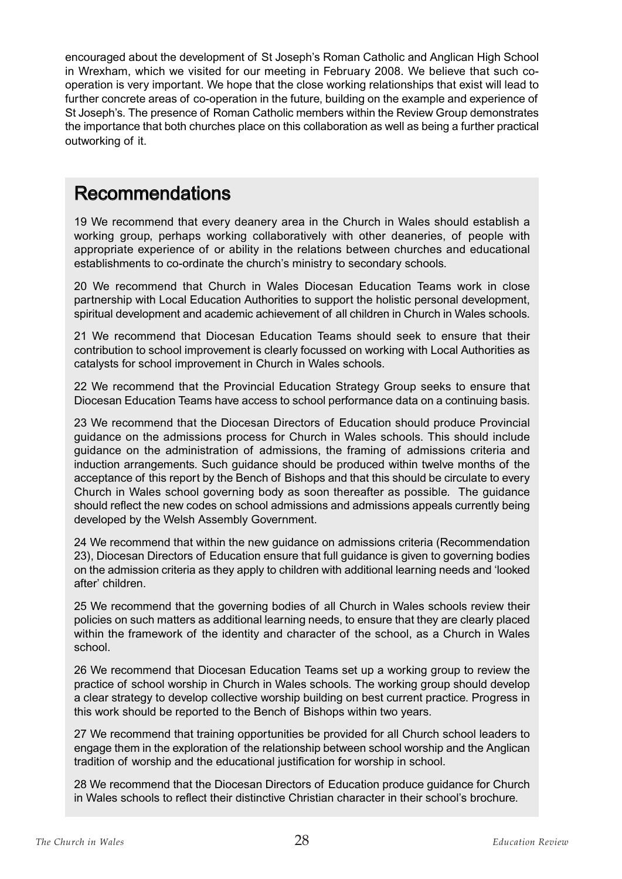encouraged about the development of St Joseph's Roman Catholic and Anglican High School in Wrexham, which we visited for our meeting in February 2008. We believe that such co-operation is very important. We hope that the close working relationships that exist will lead to further concrete areas of co-operation in the future, building on the example and experience of St Joseph's. The presence of Roman Catholic members within the Review Group demonstrates the importance that both churches place on this collaboration as well as being a further practical outworking of it.

## Recommendations

19 We recommend that every deanery area in the Church in Wales should establish a working group, perhaps working collaboratively with other deaneries, of people with appropriate experience of or ability in the relations between churches and educational establishments to co-ordinate the church's ministry to secondary schools.

20 We recommend that Church in Wales Diocesan Education Teams work in close partnership with Local Education Authorities to support the holistic personal development, spiritual development and academic achievement of all children in Church in Wales schools.

21 We recommend that Diocesan Education Teams should seek to ensure that their contribution to school improvement is clearly focussed on working with Local Authorities as catalysts for school improvement in Church in Wales schools.

22 We recommend that the Provincial Education Strategy Group seeks to ensure that Diocesan Education Teams have access to school performance data on a continuing basis.

23 We recommend that the Diocesan Directors of Education should produce Provincial guidance on the admissions process for Church in Wales schools. This should include guidance on the administration of admissions, the framing of admissions criteria and induction arrangements. Such guidance should be produced within twelve months of the acceptance of this report by the Bench of Bishops and that this should be circulate to every Church in Wales school governing body as soon thereafter as possible. The guidance should reflect the new codes on school admissions and admissions appeals currently being developed by the Welsh Assembly Government.

24 We recommend that within the new guidance on admissions criteria (Recommendation 23), Diocesan Directors of Education ensure that full guidance is given to governing bodies on the admission criteria as they apply to children with additional learning needs and 'looked after' children.

25 We recommend that the governing bodies of all Church in Wales schools review their policies on such matters as additional learning needs, to ensure that they are clearly placed within the framework of the identity and character of the school, as a Church in Wales school.

26 We recommend that Diocesan Education Teams set up a working group to review the practice of school worship in Church in Wales schools. The working group should develop a clear strategy to develop collective worship building on best current practice. Progress in this work should be reported to the Bench of Bishops within two years.

27 We recommend that training opportunities be provided for all Church school leaders to engage them in the exploration of the relationship between school worship and the Anglican tradition of worship and the educational justification for worship in school.

28 We recommend that the Diocesan Directors of Education produce guidance for Church in Wales schools to reflect their distinctive Christian character in their school's brochure.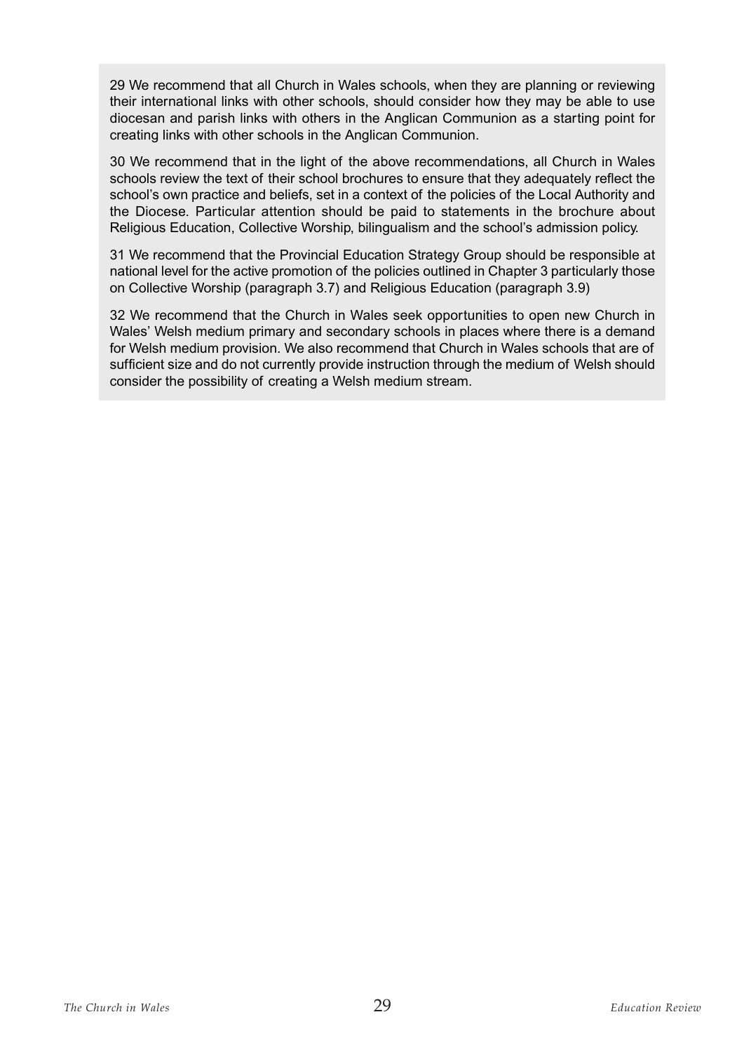29 We recommend that all Church in Wales schools, when they are planning or reviewing their international links with other schools, should consider how they may be able to use diocesan and parish links with others in the Anglican Communion as a starting point for creating links with other schools in the Anglican Communion.

30 We recommend that in the light of the above recommendations, all Church in Wales schools review the text of their school brochures to ensure that they adequately reflect the school's own practice and beliefs, set in a context of the policies of the Local Authority and the Diocese. Particular attention should be paid to statements in the brochure about Religious Education, Collective Worship, bilingualism and the school's admission policy.

31 We recommend that the Provincial Education Strategy Group should be responsible at national level for the active promotion of the policies outlined in Chapter 3 particularly those on Collective Worship (paragraph 3.7) and Religious Education (paragraph 3.9)

32 We recommend that the Church in Wales seek opportunities to open new Church in Wales' Welsh medium primary and secondary schools in places where there is a demand for Welsh medium provision. We also recommend that Church in Wales schools that are of sufficient size and do not currently provide instruction through the medium of Welsh should consider the possibility of creating a Welsh medium stream.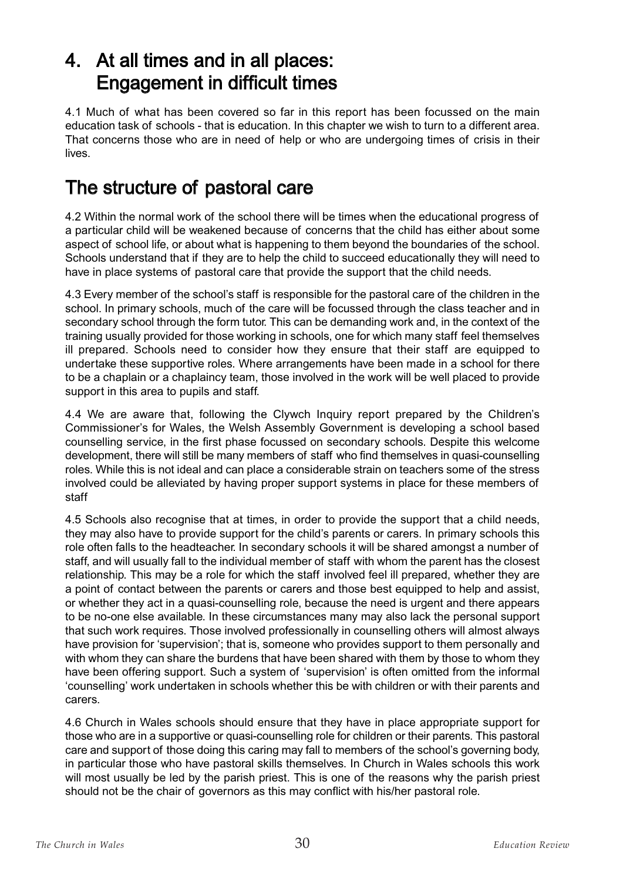# 4. At all times and in all places: Engagement in difficult times

4.1 Much of what has been covered so far in this report has been focussed on the main education task of schools - that is education. In this chapter we wish to turn to a different area. That concerns those who are in need of help or who are undergoing times of crisis in their lives.

## The structure of pastoral care

4.2 Within the normal work of the school there will be times when the educational progress of a particular child will be weakened because of concerns that the child has either about some aspect of school life, or about what is happening to them beyond the boundaries of the school. Schools understand that if they are to help the child to succeed educationally they will need to have in place systems of pastoral care that provide the support that the child needs.

4.3 Every member of the school's staff is responsible for the pastoral care of the children in the school. In primary schools, much of the care will be focussed through the class teacher and in secondary school through the form tutor. This can be demanding work and, in the context of the training usually provided for those working in schools, one for which many staff feel themselves ill prepared. Schools need to consider how they ensure that their staff are equipped to undertake these supportive roles. Where arrangements have been made in a school for there to be a chaplain or a chaplaincy team, those involved in the work will be well placed to provide support in this area to pupils and staff.

4.4 We are aware that, following the Clywch Inquiry report prepared by the Children's Commissioner's for Wales, the Welsh Assembly Government is developing a school based counselling service, in the first phase focussed on secondary schools. Despite this welcome development, there will still be many members of staff who find themselves in quasi-counselling roles. While this is not ideal and can place a considerable strain on teachers some of the stress involved could be alleviated by having proper support systems in place for these members of staff

4.5 Schools also recognise that at times, in order to provide the support that a child needs, they may also have to provide support for the child's parents or carers. In primary schools this role often falls to the headteacher. In secondary schools it will be shared amongst a number of staff, and will usually fall to the individual member of staff with whom the parent has the closest relationship. This may be a role for which the staff involved feel ill prepared, whether they are a point of contact between the parents or carers and those best equipped to help and assist, or whether they act in a quasi-counselling role, because the need is urgent and there appears to be no-one else available. In these circumstances many may also lack the personal support that such work requires. Those involved professionally in counselling others will almost always have provision for 'supervision'; that is, someone who provides support to them personally and with whom they can share the burdens that have been shared with them by those to whom they have been offering support. Such a system of 'supervision' is often omitted from the informal 'counselling' work undertaken in schools whether this be with children or with their parents and carers.

4.6 Church in Wales schools should ensure that they have in place appropriate support for those who are in a supportive or quasi-counselling role for children or their parents. This pastoral care and support of those doing this caring may fall to members of the school's governing body, in particular those who have pastoral skills themselves. In Church in Wales schools this work will most usually be led by the parish priest. This is one of the reasons why the parish priest should not be the chair of governors as this may conflict with his/her pastoral role.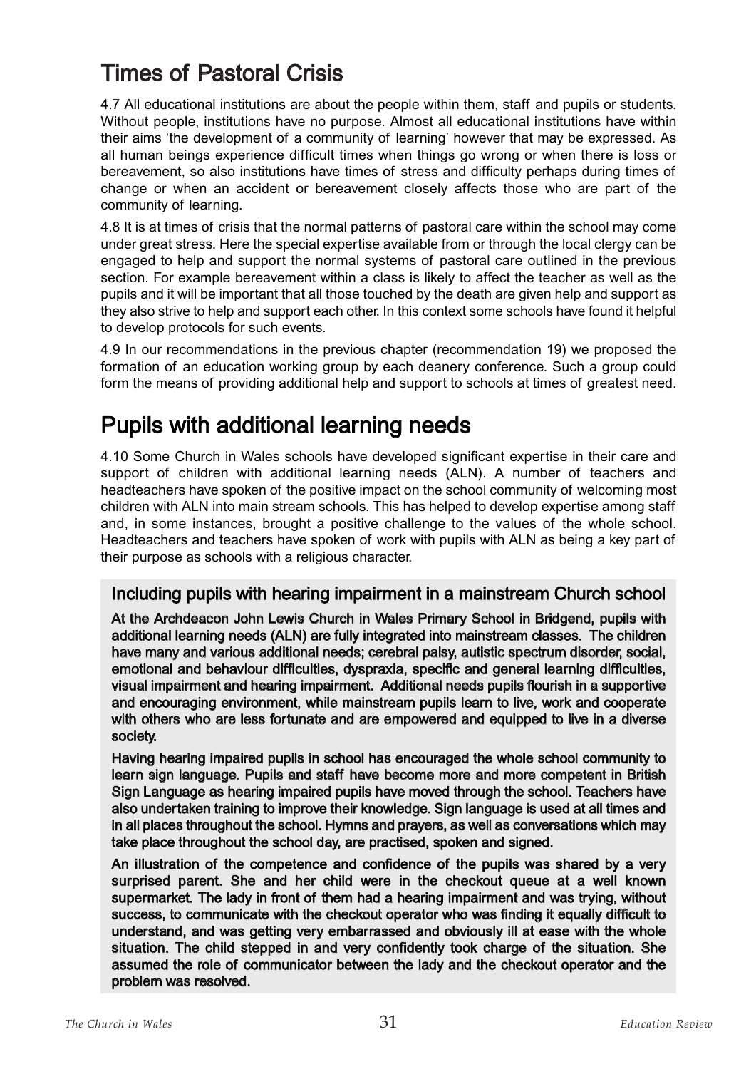## Times of Pastoral Crisis

4.7 All educational institutions are about the people within them, staff and pupils or students. Without people, institutions have no purpose. Almost all educational institutions have within their aims 'the development of a community of learning' however that may be expressed. As all human beings experience difficult times when things go wrong or when there is loss or bereavement, so also institutions have times of stress and difficulty perhaps during times of change or when an accident or bereavement closely affects those who are part of the community of learning.

4.8 It is at times of crisis that the normal patterns of pastoral care within the school may come under great stress. Here the special expertise available from or through the local clergy can be engaged to help and support the normal systems of pastoral care outlined in the previous section. For example bereavement within a class is likely to affect the teacher as well as the pupils and it will be important that all those touched by the death are given help and support as they also strive to help and support each other. In this context some schools have found it helpful to develop protocols for such events.

4.9 In our recommendations in the previous chapter (recommendation 19) we proposed the formation of an education working group by each deanery conference. Such a group could form the means of providing additional help and support to schools at times of greatest need.

## Pupils with additional learning needs

4.10 Some Church in Wales schools have developed significant expertise in their care and support of children with additional learning needs (ALN). A number of teachers and headteachers have spoken of the positive impact on the school community of welcoming most children with ALN into main stream schools. This has helped to develop expertise among staff and, in some instances, brought a positive challenge to the values of the whole school. Headteachers and teachers have spoken of work with pupils with ALN as being a key part of their purpose as schools with a religious character.

### Including pupils with hearing impairment in a mainstream Church school

**At the Archdeacon John Lewis Church in Wales Primary School in Bridgend, pupils with additional learning needs (ALN) are fully integrated into mainstream classes. The children have many and various additional needs; cerebral palsy, autistic spectrum disorder, social, emotional and behaviour difficulties, dyspraxia, specific and general learning difficulties, visual impairment and hearing impairment. Additional needs pupils flourish in a supportive and encouraging environment, while mainstream pupils learn to live, work and cooperate with others who are less fortunate and are empowered and equipped to live in a diverse society.**

**Having hearing impaired pupils in school has encouraged the whole school community to learn sign language. Pupils and staff have become more and more competent in British Sign Language as hearing impaired pupils have moved through the school. Teachers have also undertaken training to improve their knowledge. Sign language is used at all times and in all places throughout the school. Hymns and prayers, as well as conversations which may take place throughout the school day, are practised, spoken and signed.**

**An illustration of the competence and confidence of the pupils was shared by a very surprised parent. She and her child were in the checkout queue at a well known supermarket. The lady in front of them had a hearing impairment and was trying, without success, to communicate with the checkout operator who was finding it equally difficult to understand, and was getting very embarrassed and obviously ill at ease with the whole situation. The child stepped in and very confidently took charge of the situation. She assumed the role of communicator between the lady and the checkout operator and the problem was resolved.**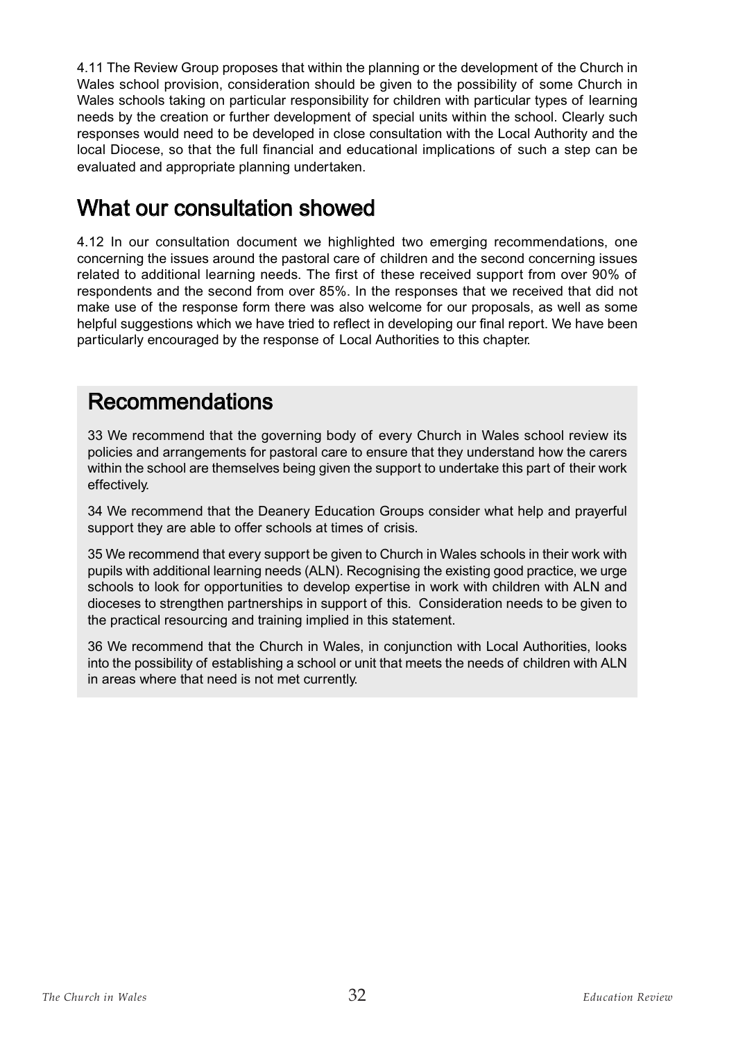4.11 The Review Group proposes that within the planning or the development of the Church in Wales school provision, consideration should be given to the possibility of some Church in Wales schools taking on particular responsibility for children with particular types of learning needs by the creation or further development of special units within the school. Clearly such responses would need to be developed in close consultation with the Local Authority and the local Diocese, so that the full financial and educational implications of such a step can be evaluated and appropriate planning undertaken.

## What our consultation showed

4.12 In our consultation document we highlighted two emerging recommendations, one concerning the issues around the pastoral care of children and the second concerning issues related to additional learning needs. The first of these received support from over 90% of respondents and the second from over 85%. In the responses that we received that did not make use of the response form there was also welcome for our proposals, as well as some helpful suggestions which we have tried to reflect in developing our final report. We have been particularly encouraged by the response of Local Authorities to this chapter.

## Recommendations

33 We recommend that the governing body of every Church in Wales school review its policies and arrangements for pastoral care to ensure that they understand how the carers within the school are themselves being given the support to undertake this part of their work effectively.

34 We recommend that the Deanery Education Groups consider what help and prayerful support they are able to offer schools at times of crisis.

35 We recommend that every support be given to Church in Wales schools in their work with pupils with additional learning needs (ALN). Recognising the existing good practice, we urge schools to look for opportunities to develop expertise in work with children with ALN and dioceses to strengthen partnerships in support of this. Consideration needs to be given to the practical resourcing and training implied in this statement.

36 We recommend that the Church in Wales, in conjunction with Local Authorities, looks into the possibility of establishing a school or unit that meets the needs of children with ALN in areas where that need is not met currently.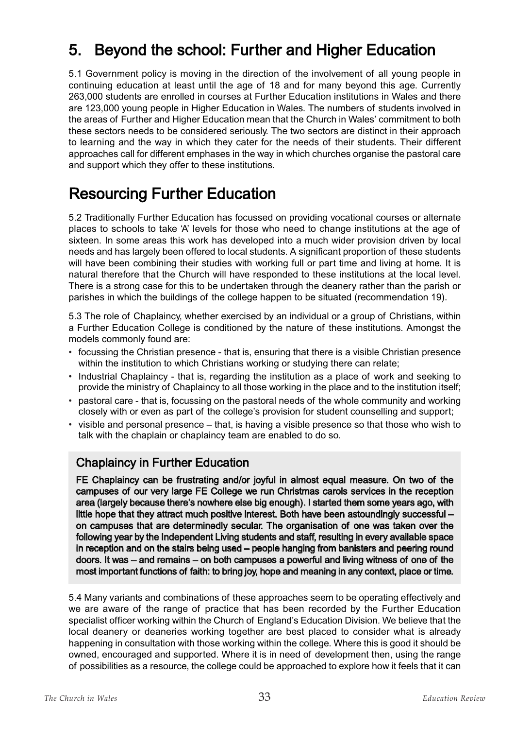# 5. Beyond the school: Further and Higher Education

5.1 Government policy is moving in the direction of the involvement of all young people in continuing education at least until the age of 18 and for many beyond this age. Currently 263,000 students are enrolled in courses at Further Education institutions in Wales and there are 123,000 young people in Higher Education in Wales. The numbers of students involved in the areas of Further and Higher Education mean that the Church in Wales' commitment to both these sectors needs to be considered seriously. The two sectors are distinct in their approach to learning and the way in which they cater for the needs of their students. Their different approaches call for different emphases in the way in which churches organise the pastoral care and support which they offer to these institutions.

# Resourcing Further Education

5.2 Traditionally Further Education has focussed on providing vocational courses or alternate places to schools to take 'A' levels for those who need to change institutions at the age of sixteen. In some areas this work has developed into a much wider provision driven by local needs and has largely been offered to local students. A significant proportion of these students will have been combining their studies with working full or part time and living at home. It is natural therefore that the Church will have responded to these institutions at the local level. There is a strong case for this to be undertaken through the deanery rather than the parish or parishes in which the buildings of the college happen to be situated (recommendation 19).

5.3 The role of Chaplaincy, whether exercised by an individual or a group of Christians, within a Further Education College is conditioned by the nature of these institutions. Amongst the models commonly found are:

- focussing the Christian presence - that is, ensuring that there is a visible Christian presence within the institution to which Christians working or studying there can relate;
- Industrial Chaplaincy - that is, regarding the institution as a place of work and seeking to provide the ministry of Chaplaincy to all those working in the place and to the institution itself;
- pastoral care - that is, focussing on the pastoral needs of the whole community and working closely with or even as part of the college's provision for student counselling and support;
- visible and personal presence – that, is having a visible presence so that those who wish to talk with the chaplain or chaplaincy team are enabled to do so.

## Chaplaincy in Further Education

**FE Chaplaincy can be frustrating and/or joyful in almost equal measure. On two of the campuses of our very large FE College we run Christmas carols services in the reception area (largely because there's nowhere else big enough). I started them some years ago, with little hope that they attract much positive interest. Both have been astoundingly successful – on campuses that are determinedly secular. The organisation of one was taken over the following year by the Independent Living students and staff, resulting in every available space in reception and on the stairs being used – people hanging from banisters and peering round doors. It was – and remains – on both campuses a powerful and living witness of one of the most important functions of faith: to bring joy, hope and meaning in any context, place or time.**

5.4 Many variants and combinations of these approaches seem to be operating effectively and we are aware of the range of practice that has been recorded by the Further Education specialist officer working within the Church of England's Education Division. We believe that the local deanery or deaneries working together are best placed to consider what is already happening in consultation with those working within the college. Where this is good it should be owned, encouraged and supported. Where it is in need of development then, using the range of possibilities as a resource, the college could be approached to explore how it feels that it can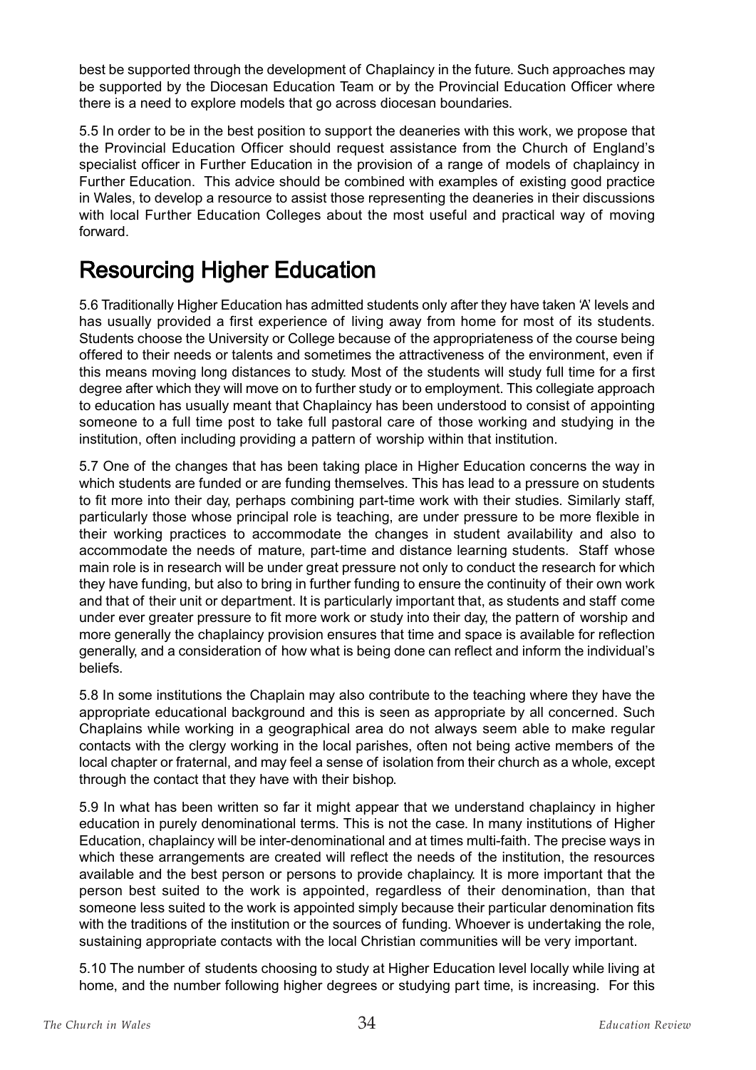best be supported through the development of Chaplaincy in the future. Such approaches may be supported by the Diocesan Education Team or by the Provincial Education Officer where there is a need to explore models that go across diocesan boundaries.

5.5 In order to be in the best position to support the deaneries with this work, we propose that the Provincial Education Officer should request assistance from the Church of England's specialist officer in Further Education in the provision of a range of models of chaplaincy in Further Education. This advice should be combined with examples of existing good practice in Wales, to develop a resource to assist those representing the deaneries in their discussions with local Further Education Colleges about the most useful and practical way of moving forward.

## Resourcing Higher Education

5.6 Traditionally Higher Education has admitted students only after they have taken 'A' levels and has usually provided a first experience of living away from home for most of its students. Students choose the University or College because of the appropriateness of the course being offered to their needs or talents and sometimes the attractiveness of the environment, even if this means moving long distances to study. Most of the students will study full time for a first degree after which they will move on to further study or to employment. This collegiate approach to education has usually meant that Chaplaincy has been understood to consist of appointing someone to a full time post to take full pastoral care of those working and studying in the institution, often including providing a pattern of worship within that institution.

5.7 One of the changes that has been taking place in Higher Education concerns the way in which students are funded or are funding themselves. This has lead to a pressure on students to fit more into their day, perhaps combining part-time work with their studies. Similarly staff, particularly those whose principal role is teaching, are under pressure to be more flexible in their working practices to accommodate the changes in student availability and also to accommodate the needs of mature, part-time and distance learning students. Staff whose main role is in research will be under great pressure not only to conduct the research for which they have funding, but also to bring in further funding to ensure the continuity of their own work and that of their unit or department. It is particularly important that, as students and staff come under ever greater pressure to fit more work or study into their day, the pattern of worship and more generally the chaplaincy provision ensures that time and space is available for reflection generally, and a consideration of how what is being done can reflect and inform the individual's beliefs.

5.8 In some institutions the Chaplain may also contribute to the teaching where they have the appropriate educational background and this is seen as appropriate by all concerned. Such Chaplains while working in a geographical area do not always seem able to make regular contacts with the clergy working in the local parishes, often not being active members of the local chapter or fraternal, and may feel a sense of isolation from their church as a whole, except through the contact that they have with their bishop.

5.9 In what has been written so far it might appear that we understand chaplaincy in higher education in purely denominational terms. This is not the case. In many institutions of Higher Education, chaplaincy will be inter-denominational and at times multi-faith. The precise ways in which these arrangements are created will reflect the needs of the institution, the resources available and the best person or persons to provide chaplaincy. It is more important that the person best suited to the work is appointed, regardless of their denomination, than that someone less suited to the work is appointed simply because their particular denomination fits with the traditions of the institution or the sources of funding. Whoever is undertaking the role, sustaining appropriate contacts with the local Christian communities will be very important.

5.10 The number of students choosing to study at Higher Education level locally while living at home, and the number following higher degrees or studying part time, is increasing. For this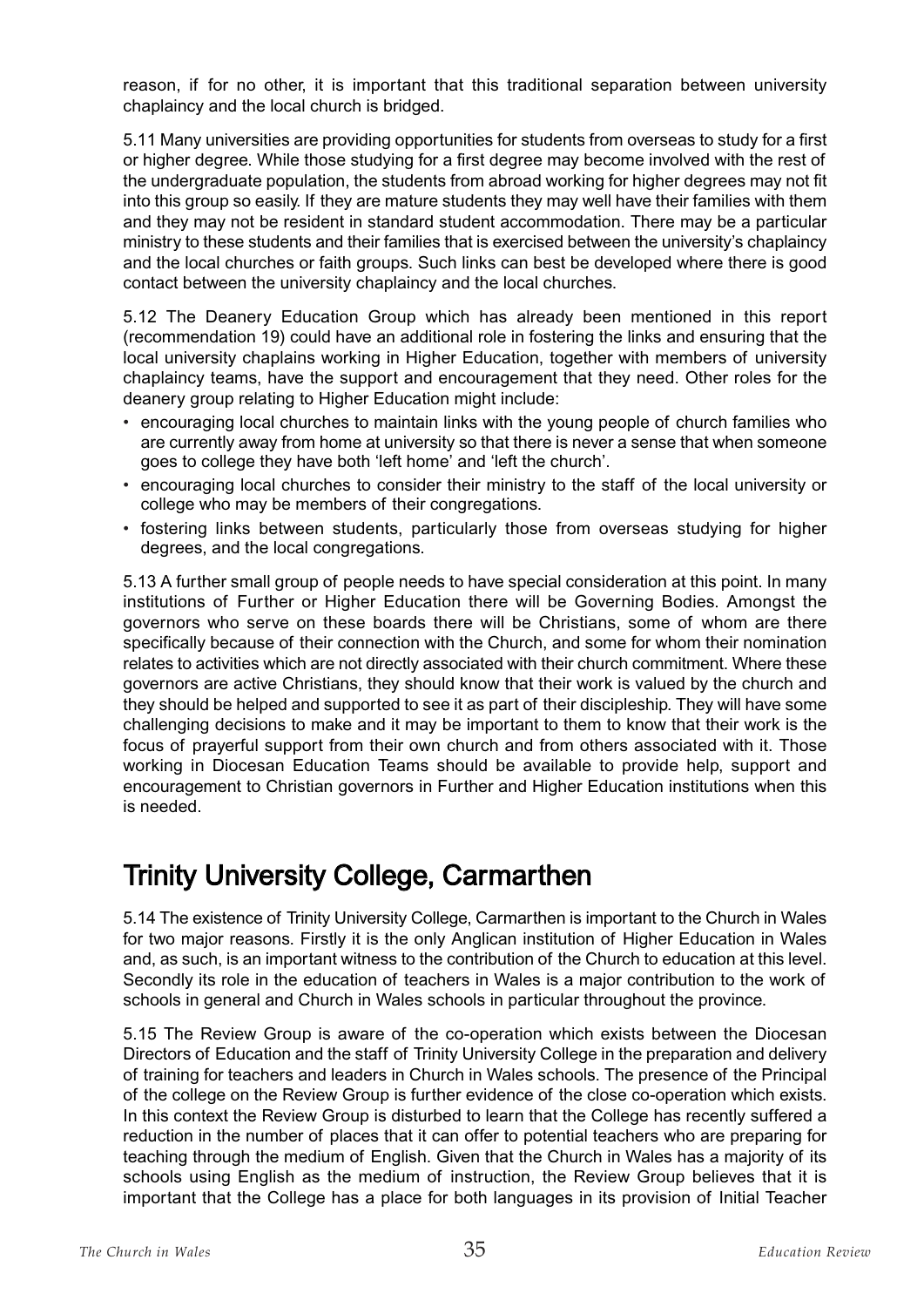reason, if for no other, it is important that this traditional separation between university chaplaincy and the local church is bridged.

5.11 Many universities are providing opportunities for students from overseas to study for a first or higher degree. While those studying for a first degree may become involved with the rest of the undergraduate population, the students from abroad working for higher degrees may not fit into this group so easily. If they are mature students they may well have their families with them and they may not be resident in standard student accommodation. There may be a particular ministry to these students and their families that is exercised between the university's chaplaincy and the local churches or faith groups. Such links can best be developed where there is good contact between the university chaplaincy and the local churches.

5.12 The Deanery Education Group which has already been mentioned in this report (recommendation 19) could have an additional role in fostering the links and ensuring that the local university chaplains working in Higher Education, together with members of university chaplaincy teams, have the support and encouragement that they need. Other roles for the deanery group relating to Higher Education might include:

- encouraging local churches to maintain links with the young people of church families who are currently away from home at university so that there is never a sense that when someone goes to college they have both 'left home' and 'left the church'.
- encouraging local churches to consider their ministry to the staff of the local university or college who may be members of their congregations.
- fostering links between students, particularly those from overseas studying for higher degrees, and the local congregations.

5.13 A further small group of people needs to have special consideration at this point. In many institutions of Further or Higher Education there will be Governing Bodies. Amongst the governors who serve on these boards there will be Christians, some of whom are there specifically because of their connection with the Church, and some for whom their nomination relates to activities which are not directly associated with their church commitment. Where these governors are active Christians, they should know that their work is valued by the church and they should be helped and supported to see it as part of their discipleship. They will have some challenging decisions to make and it may be important to them to know that their work is the focus of prayerful support from their own church and from others associated with it. Those working in Diocesan Education Teams should be available to provide help, support and encouragement to Christian governors in Further and Higher Education institutions when this is needed.

## Trinity University College, Carmarthen

5.14 The existence of Trinity University College, Carmarthen is important to the Church in Wales for two major reasons. Firstly it is the only Anglican institution of Higher Education in Wales and, as such, is an important witness to the contribution of the Church to education at this level. Secondly its role in the education of teachers in Wales is a major contribution to the work of schools in general and Church in Wales schools in particular throughout the province.

5.15 The Review Group is aware of the co-operation which exists between the Diocesan Directors of Education and the staff of Trinity University College in the preparation and delivery of training for teachers and leaders in Church in Wales schools. The presence of the Principal of the college on the Review Group is further evidence of the close co-operation which exists. In this context the Review Group is disturbed to learn that the College has recently suffered a reduction in the number of places that it can offer to potential teachers who are preparing for teaching through the medium of English. Given that the Church in Wales has a majority of its schools using English as the medium of instruction, the Review Group believes that it is important that the College has a place for both languages in its provision of Initial Teacher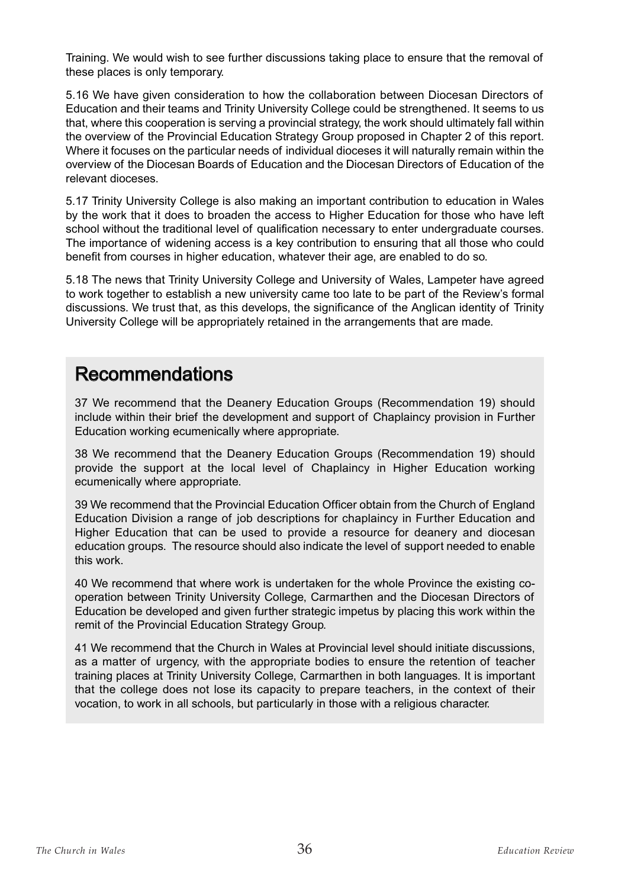Training. We would wish to see further discussions taking place to ensure that the removal of these places is only temporary.

5.16 We have given consideration to how the collaboration between Diocesan Directors of Education and their teams and Trinity University College could be strengthened. It seems to us that, where this cooperation is serving a provincial strategy, the work should ultimately fall within the overview of the Provincial Education Strategy Group proposed in Chapter 2 of this report. Where it focuses on the particular needs of individual dioceses it will naturally remain within the overview of the Diocesan Boards of Education and the Diocesan Directors of Education of the relevant dioceses.

5.17 Trinity University College is also making an important contribution to education in Wales by the work that it does to broaden the access to Higher Education for those who have left school without the traditional level of qualification necessary to enter undergraduate courses. The importance of widening access is a key contribution to ensuring that all those who could benefit from courses in higher education, whatever their age, are enabled to do so.

5.18 The news that Trinity University College and University of Wales, Lampeter have agreed to work together to establish a new university came too late to be part of the Review's formal discussions. We trust that, as this develops, the significance of the Anglican identity of Trinity University College will be appropriately retained in the arrangements that are made.

## Recommendations

37 We recommend that the Deanery Education Groups (Recommendation 19) should include within their brief the development and support of Chaplaincy provision in Further Education working ecumenically where appropriate.

38 We recommend that the Deanery Education Groups (Recommendation 19) should provide the support at the local level of Chaplaincy in Higher Education working ecumenically where appropriate.

39 We recommend that the Provincial Education Officer obtain from the Church of England Education Division a range of job descriptions for chaplaincy in Further Education and Higher Education that can be used to provide a resource for deanery and diocesan education groups. The resource should also indicate the level of support needed to enable this work.

40 We recommend that where work is undertaken for the whole Province the existing co-operation between Trinity University College, Carmarthen and the Diocesan Directors of Education be developed and given further strategic impetus by placing this work within the remit of the Provincial Education Strategy Group.

41 We recommend that the Church in Wales at Provincial level should initiate discussions, as a matter of urgency, with the appropriate bodies to ensure the retention of teacher training places at Trinity University College, Carmarthen in both languages. It is important that the college does not lose its capacity to prepare teachers, in the context of their vocation, to work in all schools, but particularly in those with a religious character.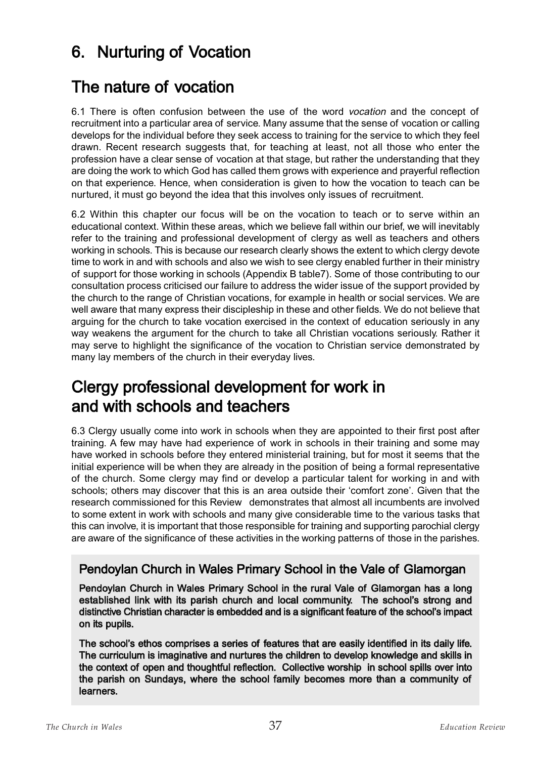# 6. Nurturing of Vocation

## The nature of vocation

6.1 There is often confusion between the use of the word *vocation* and the concept of recruitment into a particular area of service. Many assume that the sense of vocation or calling develops for the individual before they seek access to training for the service to which they feel drawn. Recent research suggests that, for teaching at least, not all those who enter the profession have a clear sense of vocation at that stage, but rather the understanding that they are doing the work to which God has called them grows with experience and prayerful reflection on that experience. Hence, when consideration is given to how the vocation to teach can be nurtured, it must go beyond the idea that this involves only issues of recruitment.

6.2 Within this chapter our focus will be on the vocation to teach or to serve within an educational context. Within these areas, which we believe fall within our brief, we will inevitably refer to the training and professional development of clergy as well as teachers and others working in schools. This is because our research clearly shows the extent to which clergy devote time to work in and with schools and also we wish to see clergy enabled further in their ministry of support for those working in schools (Appendix B table7). Some of those contributing to our consultation process criticised our failure to address the wider issue of the support provided by the church to the range of Christian vocations, for example in health or social services. We are well aware that many express their discipleship in these and other fields. We do not believe that arguing for the church to take vocation exercised in the context of education seriously in any way weakens the argument for the church to take all Christian vocations seriously. Rather it may serve to highlight the significance of the vocation to Christian service demonstrated by many lay members of the church in their everyday lives.

## Clergy professional development for work in and with schools and teachers

6.3 Clergy usually come into work in schools when they are appointed to their first post after training. A few may have had experience of work in schools in their training and some may have worked in schools before they entered ministerial training, but for most it seems that the initial experience will be when they are already in the position of being a formal representative of the church. Some clergy may find or develop a particular talent for working in and with schools; others may discover that this is an area outside their 'comfort zone'. Given that the research commissioned for this Review demonstrates that almost all incumbents are involved to some extent in work with schools and many give considerable time to the various tasks that this can involve, it is important that those responsible for training and supporting parochial clergy are aware of the significance of these activities in the working patterns of those in the parishes.

### Pendoylan Church in Wales Primary School in the Vale of Glamorgan

**Pendoylan Church in Wales Primary School in the rural Vale of Glamorgan has a long established link with its parish church and local community. The school's strong and distinctive Christian character is embedded and is a significant feature of the school's impact on its pupils.**

**The school's ethos comprises a series of features that are easily identified in its daily life. The curriculum is imaginative and nurtures the children to develop knowledge and skills in the context of open and thoughtful reflection. Collective worship in school spills over into the parish on Sundays, where the school family becomes more than a community of learners.**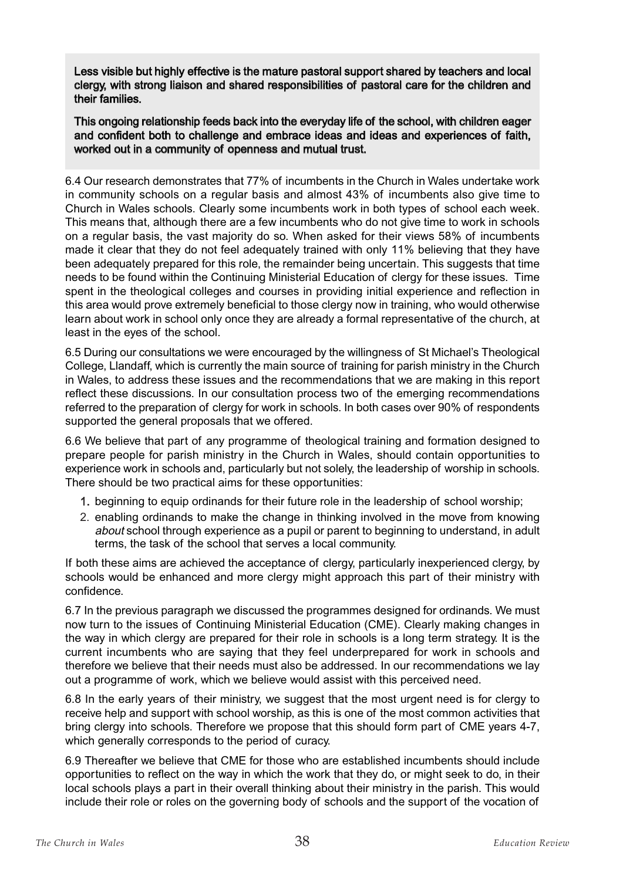**Less visible but highly effective is the mature pastoral support shared by teachers and local clergy, with strong liaison and shared responsibilities of pastoral care for the children and their families.**

**This ongoing relationship feeds back into the everyday life of the school, with children eager and confident both to challenge and embrace ideas and ideas and experiences of faith, worked out in a community of openness and mutual trust.**

6.4 Our research demonstrates that 77% of incumbents in the Church in Wales undertake work in community schools on a regular basis and almost 43% of incumbents also give time to Church in Wales schools. Clearly some incumbents work in both types of school each week. This means that, although there are a few incumbents who do not give time to work in schools on a regular basis, the vast majority do so. When asked for their views 58% of incumbents made it clear that they do not feel adequately trained with only 11% believing that they have been adequately prepared for this role, the remainder being uncertain. This suggests that time needs to be found within the Continuing Ministerial Education of clergy for these issues. Time spent in the theological colleges and courses in providing initial experience and reflection in this area would prove extremely beneficial to those clergy now in training, who would otherwise learn about work in school only once they are already a formal representative of the church, at least in the eyes of the school.

6.5 During our consultations we were encouraged by the willingness of St Michael's Theological College, Llandaff, which is currently the main source of training for parish ministry in the Church in Wales, to address these issues and the recommendations that we are making in this report reflect these discussions. In our consultation process two of the emerging recommendations referred to the preparation of clergy for work in schools. In both cases over 90% of respondents supported the general proposals that we offered.

6.6 We believe that part of any programme of theological training and formation designed to prepare people for parish ministry in the Church in Wales, should contain opportunities to experience work in schools and, particularly but not solely, the leadership of worship in schools. There should be two practical aims for these opportunities:

1. beginning to equip ordinands for their future role in the leadership of school worship;
2. enabling ordinands to make the change in thinking involved in the move from knowing *about* school through experience as a pupil or parent to beginning to understand, in adult terms, the task of the school that serves a local community.

If both these aims are achieved the acceptance of clergy, particularly inexperienced clergy, by schools would be enhanced and more clergy might approach this part of their ministry with confidence.

6.7 In the previous paragraph we discussed the programmes designed for ordinands. We must now turn to the issues of Continuing Ministerial Education (CME). Clearly making changes in the way in which clergy are prepared for their role in schools is a long term strategy. It is the current incumbents who are saying that they feel underprepared for work in schools and therefore we believe that their needs must also be addressed. In our recommendations we lay out a programme of work, which we believe would assist with this perceived need.

6.8 In the early years of their ministry, we suggest that the most urgent need is for clergy to receive help and support with school worship, as this is one of the most common activities that bring clergy into schools. Therefore we propose that this should form part of CME years 4-7, which generally corresponds to the period of curacy.

6.9 Thereafter we believe that CME for those who are established incumbents should include opportunities to reflect on the way in which the work that they do, or might seek to do, in their local schools plays a part in their overall thinking about their ministry in the parish. This would include their role or roles on the governing body of schools and the support of the vocation of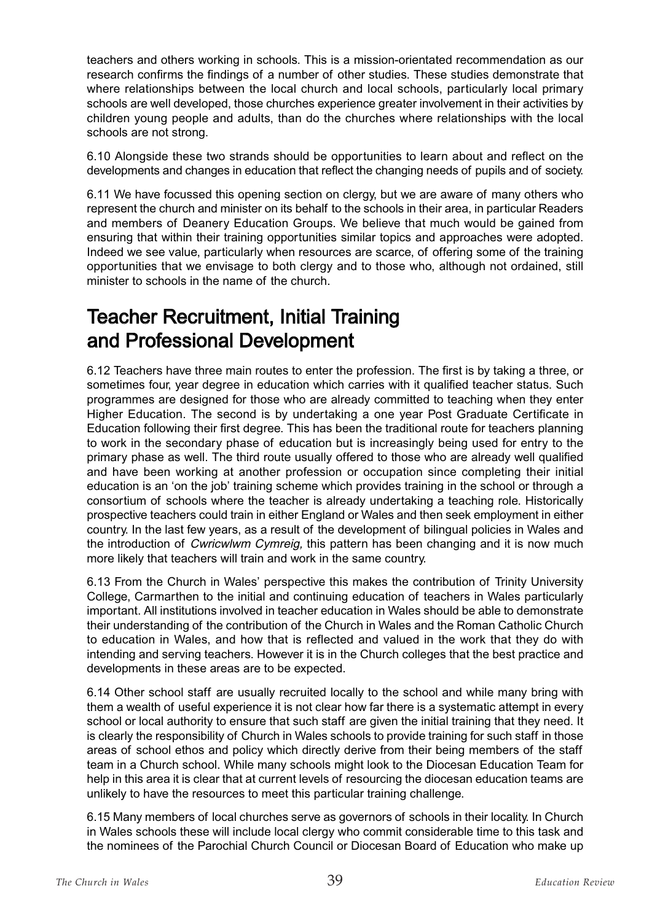teachers and others working in schools. This is a mission-orientated recommendation as our research confirms the findings of a number of other studies. These studies demonstrate that where relationships between the local church and local schools, particularly local primary schools are well developed, those churches experience greater involvement in their activities by children young people and adults, than do the churches where relationships with the local schools are not strong.

6.10 Alongside these two strands should be opportunities to learn about and reflect on the developments and changes in education that reflect the changing needs of pupils and of society.

6.11 We have focussed this opening section on clergy, but we are aware of many others who represent the church and minister on its behalf to the schools in their area, in particular Readers and members of Deanery Education Groups. We believe that much would be gained from ensuring that within their training opportunities similar topics and approaches were adopted. Indeed we see value, particularly when resources are scarce, of offering some of the training opportunities that we envisage to both clergy and to those who, although not ordained, still minister to schools in the name of the church.

## Teacher Recruitment, Initial Training and Professional Development

6.12 Teachers have three main routes to enter the profession. The first is by taking a three, or sometimes four, year degree in education which carries with it qualified teacher status. Such programmes are designed for those who are already committed to teaching when they enter Higher Education. The second is by undertaking a one year Post Graduate Certificate in Education following their first degree. This has been the traditional route for teachers planning to work in the secondary phase of education but is increasingly being used for entry to the primary phase as well. The third route usually offered to those who are already well qualified and have been working at another profession or occupation since completing their initial education is an 'on the job' training scheme which provides training in the school or through a consortium of schools where the teacher is already undertaking a teaching role. Historically prospective teachers could train in either England or Wales and then seek employment in either country. In the last few years, as a result of the development of bilingual policies in Wales and the introduction of *Cwricwlwm Cymreig,* this pattern has been changing and it is now much more likely that teachers will train and work in the same country.

6.13 From the Church in Wales' perspective this makes the contribution of Trinity University College, Carmarthen to the initial and continuing education of teachers in Wales particularly important. All institutions involved in teacher education in Wales should be able to demonstrate their understanding of the contribution of the Church in Wales and the Roman Catholic Church to education in Wales, and how that is reflected and valued in the work that they do with intending and serving teachers. However it is in the Church colleges that the best practice and developments in these areas are to be expected.

6.14 Other school staff are usually recruited locally to the school and while many bring with them a wealth of useful experience it is not clear how far there is a systematic attempt in every school or local authority to ensure that such staff are given the initial training that they need. It is clearly the responsibility of Church in Wales schools to provide training for such staff in those areas of school ethos and policy which directly derive from their being members of the staff team in a Church school. While many schools might look to the Diocesan Education Team for help in this area it is clear that at current levels of resourcing the diocesan education teams are unlikely to have the resources to meet this particular training challenge.

6.15 Many members of local churches serve as governors of schools in their locality. In Church in Wales schools these will include local clergy who commit considerable time to this task and the nominees of the Parochial Church Council or Diocesan Board of Education who make up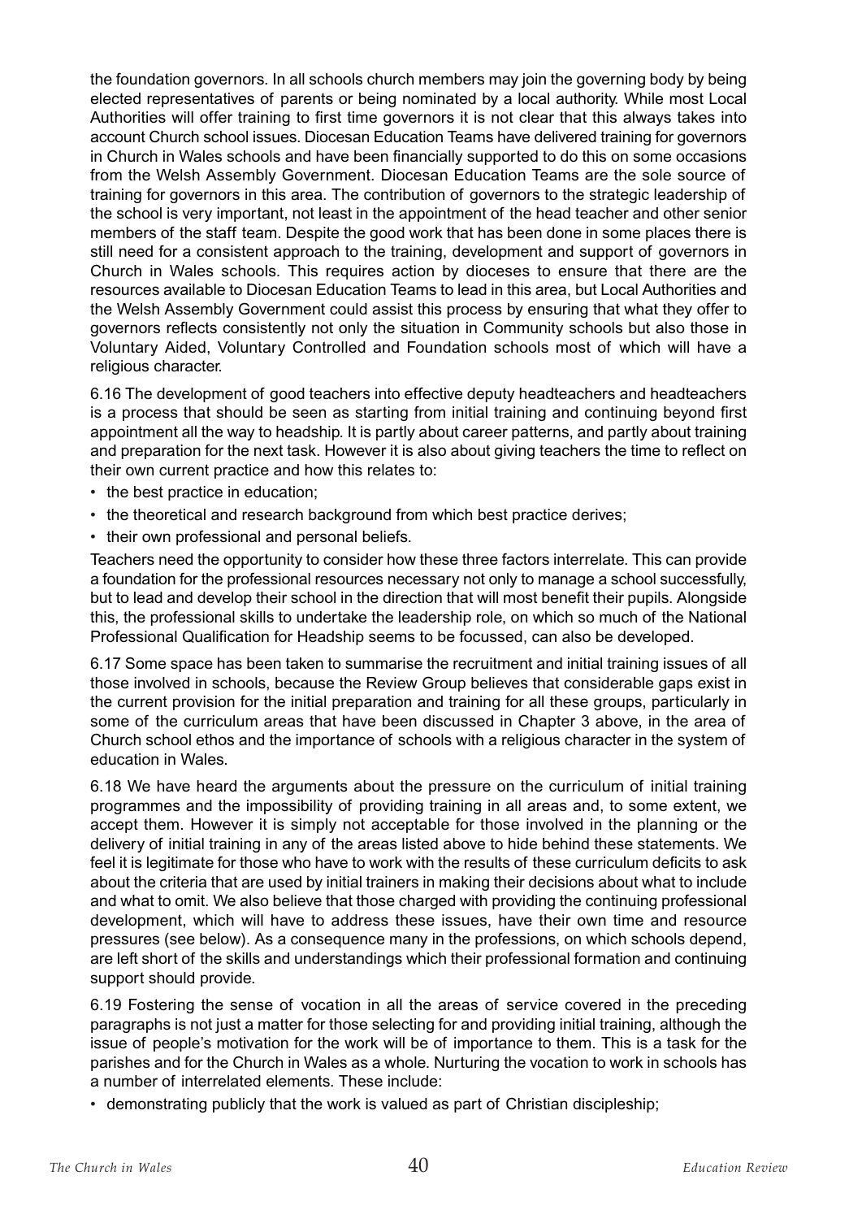the foundation governors. In all schools church members may join the governing body by being elected representatives of parents or being nominated by a local authority. While most Local Authorities will offer training to first time governors it is not clear that this always takes into account Church school issues. Diocesan Education Teams have delivered training for governors in Church in Wales schools and have been financially supported to do this on some occasions from the Welsh Assembly Government. Diocesan Education Teams are the sole source of training for governors in this area. The contribution of governors to the strategic leadership of the school is very important, not least in the appointment of the head teacher and other senior members of the staff team. Despite the good work that has been done in some places there is still need for a consistent approach to the training, development and support of governors in Church in Wales schools. This requires action by dioceses to ensure that there are the resources available to Diocesan Education Teams to lead in this area, but Local Authorities and the Welsh Assembly Government could assist this process by ensuring that what they offer to governors reflects consistently not only the situation in Community schools but also those in Voluntary Aided, Voluntary Controlled and Foundation schools most of which will have a religious character.

6.16 The development of good teachers into effective deputy headteachers and headteachers is a process that should be seen as starting from initial training and continuing beyond first appointment all the way to headship. It is partly about career patterns, and partly about training and preparation for the next task. However it is also about giving teachers the time to reflect on their own current practice and how this relates to:

- the best practice in education;
- the theoretical and research background from which best practice derives;
- their own professional and personal beliefs.

Teachers need the opportunity to consider how these three factors interrelate. This can provide a foundation for the professional resources necessary not only to manage a school successfully, but to lead and develop their school in the direction that will most benefit their pupils. Alongside this, the professional skills to undertake the leadership role, on which so much of the National Professional Qualification for Headship seems to be focussed, can also be developed.

6.17 Some space has been taken to summarise the recruitment and initial training issues of all those involved in schools, because the Review Group believes that considerable gaps exist in the current provision for the initial preparation and training for all these groups, particularly in some of the curriculum areas that have been discussed in Chapter 3 above, in the area of Church school ethos and the importance of schools with a religious character in the system of education in Wales.

6.18 We have heard the arguments about the pressure on the curriculum of initial training programmes and the impossibility of providing training in all areas and, to some extent, we accept them. However it is simply not acceptable for those involved in the planning or the delivery of initial training in any of the areas listed above to hide behind these statements. We feel it is legitimate for those who have to work with the results of these curriculum deficits to ask about the criteria that are used by initial trainers in making their decisions about what to include and what to omit. We also believe that those charged with providing the continuing professional development, which will have to address these issues, have their own time and resource pressures (see below). As a consequence many in the professions, on which schools depend, are left short of the skills and understandings which their professional formation and continuing support should provide.

6.19 Fostering the sense of vocation in all the areas of service covered in the preceding paragraphs is not just a matter for those selecting for and providing initial training, although the issue of people's motivation for the work will be of importance to them. This is a task for the parishes and for the Church in Wales as a whole. Nurturing the vocation to work in schools has a number of interrelated elements. These include:

- demonstrating publicly that the work is valued as part of Christian discipleship;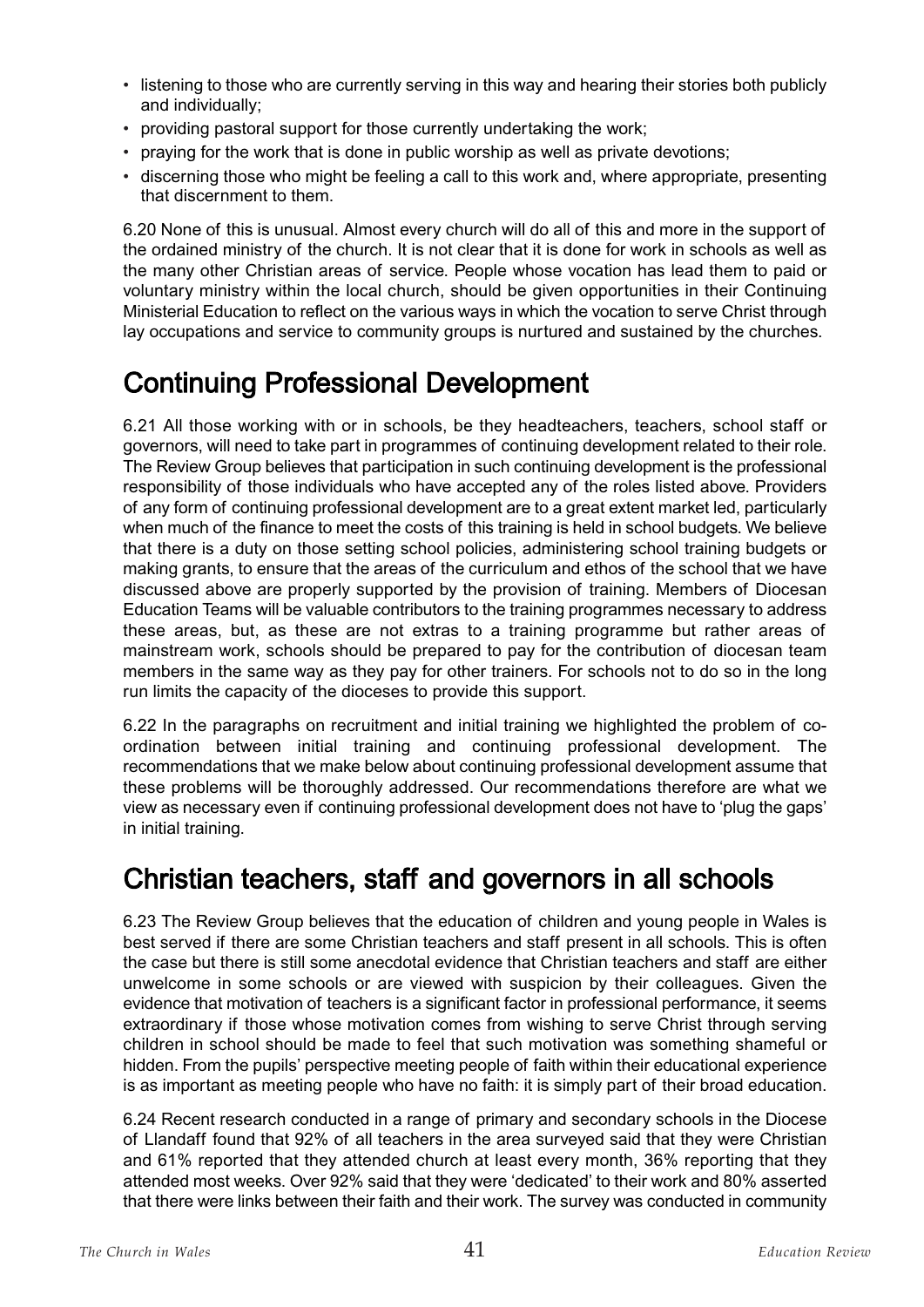- listening to those who are currently serving in this way and hearing their stories both publicly and individually;
- providing pastoral support for those currently undertaking the work;
- praying for the work that is done in public worship as well as private devotions;
- discerning those who might be feeling a call to this work and, where appropriate, presenting that discernment to them.

6.20 None of this is unusual. Almost every church will do all of this and more in the support of the ordained ministry of the church. It is not clear that it is done for work in schools as well as the many other Christian areas of service. People whose vocation has lead them to paid or voluntary ministry within the local church, should be given opportunities in their Continuing Ministerial Education to reflect on the various ways in which the vocation to serve Christ through lay occupations and service to community groups is nurtured and sustained by the churches.

## Continuing Professional Development

6.21 All those working with or in schools, be they headteachers, teachers, school staff or governors, will need to take part in programmes of continuing development related to their role. The Review Group believes that participation in such continuing development is the professional responsibility of those individuals who have accepted any of the roles listed above. Providers of any form of continuing professional development are to a great extent market led, particularly when much of the finance to meet the costs of this training is held in school budgets. We believe that there is a duty on those setting school policies, administering school training budgets or making grants, to ensure that the areas of the curriculum and ethos of the school that we have discussed above are properly supported by the provision of training. Members of Diocesan Education Teams will be valuable contributors to the training programmes necessary to address these areas, but, as these are not extras to a training programme but rather areas of mainstream work, schools should be prepared to pay for the contribution of diocesan team members in the same way as they pay for other trainers. For schools not to do so in the long run limits the capacity of the dioceses to provide this support.

6.22 In the paragraphs on recruitment and initial training we highlighted the problem of co-ordination between initial training and continuing professional development. The recommendations that we make below about continuing professional development assume that these problems will be thoroughly addressed. Our recommendations therefore are what we view as necessary even if continuing professional development does not have to 'plug the gaps' in initial training.

## Christian teachers, staff and governors in all schools

6.23 The Review Group believes that the education of children and young people in Wales is best served if there are some Christian teachers and staff present in all schools. This is often the case but there is still some anecdotal evidence that Christian teachers and staff are either unwelcome in some schools or are viewed with suspicion by their colleagues. Given the evidence that motivation of teachers is a significant factor in professional performance, it seems extraordinary if those whose motivation comes from wishing to serve Christ through serving children in school should be made to feel that such motivation was something shameful or hidden. From the pupils' perspective meeting people of faith within their educational experience is as important as meeting people who have no faith: it is simply part of their broad education.

6.24 Recent research conducted in a range of primary and secondary schools in the Diocese of Llandaff found that 92% of all teachers in the area surveyed said that they were Christian and 61% reported that they attended church at least every month, 36% reporting that they attended most weeks. Over 92% said that they were 'dedicated' to their work and 80% asserted that there were links between their faith and their work. The survey was conducted in community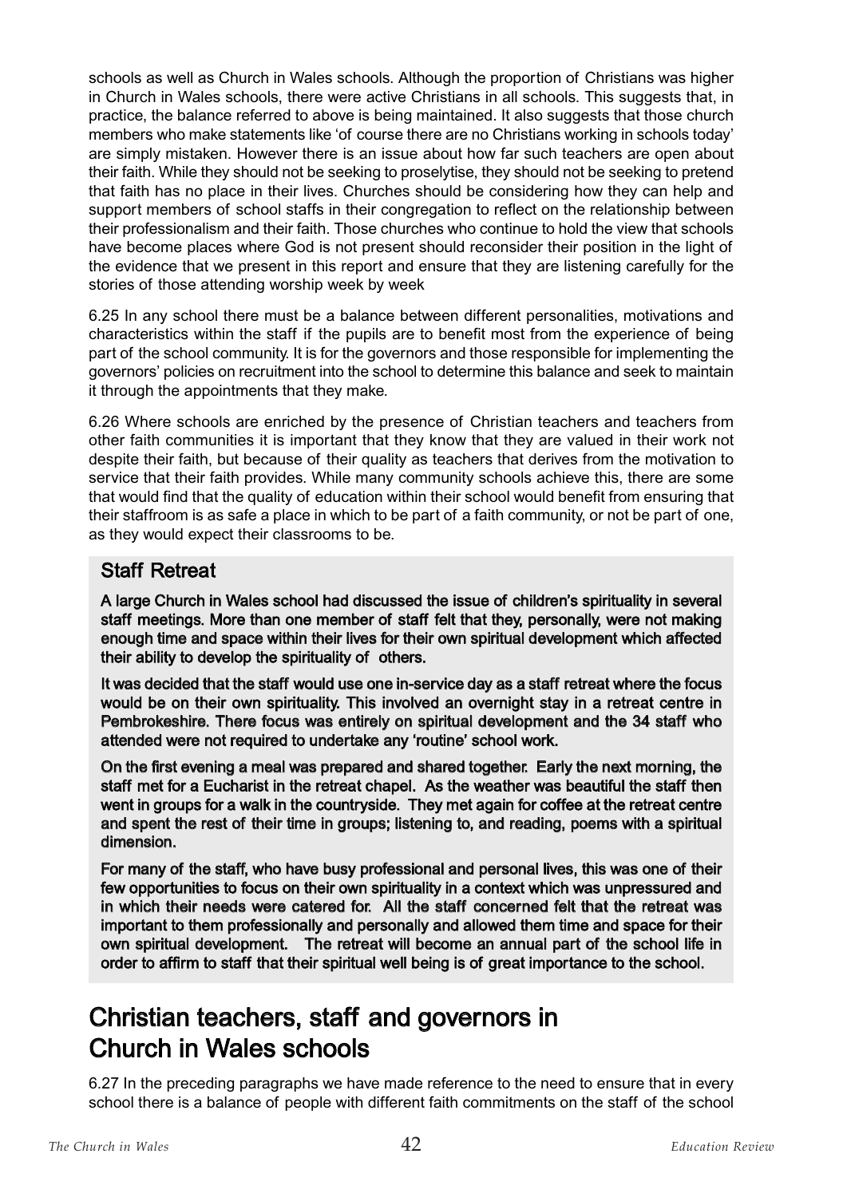schools as well as Church in Wales schools. Although the proportion of Christians was higher in Church in Wales schools, there were active Christians in all schools. This suggests that, in practice, the balance referred to above is being maintained. It also suggests that those church members who make statements like 'of course there are no Christians working in schools today' are simply mistaken. However there is an issue about how far such teachers are open about their faith. While they should not be seeking to proselytise, they should not be seeking to pretend that faith has no place in their lives. Churches should be considering how they can help and support members of school staffs in their congregation to reflect on the relationship between their professionalism and their faith. Those churches who continue to hold the view that schools have become places where God is not present should reconsider their position in the light of the evidence that we present in this report and ensure that they are listening carefully for the stories of those attending worship week by week

6.25 In any school there must be a balance between different personalities, motivations and characteristics within the staff if the pupils are to benefit most from the experience of being part of the school community. It is for the governors and those responsible for implementing the governors' policies on recruitment into the school to determine this balance and seek to maintain it through the appointments that they make.

6.26 Where schools are enriched by the presence of Christian teachers and teachers from other faith communities it is important that they know that they are valued in their work not despite their faith, but because of their quality as teachers that derives from the motivation to service that their faith provides. While many community schools achieve this, there are some that would find that the quality of education within their school would benefit from ensuring that their staffroom is as safe a place in which to be part of a faith community, or not be part of one, as they would expect their classrooms to be.

### Staff Retreat

**A large Church in Wales school had discussed the issue of children's spirituality in several staff meetings. More than one member of staff felt that they, personally, were not making enough time and space within their lives for their own spiritual development which affected their ability to develop the spirituality of others.**

**It was decided that the staff would use one in-service day as a staff retreat where the focus would be on their own spirituality. This involved an overnight stay in a retreat centre in Pembrokeshire. There focus was entirely on spiritual development and the 34 staff who attended were not required to undertake any 'routine' school work.**

**On the first evening a meal was prepared and shared together. Early the next morning, the staff met for a Eucharist in the retreat chapel. As the weather was beautiful the staff then went in groups for a walk in the countryside. They met again for coffee at the retreat centre and spent the rest of their time in groups; listening to, and reading, poems with a spiritual dimension.**

**For many of the staff, who have busy professional and personal lives, this was one of their few opportunities to focus on their own spirituality in a context which was unpressured and in which their needs were catered for. All the staff concerned felt that the retreat was important to them professionally and personally and allowed them time and space for their own spiritual development. The retreat will become an annual part of the school life in order to affirm to staff that their spiritual well being is of great importance to the school.**

## Christian teachers, staff and governors in Church in Wales schools

6.27 In the preceding paragraphs we have made reference to the need to ensure that in every school there is a balance of people with different faith commitments on the staff of the school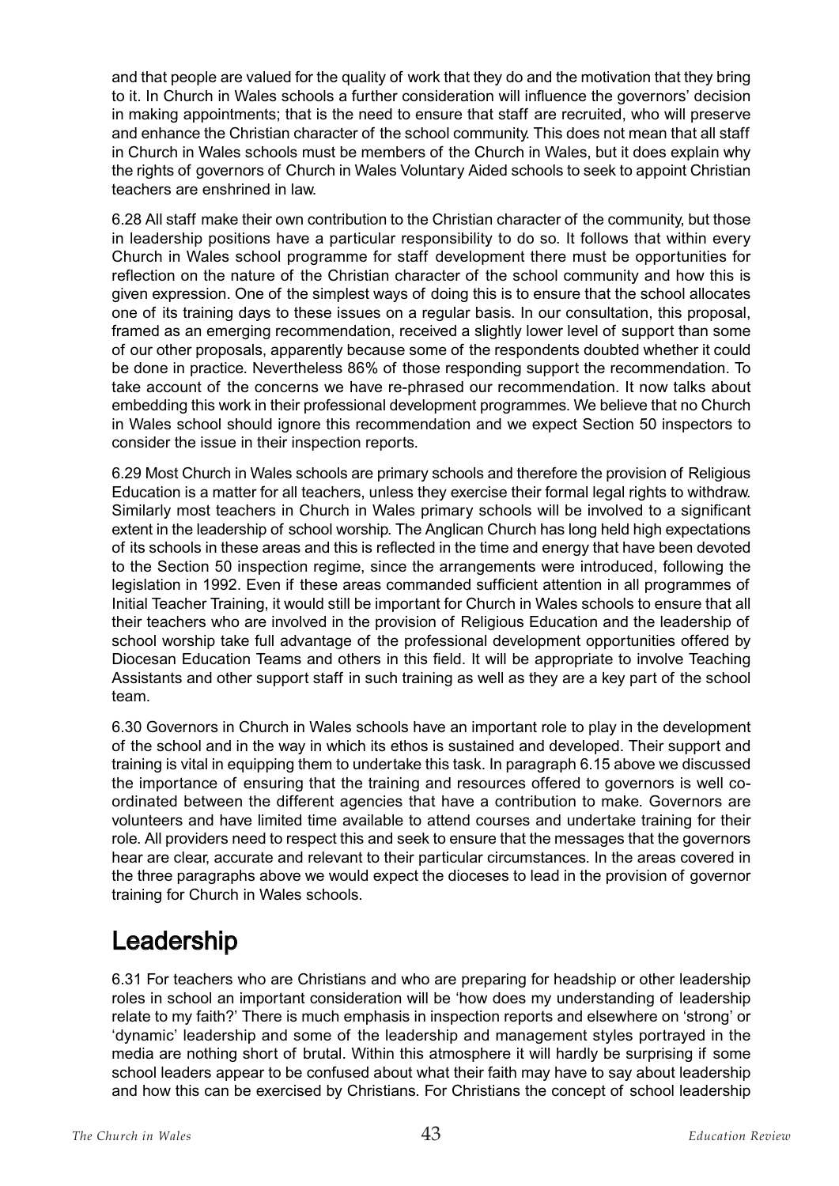and that people are valued for the quality of work that they do and the motivation that they bring to it. In Church in Wales schools a further consideration will influence the governors' decision in making appointments; that is the need to ensure that staff are recruited, who will preserve and enhance the Christian character of the school community. This does not mean that all staff in Church in Wales schools must be members of the Church in Wales, but it does explain why the rights of governors of Church in Wales Voluntary Aided schools to seek to appoint Christian teachers are enshrined in law.

6.28 All staff make their own contribution to the Christian character of the community, but those in leadership positions have a particular responsibility to do so. It follows that within every Church in Wales school programme for staff development there must be opportunities for reflection on the nature of the Christian character of the school community and how this is given expression. One of the simplest ways of doing this is to ensure that the school allocates one of its training days to these issues on a regular basis. In our consultation, this proposal, framed as an emerging recommendation, received a slightly lower level of support than some of our other proposals, apparently because some of the respondents doubted whether it could be done in practice. Nevertheless 86% of those responding support the recommendation. To take account of the concerns we have re-phrased our recommendation. It now talks about embedding this work in their professional development programmes. We believe that no Church in Wales school should ignore this recommendation and we expect Section 50 inspectors to consider the issue in their inspection reports.

6.29 Most Church in Wales schools are primary schools and therefore the provision of Religious Education is a matter for all teachers, unless they exercise their formal legal rights to withdraw. Similarly most teachers in Church in Wales primary schools will be involved to a significant extent in the leadership of school worship. The Anglican Church has long held high expectations of its schools in these areas and this is reflected in the time and energy that have been devoted to the Section 50 inspection regime, since the arrangements were introduced, following the legislation in 1992. Even if these areas commanded sufficient attention in all programmes of Initial Teacher Training, it would still be important for Church in Wales schools to ensure that all their teachers who are involved in the provision of Religious Education and the leadership of school worship take full advantage of the professional development opportunities offered by Diocesan Education Teams and others in this field. It will be appropriate to involve Teaching Assistants and other support staff in such training as well as they are a key part of the school team.

6.30 Governors in Church in Wales schools have an important role to play in the development of the school and in the way in which its ethos is sustained and developed. Their support and training is vital in equipping them to undertake this task. In paragraph 6.15 above we discussed the importance of ensuring that the training and resources offered to governors is well co-ordinated between the different agencies that have a contribution to make. Governors are volunteers and have limited time available to attend courses and undertake training for their role. All providers need to respect this and seek to ensure that the messages that the governors hear are clear, accurate and relevant to their particular circumstances. In the areas covered in the three paragraphs above we would expect the dioceses to lead in the provision of governor training for Church in Wales schools.

## Leadership

6.31 For teachers who are Christians and who are preparing for headship or other leadership roles in school an important consideration will be 'how does my understanding of leadership relate to my faith?' There is much emphasis in inspection reports and elsewhere on 'strong' or 'dynamic' leadership and some of the leadership and management styles portrayed in the media are nothing short of brutal. Within this atmosphere it will hardly be surprising if some school leaders appear to be confused about what their faith may have to say about leadership and how this can be exercised by Christians. For Christians the concept of school leadership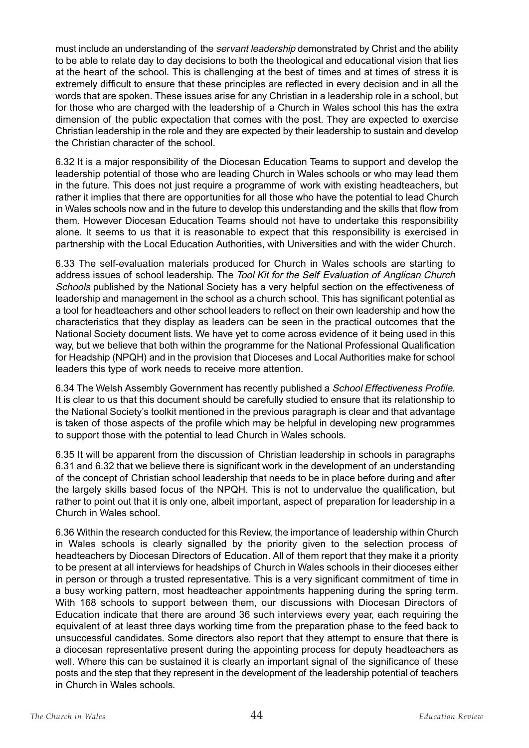must include an understanding of the *servant leadership* demonstrated by Christ and the ability to be able to relate day to day decisions to both the theological and educational vision that lies at the heart of the school. This is challenging at the best of times and at times of stress it is extremely difficult to ensure that these principles are reflected in every decision and in all the words that are spoken. These issues arise for any Christian in a leadership role in a school, but for those who are charged with the leadership of a Church in Wales school this has the extra dimension of the public expectation that comes with the post. They are expected to exercise Christian leadership in the role and they are expected by their leadership to sustain and develop the Christian character of the school.

6.32 It is a major responsibility of the Diocesan Education Teams to support and develop the leadership potential of those who are leading Church in Wales schools or who may lead them in the future. This does not just require a programme of work with existing headteachers, but rather it implies that there are opportunities for all those who have the potential to lead Church in Wales schools now and in the future to develop this understanding and the skills that flow from them. However Diocesan Education Teams should not have to undertake this responsibility alone. It seems to us that it is reasonable to expect that this responsibility is exercised in partnership with the Local Education Authorities, with Universities and with the wider Church.

6.33 The self-evaluation materials produced for Church in Wales schools are starting to address issues of school leadership. The *Tool Kit for the Self Evaluation of Anglican Church Schools* published by the National Society has a very helpful section on the effectiveness of leadership and management in the school as a church school. This has significant potential as a tool for headteachers and other school leaders to reflect on their own leadership and how the characteristics that they display as leaders can be seen in the practical outcomes that the National Society document lists. We have yet to come across evidence of it being used in this way, but we believe that both within the programme for the National Professional Qualification for Headship (NPQH) and in the provision that Dioceses and Local Authorities make for school leaders this type of work needs to receive more attention.

6.34 The Welsh Assembly Government has recently published a *School Effectiveness Profile*. It is clear to us that this document should be carefully studied to ensure that its relationship to the National Society's toolkit mentioned in the previous paragraph is clear and that advantage is taken of those aspects of the profile which may be helpful in developing new programmes to support those with the potential to lead Church in Wales schools.

6.35 It will be apparent from the discussion of Christian leadership in schools in paragraphs 6.31 and 6.32 that we believe there is significant work in the development of an understanding of the concept of Christian school leadership that needs to be in place before during and after the largely skills based focus of the NPQH. This is not to undervalue the qualification, but rather to point out that it is only one, albeit important, aspect of preparation for leadership in a Church in Wales school.

6.36 Within the research conducted for this Review, the importance of leadership within Church in Wales schools is clearly signalled by the priority given to the selection process of headteachers by Diocesan Directors of Education. All of them report that they make it a priority to be present at all interviews for headships of Church in Wales schools in their dioceses either in person or through a trusted representative. This is a very significant commitment of time in a busy working pattern, most headteacher appointments happening during the spring term. With 168 schools to support between them, our discussions with Diocesan Directors of Education indicate that there are around 36 such interviews every year, each requiring the equivalent of at least three days working time from the preparation phase to the feed back to unsuccessful candidates. Some directors also report that they attempt to ensure that there is a diocesan representative present during the appointing process for deputy headteachers as well. Where this can be sustained it is clearly an important signal of the significance of these posts and the step that they represent in the development of the leadership potential of teachers in Church in Wales schools.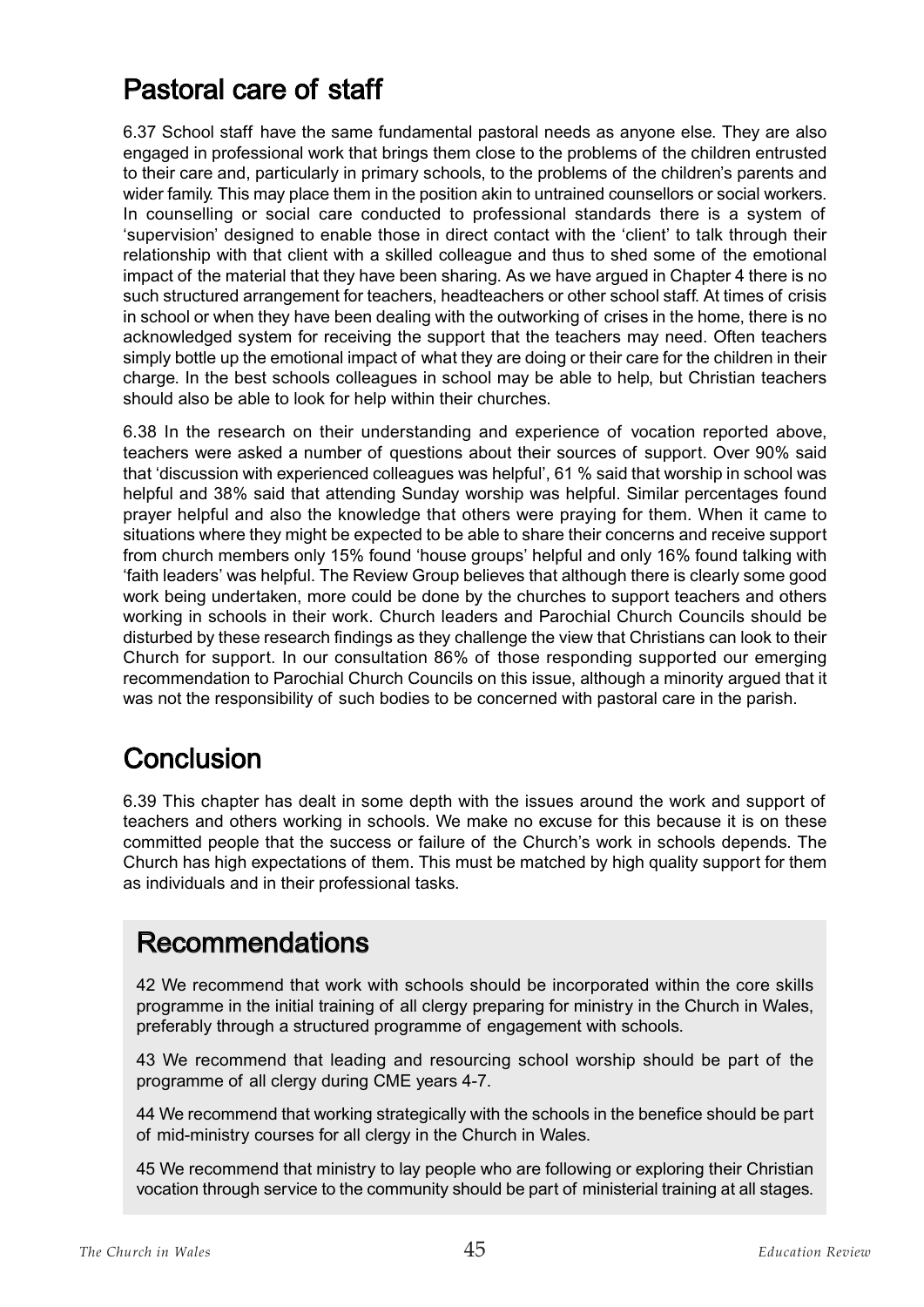## Pastoral care of staff

6.37 School staff have the same fundamental pastoral needs as anyone else. They are also engaged in professional work that brings them close to the problems of the children entrusted to their care and, particularly in primary schools, to the problems of the children's parents and wider family. This may place them in the position akin to untrained counsellors or social workers. In counselling or social care conducted to professional standards there is a system of 'supervision' designed to enable those in direct contact with the 'client' to talk through their relationship with that client with a skilled colleague and thus to shed some of the emotional impact of the material that they have been sharing. As we have argued in Chapter 4 there is no such structured arrangement for teachers, headteachers or other school staff. At times of crisis in school or when they have been dealing with the outworking of crises in the home, there is no acknowledged system for receiving the support that the teachers may need. Often teachers simply bottle up the emotional impact of what they are doing or their care for the children in their charge. In the best schools colleagues in school may be able to help, but Christian teachers should also be able to look for help within their churches.

6.38 In the research on their understanding and experience of vocation reported above, teachers were asked a number of questions about their sources of support. Over 90% said that 'discussion with experienced colleagues was helpful', 61 % said that worship in school was helpful and 38% said that attending Sunday worship was helpful. Similar percentages found prayer helpful and also the knowledge that others were praying for them. When it came to situations where they might be expected to be able to share their concerns and receive support from church members only 15% found 'house groups' helpful and only 16% found talking with 'faith leaders' was helpful. The Review Group believes that although there is clearly some good work being undertaken, more could be done by the churches to support teachers and others working in schools in their work. Church leaders and Parochial Church Councils should be disturbed by these research findings as they challenge the view that Christians can look to their Church for support. In our consultation 86% of those responding supported our emerging recommendation to Parochial Church Councils on this issue, although a minority argued that it was not the responsibility of such bodies to be concerned with pastoral care in the parish.

## Conclusion

6.39 This chapter has dealt in some depth with the issues around the work and support of teachers and others working in schools. We make no excuse for this because it is on these committed people that the success or failure of the Church's work in schools depends. The Church has high expectations of them. This must be matched by high quality support for them as individuals and in their professional tasks.

## Recommendations

42 We recommend that work with schools should be incorporated within the core skills programme in the initial training of all clergy preparing for ministry in the Church in Wales, preferably through a structured programme of engagement with schools.

43 We recommend that leading and resourcing school worship should be part of the programme of all clergy during CME years 4-7.

44 We recommend that working strategically with the schools in the benefice should be part of mid-ministry courses for all clergy in the Church in Wales.

45 We recommend that ministry to lay people who are following or exploring their Christian vocation through service to the community should be part of ministerial training at all stages.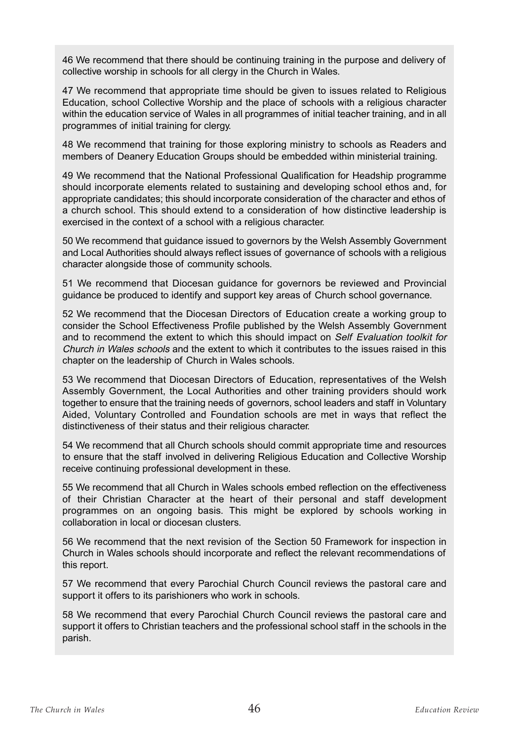46 We recommend that there should be continuing training in the purpose and delivery of collective worship in schools for all clergy in the Church in Wales.

47 We recommend that appropriate time should be given to issues related to Religious Education, school Collective Worship and the place of schools with a religious character within the education service of Wales in all programmes of initial teacher training, and in all programmes of initial training for clergy.

48 We recommend that training for those exploring ministry to schools as Readers and members of Deanery Education Groups should be embedded within ministerial training.

49 We recommend that the National Professional Qualification for Headship programme should incorporate elements related to sustaining and developing school ethos and, for appropriate candidates; this should incorporate consideration of the character and ethos of a church school. This should extend to a consideration of how distinctive leadership is exercised in the context of a school with a religious character.

50 We recommend that guidance issued to governors by the Welsh Assembly Government and Local Authorities should always reflect issues of governance of schools with a religious character alongside those of community schools.

51 We recommend that Diocesan guidance for governors be reviewed and Provincial guidance be produced to identify and support key areas of Church school governance.

52 We recommend that the Diocesan Directors of Education create a working group to consider the School Effectiveness Profile published by the Welsh Assembly Government and to recommend the extent to which this should impact on *Self Evaluation toolkit for Church in Wales schools* and the extent to which it contributes to the issues raised in this chapter on the leadership of Church in Wales schools.

53 We recommend that Diocesan Directors of Education, representatives of the Welsh Assembly Government, the Local Authorities and other training providers should work together to ensure that the training needs of governors, school leaders and staff in Voluntary Aided, Voluntary Controlled and Foundation schools are met in ways that reflect the distinctiveness of their status and their religious character.

54 We recommend that all Church schools should commit appropriate time and resources to ensure that the staff involved in delivering Religious Education and Collective Worship receive continuing professional development in these.

55 We recommend that all Church in Wales schools embed reflection on the effectiveness of their Christian Character at the heart of their personal and staff development programmes on an ongoing basis. This might be explored by schools working in collaboration in local or diocesan clusters.

56 We recommend that the next revision of the Section 50 Framework for inspection in Church in Wales schools should incorporate and reflect the relevant recommendations of this report.

57 We recommend that every Parochial Church Council reviews the pastoral care and support it offers to its parishioners who work in schools.

58 We recommend that every Parochial Church Council reviews the pastoral care and support it offers to Christian teachers and the professional school staff in the schools in the parish.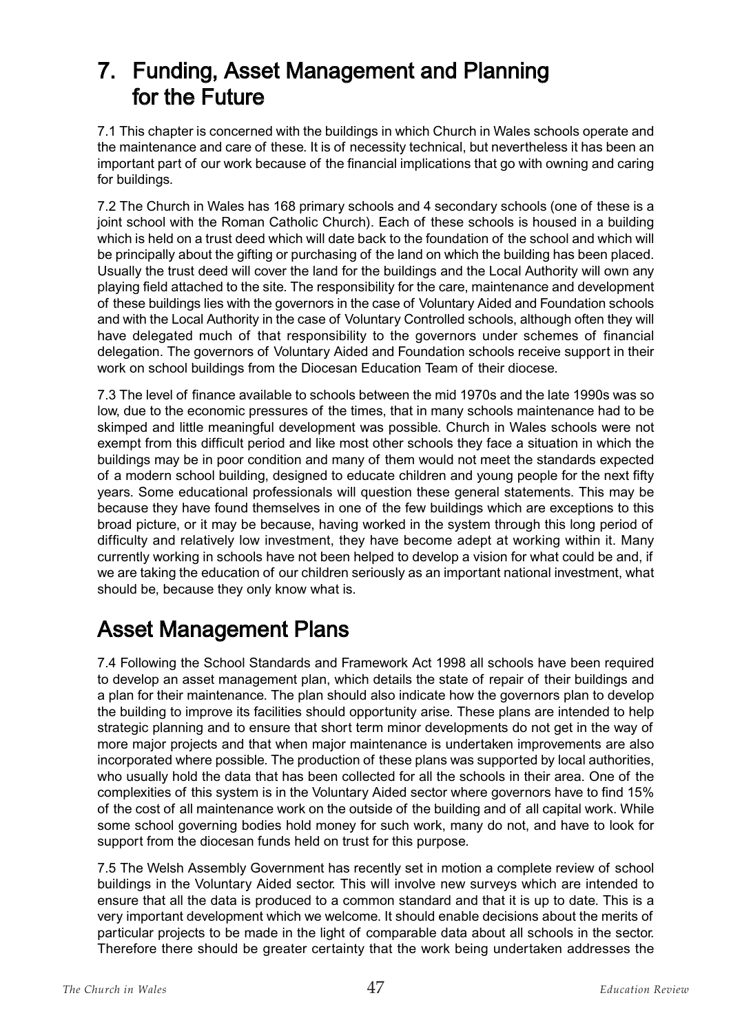# 7. Funding, Asset Management and Planning for the Future

7.1 This chapter is concerned with the buildings in which Church in Wales schools operate and the maintenance and care of these. It is of necessity technical, but nevertheless it has been an important part of our work because of the financial implications that go with owning and caring for buildings.

7.2 The Church in Wales has 168 primary schools and 4 secondary schools (one of these is a joint school with the Roman Catholic Church). Each of these schools is housed in a building which is held on a trust deed which will date back to the foundation of the school and which will be principally about the gifting or purchasing of the land on which the building has been placed. Usually the trust deed will cover the land for the buildings and the Local Authority will own any playing field attached to the site. The responsibility for the care, maintenance and development of these buildings lies with the governors in the case of Voluntary Aided and Foundation schools and with the Local Authority in the case of Voluntary Controlled schools, although often they will have delegated much of that responsibility to the governors under schemes of financial delegation. The governors of Voluntary Aided and Foundation schools receive support in their work on school buildings from the Diocesan Education Team of their diocese.

7.3 The level of finance available to schools between the mid 1970s and the late 1990s was so low, due to the economic pressures of the times, that in many schools maintenance had to be skimped and little meaningful development was possible. Church in Wales schools were not exempt from this difficult period and like most other schools they face a situation in which the buildings may be in poor condition and many of them would not meet the standards expected of a modern school building, designed to educate children and young people for the next fifty years. Some educational professionals will question these general statements. This may be because they have found themselves in one of the few buildings which are exceptions to this broad picture, or it may be because, having worked in the system through this long period of difficulty and relatively low investment, they have become adept at working within it. Many currently working in schools have not been helped to develop a vision for what could be and, if we are taking the education of our children seriously as an important national investment, what should be, because they only know what is.

## Asset Management Plans

7.4 Following the School Standards and Framework Act 1998 all schools have been required to develop an asset management plan, which details the state of repair of their buildings and a plan for their maintenance. The plan should also indicate how the governors plan to develop the building to improve its facilities should opportunity arise. These plans are intended to help strategic planning and to ensure that short term minor developments do not get in the way of more major projects and that when major maintenance is undertaken improvements are also incorporated where possible. The production of these plans was supported by local authorities, who usually hold the data that has been collected for all the schools in their area. One of the complexities of this system is in the Voluntary Aided sector where governors have to find 15% of the cost of all maintenance work on the outside of the building and of all capital work. While some school governing bodies hold money for such work, many do not, and have to look for support from the diocesan funds held on trust for this purpose.

7.5 The Welsh Assembly Government has recently set in motion a complete review of school buildings in the Voluntary Aided sector. This will involve new surveys which are intended to ensure that all the data is produced to a common standard and that it is up to date. This is a very important development which we welcome. It should enable decisions about the merits of particular projects to be made in the light of comparable data about all schools in the sector. Therefore there should be greater certainty that the work being undertaken addresses the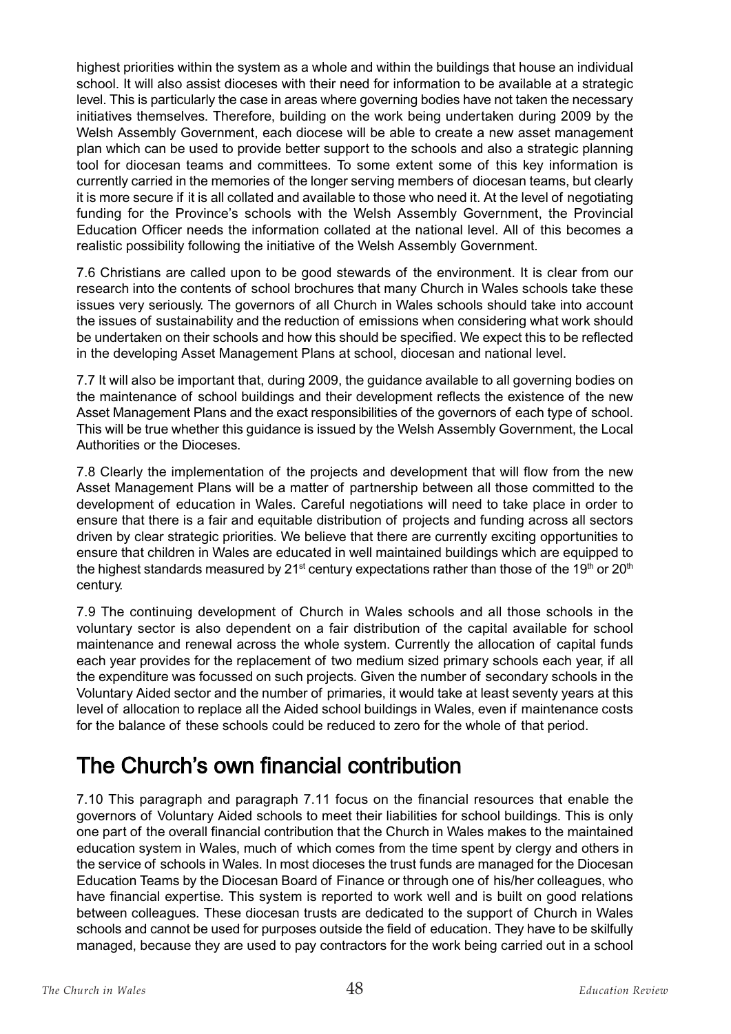highest priorities within the system as a whole and within the buildings that house an individual school. It will also assist dioceses with their need for information to be available at a strategic level. This is particularly the case in areas where governing bodies have not taken the necessary initiatives themselves. Therefore, building on the work being undertaken during 2009 by the Welsh Assembly Government, each diocese will be able to create a new asset management plan which can be used to provide better support to the schools and also a strategic planning tool for diocesan teams and committees. To some extent some of this key information is currently carried in the memories of the longer serving members of diocesan teams, but clearly it is more secure if it is all collated and available to those who need it. At the level of negotiating funding for the Province's schools with the Welsh Assembly Government, the Provincial Education Officer needs the information collated at the national level. All of this becomes a realistic possibility following the initiative of the Welsh Assembly Government.

7.6 Christians are called upon to be good stewards of the environment. It is clear from our research into the contents of school brochures that many Church in Wales schools take these issues very seriously. The governors of all Church in Wales schools should take into account the issues of sustainability and the reduction of emissions when considering what work should be undertaken on their schools and how this should be specified. We expect this to be reflected in the developing Asset Management Plans at school, diocesan and national level.

7.7 It will also be important that, during 2009, the guidance available to all governing bodies on the maintenance of school buildings and their development reflects the existence of the new Asset Management Plans and the exact responsibilities of the governors of each type of school. This will be true whether this guidance is issued by the Welsh Assembly Government, the Local Authorities or the Dioceses.

7.8 Clearly the implementation of the projects and development that will flow from the new Asset Management Plans will be a matter of partnership between all those committed to the development of education in Wales. Careful negotiations will need to take place in order to ensure that there is a fair and equitable distribution of projects and funding across all sectors driven by clear strategic priorities. We believe that there are currently exciting opportunities to ensure that children in Wales are educated in well maintained buildings which are equipped to the highest standards measured by 21st century expectations rather than those of the 19th or 20th century.

7.9 The continuing development of Church in Wales schools and all those schools in the voluntary sector is also dependent on a fair distribution of the capital available for school maintenance and renewal across the whole system. Currently the allocation of capital funds each year provides for the replacement of two medium sized primary schools each year, if all the expenditure was focussed on such projects. Given the number of secondary schools in the Voluntary Aided sector and the number of primaries, it would take at least seventy years at this level of allocation to replace all the Aided school buildings in Wales, even if maintenance costs for the balance of these schools could be reduced to zero for the whole of that period.

## The Church's own financial contribution

7.10 This paragraph and paragraph 7.11 focus on the financial resources that enable the governors of Voluntary Aided schools to meet their liabilities for school buildings. This is only one part of the overall financial contribution that the Church in Wales makes to the maintained education system in Wales, much of which comes from the time spent by clergy and others in the service of schools in Wales. In most dioceses the trust funds are managed for the Diocesan Education Teams by the Diocesan Board of Finance or through one of his/her colleagues, who have financial expertise. This system is reported to work well and is built on good relations between colleagues. These diocesan trusts are dedicated to the support of Church in Wales schools and cannot be used for purposes outside the field of education. They have to be skilfully managed, because they are used to pay contractors for the work being carried out in a school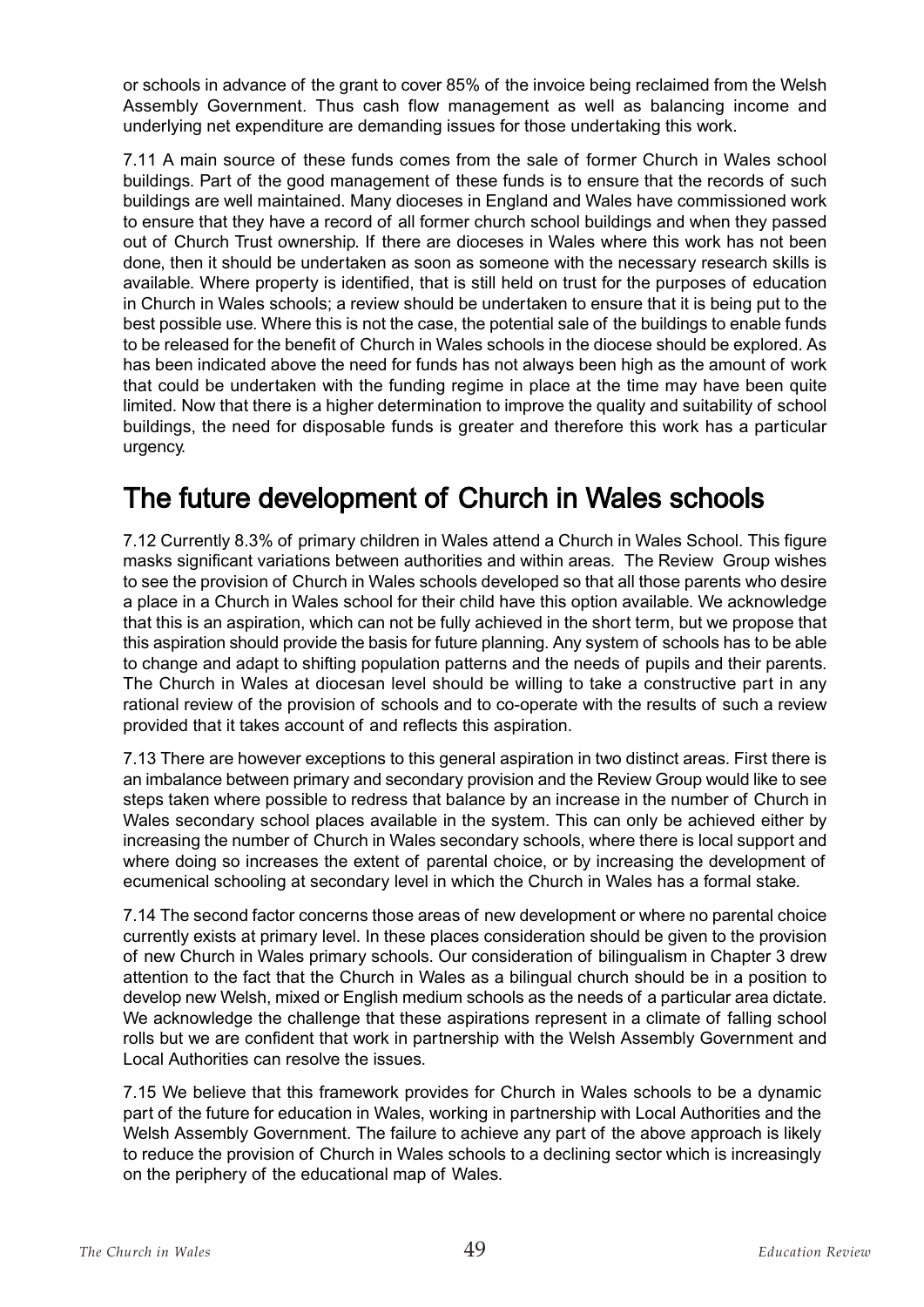or schools in advance of the grant to cover 85% of the invoice being reclaimed from the Welsh Assembly Government. Thus cash flow management as well as balancing income and underlying net expenditure are demanding issues for those undertaking this work.

7.11 A main source of these funds comes from the sale of former Church in Wales school buildings. Part of the good management of these funds is to ensure that the records of such buildings are well maintained. Many dioceses in England and Wales have commissioned work to ensure that they have a record of all former church school buildings and when they passed out of Church Trust ownership. If there are dioceses in Wales where this work has not been done, then it should be undertaken as soon as someone with the necessary research skills is available. Where property is identified, that is still held on trust for the purposes of education in Church in Wales schools; a review should be undertaken to ensure that it is being put to the best possible use. Where this is not the case, the potential sale of the buildings to enable funds to be released for the benefit of Church in Wales schools in the diocese should be explored. As has been indicated above the need for funds has not always been high as the amount of work that could be undertaken with the funding regime in place at the time may have been quite limited. Now that there is a higher determination to improve the quality and suitability of school buildings, the need for disposable funds is greater and therefore this work has a particular urgency.

## The future development of Church in Wales schools

7.12 Currently 8.3% of primary children in Wales attend a Church in Wales School. This figure masks significant variations between authorities and within areas. The Review Group wishes to see the provision of Church in Wales schools developed so that all those parents who desire a place in a Church in Wales school for their child have this option available. We acknowledge that this is an aspiration, which can not be fully achieved in the short term, but we propose that this aspiration should provide the basis for future planning. Any system of schools has to be able to change and adapt to shifting population patterns and the needs of pupils and their parents. The Church in Wales at diocesan level should be willing to take a constructive part in any rational review of the provision of schools and to co-operate with the results of such a review provided that it takes account of and reflects this aspiration.

7.13 There are however exceptions to this general aspiration in two distinct areas. First there is an imbalance between primary and secondary provision and the Review Group would like to see steps taken where possible to redress that balance by an increase in the number of Church in Wales secondary school places available in the system. This can only be achieved either by increasing the number of Church in Wales secondary schools, where there is local support and where doing so increases the extent of parental choice, or by increasing the development of ecumenical schooling at secondary level in which the Church in Wales has a formal stake.

7.14 The second factor concerns those areas of new development or where no parental choice currently exists at primary level. In these places consideration should be given to the provision of new Church in Wales primary schools. Our consideration of bilingualism in Chapter 3 drew attention to the fact that the Church in Wales as a bilingual church should be in a position to develop new Welsh, mixed or English medium schools as the needs of a particular area dictate. We acknowledge the challenge that these aspirations represent in a climate of falling school rolls but we are confident that work in partnership with the Welsh Assembly Government and Local Authorities can resolve the issues.

7.15 We believe that this framework provides for Church in Wales schools to be a dynamic part of the future for education in Wales, working in partnership with Local Authorities and the Welsh Assembly Government. The failure to achieve any part of the above approach is likely to reduce the provision of Church in Wales schools to a declining sector which is increasingly on the periphery of the educational map of Wales.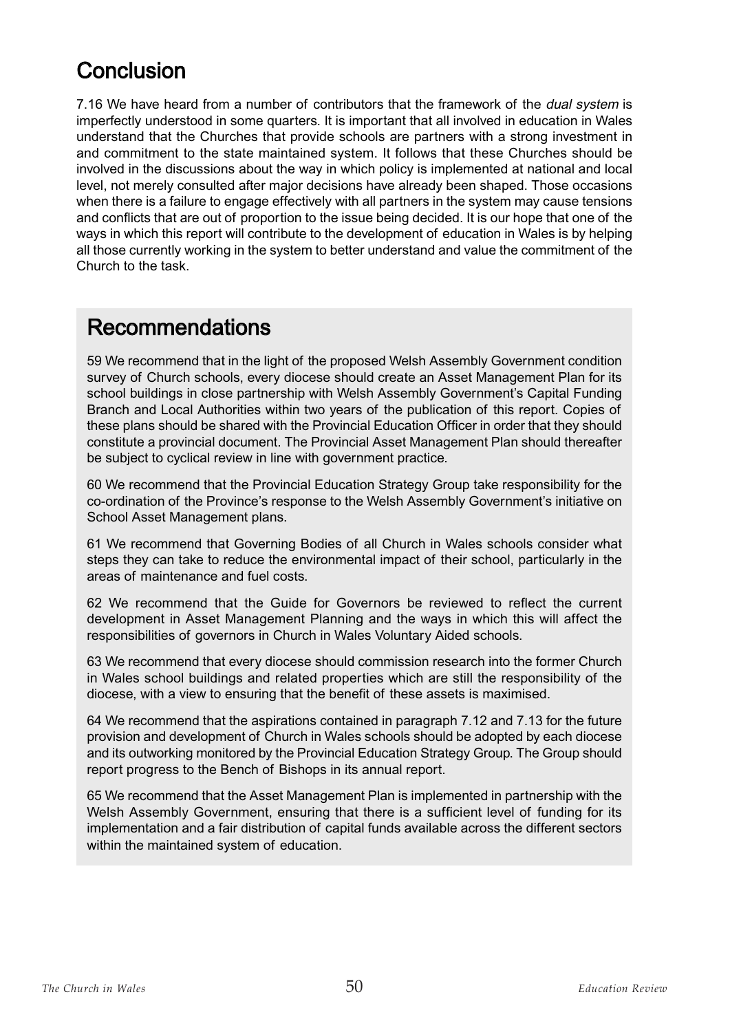## Conclusion

7.16 We have heard from a number of contributors that the framework of the *dual system* is imperfectly understood in some quarters. It is important that all involved in education in Wales understand that the Churches that provide schools are partners with a strong investment in and commitment to the state maintained system. It follows that these Churches should be involved in the discussions about the way in which policy is implemented at national and local level, not merely consulted after major decisions have already been shaped. Those occasions when there is a failure to engage effectively with all partners in the system may cause tensions and conflicts that are out of proportion to the issue being decided. It is our hope that one of the ways in which this report will contribute to the development of education in Wales is by helping all those currently working in the system to better understand and value the commitment of the Church to the task.

## Recommendations

59 We recommend that in the light of the proposed Welsh Assembly Government condition survey of Church schools, every diocese should create an Asset Management Plan for its school buildings in close partnership with Welsh Assembly Government's Capital Funding Branch and Local Authorities within two years of the publication of this report. Copies of these plans should be shared with the Provincial Education Officer in order that they should constitute a provincial document. The Provincial Asset Management Plan should thereafter be subject to cyclical review in line with government practice.

60 We recommend that the Provincial Education Strategy Group take responsibility for the co-ordination of the Province's response to the Welsh Assembly Government's initiative on School Asset Management plans.

61 We recommend that Governing Bodies of all Church in Wales schools consider what steps they can take to reduce the environmental impact of their school, particularly in the areas of maintenance and fuel costs.

62 We recommend that the Guide for Governors be reviewed to reflect the current development in Asset Management Planning and the ways in which this will affect the responsibilities of governors in Church in Wales Voluntary Aided schools.

63 We recommend that every diocese should commission research into the former Church in Wales school buildings and related properties which are still the responsibility of the diocese, with a view to ensuring that the benefit of these assets is maximised.

64 We recommend that the aspirations contained in paragraph 7.12 and 7.13 for the future provision and development of Church in Wales schools should be adopted by each diocese and its outworking monitored by the Provincial Education Strategy Group. The Group should report progress to the Bench of Bishops in its annual report.

65 We recommend that the Asset Management Plan is implemented in partnership with the Welsh Assembly Government, ensuring that there is a sufficient level of funding for its implementation and a fair distribution of capital funds available across the different sectors within the maintained system of education.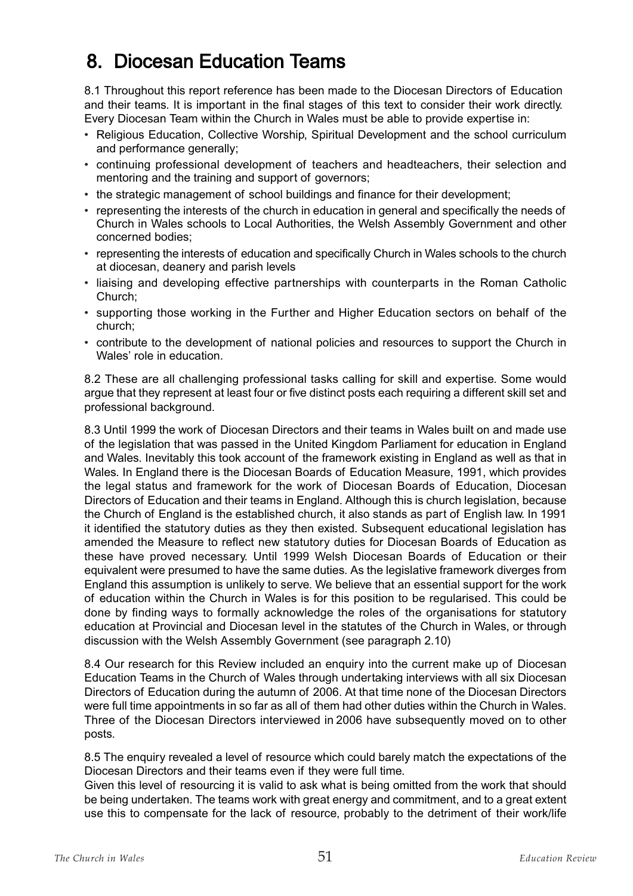# 8. Diocesan Education Teams

8.1 Throughout this report reference has been made to the Diocesan Directors of Education and their teams. It is important in the final stages of this text to consider their work directly. Every Diocesan Team within the Church in Wales must be able to provide expertise in:

- Religious Education, Collective Worship, Spiritual Development and the school curriculum and performance generally;
- continuing professional development of teachers and headteachers, their selection and mentoring and the training and support of governors;
- the strategic management of school buildings and finance for their development;
- representing the interests of the church in education in general and specifically the needs of Church in Wales schools to Local Authorities, the Welsh Assembly Government and other concerned bodies;
- representing the interests of education and specifically Church in Wales schools to the church at diocesan, deanery and parish levels
- liaising and developing effective partnerships with counterparts in the Roman Catholic Church;
- supporting those working in the Further and Higher Education sectors on behalf of the church;
- contribute to the development of national policies and resources to support the Church in Wales' role in education.

8.2 These are all challenging professional tasks calling for skill and expertise. Some would argue that they represent at least four or five distinct posts each requiring a different skill set and professional background.

8.3 Until 1999 the work of Diocesan Directors and their teams in Wales built on and made use of the legislation that was passed in the United Kingdom Parliament for education in England and Wales. Inevitably this took account of the framework existing in England as well as that in Wales. In England there is the Diocesan Boards of Education Measure, 1991, which provides the legal status and framework for the work of Diocesan Boards of Education, Diocesan Directors of Education and their teams in England. Although this is church legislation, because the Church of England is the established church, it also stands as part of English law. In 1991 it identified the statutory duties as they then existed. Subsequent educational legislation has amended the Measure to reflect new statutory duties for Diocesan Boards of Education as these have proved necessary. Until 1999 Welsh Diocesan Boards of Education or their equivalent were presumed to have the same duties. As the legislative framework diverges from England this assumption is unlikely to serve. We believe that an essential support for the work of education within the Church in Wales is for this position to be regularised. This could be done by finding ways to formally acknowledge the roles of the organisations for statutory education at Provincial and Diocesan level in the statutes of the Church in Wales, or through discussion with the Welsh Assembly Government (see paragraph 2.10)

8.4 Our research for this Review included an enquiry into the current make up of Diocesan Education Teams in the Church of Wales through undertaking interviews with all six Diocesan Directors of Education during the autumn of 2006. At that time none of the Diocesan Directors were full time appointments in so far as all of them had other duties within the Church in Wales. Three of the Diocesan Directors interviewed in 2006 have subsequently moved on to other posts.

8.5 The enquiry revealed a level of resource which could barely match the expectations of the Diocesan Directors and their teams even if they were full time.
Given this level of resourcing it is valid to ask what is being omitted from the work that should be being undertaken. The teams work with great energy and commitment, and to a great extent use this to compensate for the lack of resource, probably to the detriment of their work/life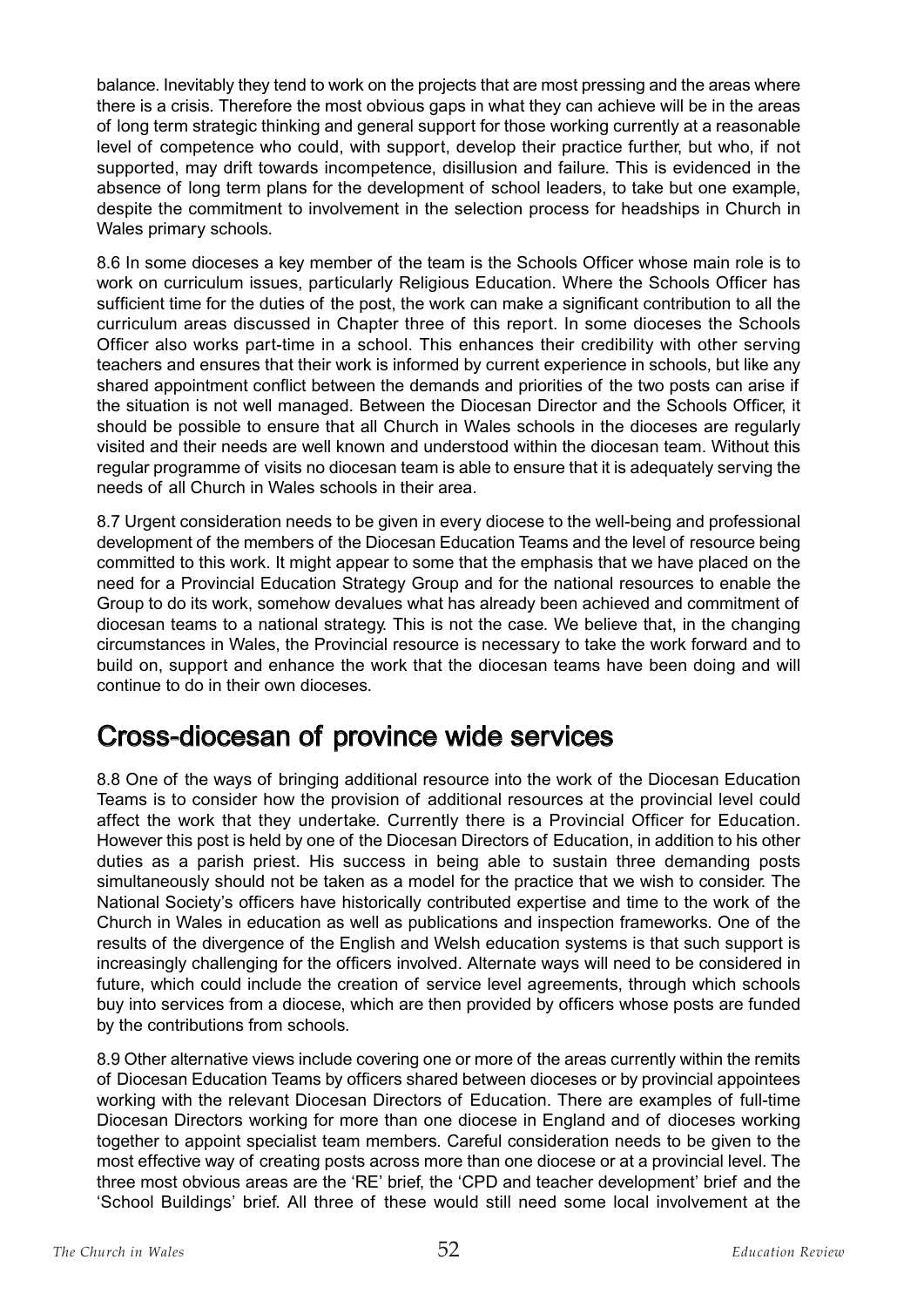balance. Inevitably they tend to work on the projects that are most pressing and the areas where there is a crisis. Therefore the most obvious gaps in what they can achieve will be in the areas of long term strategic thinking and general support for those working currently at a reasonable level of competence who could, with support, develop their practice further, but who, if not supported, may drift towards incompetence, disillusion and failure. This is evidenced in the absence of long term plans for the development of school leaders, to take but one example, despite the commitment to involvement in the selection process for headships in Church in Wales primary schools.

8.6 In some dioceses a key member of the team is the Schools Officer whose main role is to work on curriculum issues, particularly Religious Education. Where the Schools Officer has sufficient time for the duties of the post, the work can make a significant contribution to all the curriculum areas discussed in Chapter three of this report. In some dioceses the Schools Officer also works part-time in a school. This enhances their credibility with other serving teachers and ensures that their work is informed by current experience in schools, but like any shared appointment conflict between the demands and priorities of the two posts can arise if the situation is not well managed. Between the Diocesan Director and the Schools Officer, it should be possible to ensure that all Church in Wales schools in the dioceses are regularly visited and their needs are well known and understood within the diocesan team. Without this regular programme of visits no diocesan team is able to ensure that it is adequately serving the needs of all Church in Wales schools in their area.

8.7 Urgent consideration needs to be given in every diocese to the well-being and professional development of the members of the Diocesan Education Teams and the level of resource being committed to this work. It might appear to some that the emphasis that we have placed on the need for a Provincial Education Strategy Group and for the national resources to enable the Group to do its work, somehow devalues what has already been achieved and commitment of diocesan teams to a national strategy. This is not the case. We believe that, in the changing circumstances in Wales, the Provincial resource is necessary to take the work forward and to build on, support and enhance the work that the diocesan teams have been doing and will continue to do in their own dioceses.

## Cross-diocesan of province wide services

8.8 One of the ways of bringing additional resource into the work of the Diocesan Education Teams is to consider how the provision of additional resources at the provincial level could affect the work that they undertake. Currently there is a Provincial Officer for Education. However this post is held by one of the Diocesan Directors of Education, in addition to his other duties as a parish priest. His success in being able to sustain three demanding posts simultaneously should not be taken as a model for the practice that we wish to consider. The National Society's officers have historically contributed expertise and time to the work of the Church in Wales in education as well as publications and inspection frameworks. One of the results of the divergence of the English and Welsh education systems is that such support is increasingly challenging for the officers involved. Alternate ways will need to be considered in future, which could include the creation of service level agreements, through which schools buy into services from a diocese, which are then provided by officers whose posts are funded by the contributions from schools.

8.9 Other alternative views include covering one or more of the areas currently within the remits of Diocesan Education Teams by officers shared between dioceses or by provincial appointees working with the relevant Diocesan Directors of Education. There are examples of full-time Diocesan Directors working for more than one diocese in England and of dioceses working together to appoint specialist team members. Careful consideration needs to be given to the most effective way of creating posts across more than one diocese or at a provincial level. The three most obvious areas are the 'RE' brief, the 'CPD and teacher development' brief and the 'School Buildings' brief. All three of these would still need some local involvement at the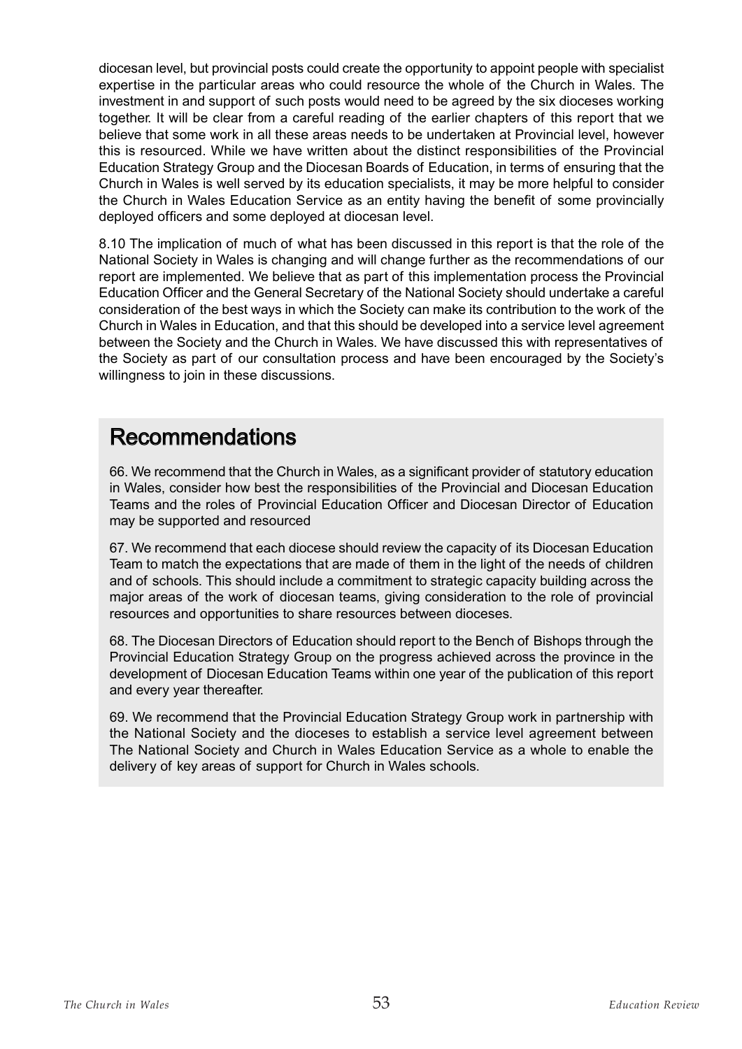diocesan level, but provincial posts could create the opportunity to appoint people with specialist expertise in the particular areas who could resource the whole of the Church in Wales. The investment in and support of such posts would need to be agreed by the six dioceses working together. It will be clear from a careful reading of the earlier chapters of this report that we believe that some work in all these areas needs to be undertaken at Provincial level, however this is resourced. While we have written about the distinct responsibilities of the Provincial Education Strategy Group and the Diocesan Boards of Education, in terms of ensuring that the Church in Wales is well served by its education specialists, it may be more helpful to consider the Church in Wales Education Service as an entity having the benefit of some provincially deployed officers and some deployed at diocesan level.

8.10 The implication of much of what has been discussed in this report is that the role of the National Society in Wales is changing and will change further as the recommendations of our report are implemented. We believe that as part of this implementation process the Provincial Education Officer and the General Secretary of the National Society should undertake a careful consideration of the best ways in which the Society can make its contribution to the work of the Church in Wales in Education, and that this should be developed into a service level agreement between the Society and the Church in Wales. We have discussed this with representatives of the Society as part of our consultation process and have been encouraged by the Society's willingness to join in these discussions.

## Recommendations

66. We recommend that the Church in Wales, as a significant provider of statutory education in Wales, consider how best the responsibilities of the Provincial and Diocesan Education Teams and the roles of Provincial Education Officer and Diocesan Director of Education may be supported and resourced

67. We recommend that each diocese should review the capacity of its Diocesan Education Team to match the expectations that are made of them in the light of the needs of children and of schools. This should include a commitment to strategic capacity building across the major areas of the work of diocesan teams, giving consideration to the role of provincial resources and opportunities to share resources between dioceses.

68. The Diocesan Directors of Education should report to the Bench of Bishops through the Provincial Education Strategy Group on the progress achieved across the province in the development of Diocesan Education Teams within one year of the publication of this report and every year thereafter.

69. We recommend that the Provincial Education Strategy Group work in partnership with the National Society and the dioceses to establish a service level agreement between The National Society and Church in Wales Education Service as a whole to enable the delivery of key areas of support for Church in Wales schools.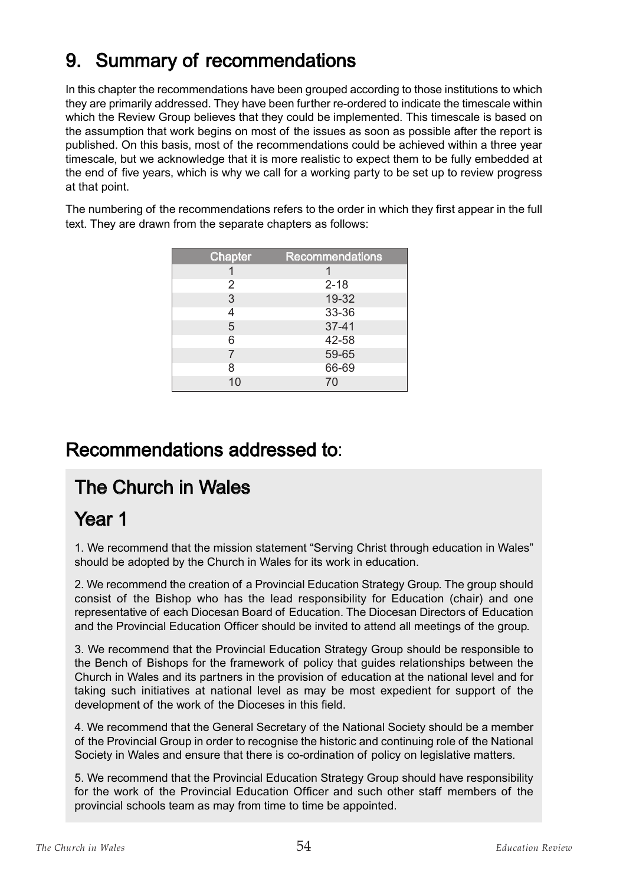# 9. Summary of recommendations

In this chapter the recommendations have been grouped according to those institutions to which they are primarily addressed. They have been further re-ordered to indicate the timescale within which the Review Group believes that they could be implemented. This timescale is based on the assumption that work begins on most of the issues as soon as possible after the report is published. On this basis, most of the recommendations could be achieved within a three year timescale, but we acknowledge that it is more realistic to expect them to be fully embedded at the end of five years, which is why we call for a working party to be set up to review progress at that point.

The numbering of the recommendations refers to the order in which they first appear in the full text. They are drawn from the separate chapters as follows:

| Chapter | Recommendations |
|---|---|
| 1 | 1 |
| 2 | 2-18 |
| 3 | 19-32 |
| 4 | 33-36 |
| 5 | 37-41 |
| 6 | 42-58 |
| 7 | 59-65 |
| 8 | 66-69 |
| 10 | 70 |

## Recommendations addressed to:

## The Church in Wales

## Year 1

1. We recommend that the mission statement "Serving Christ through education in Wales" should be adopted by the Church in Wales for its work in education.

2. We recommend the creation of a Provincial Education Strategy Group. The group should consist of the Bishop who has the lead responsibility for Education (chair) and one representative of each Diocesan Board of Education. The Diocesan Directors of Education and the Provincial Education Officer should be invited to attend all meetings of the group.

3. We recommend that the Provincial Education Strategy Group should be responsible to the Bench of Bishops for the framework of policy that guides relationships between the Church in Wales and its partners in the provision of education at the national level and for taking such initiatives at national level as may be most expedient for support of the development of the work of the Dioceses in this field.

4. We recommend that the General Secretary of the National Society should be a member of the Provincial Group in order to recognise the historic and continuing role of the National Society in Wales and ensure that there is co-ordination of policy on legislative matters.

5. We recommend that the Provincial Education Strategy Group should have responsibility for the work of the Provincial Education Officer and such other staff members of the provincial schools team as may from time to time be appointed.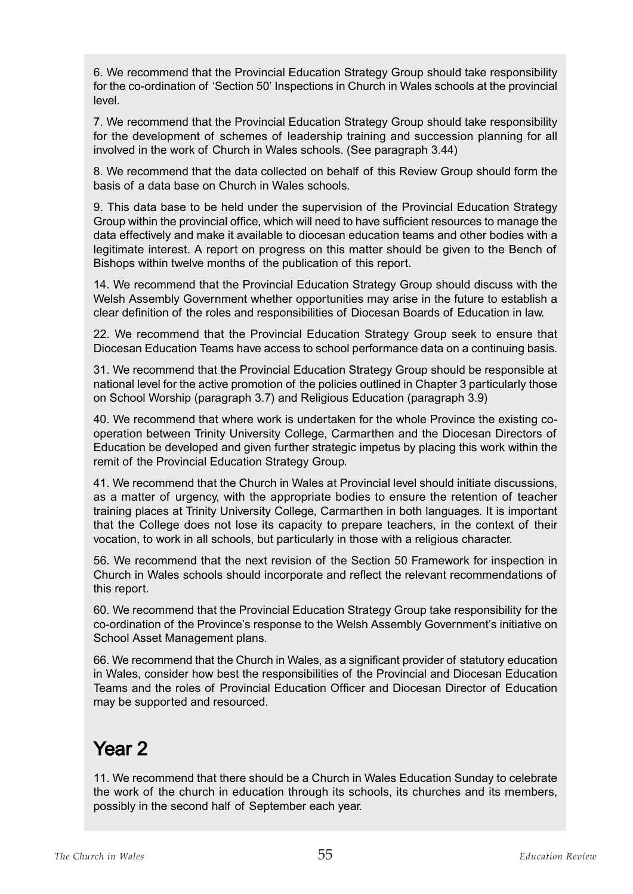6. We recommend that the Provincial Education Strategy Group should take responsibility for the co-ordination of 'Section 50' Inspections in Church in Wales schools at the provincial level.

7. We recommend that the Provincial Education Strategy Group should take responsibility for the development of schemes of leadership training and succession planning for all involved in the work of Church in Wales schools. (See paragraph 3.44)

8. We recommend that the data collected on behalf of this Review Group should form the basis of a data base on Church in Wales schools.

9. This data base to be held under the supervision of the Provincial Education Strategy Group within the provincial office, which will need to have sufficient resources to manage the data effectively and make it available to diocesan education teams and other bodies with a legitimate interest. A report on progress on this matter should be given to the Bench of Bishops within twelve months of the publication of this report.

14. We recommend that the Provincial Education Strategy Group should discuss with the Welsh Assembly Government whether opportunities may arise in the future to establish a clear definition of the roles and responsibilities of Diocesan Boards of Education in law.

22. We recommend that the Provincial Education Strategy Group seek to ensure that Diocesan Education Teams have access to school performance data on a continuing basis.

31. We recommend that the Provincial Education Strategy Group should be responsible at national level for the active promotion of the policies outlined in Chapter 3 particularly those on School Worship (paragraph 3.7) and Religious Education (paragraph 3.9)

40. We recommend that where work is undertaken for the whole Province the existing co-operation between Trinity University College, Carmarthen and the Diocesan Directors of Education be developed and given further strategic impetus by placing this work within the remit of the Provincial Education Strategy Group.

41. We recommend that the Church in Wales at Provincial level should initiate discussions, as a matter of urgency, with the appropriate bodies to ensure the retention of teacher training places at Trinity University College, Carmarthen in both languages. It is important that the College does not lose its capacity to prepare teachers, in the context of their vocation, to work in all schools, but particularly in those with a religious character.

56. We recommend that the next revision of the Section 50 Framework for inspection in Church in Wales schools should incorporate and reflect the relevant recommendations of this report.

60. We recommend that the Provincial Education Strategy Group take responsibility for the co-ordination of the Province's response to the Welsh Assembly Government's initiative on School Asset Management plans.

66. We recommend that the Church in Wales, as a significant provider of statutory education in Wales, consider how best the responsibilities of the Provincial and Diocesan Education Teams and the roles of Provincial Education Officer and Diocesan Director of Education may be supported and resourced.

## Year 2

11. We recommend that there should be a Church in Wales Education Sunday to celebrate the work of the church in education through its schools, its churches and its members, possibly in the second half of September each year.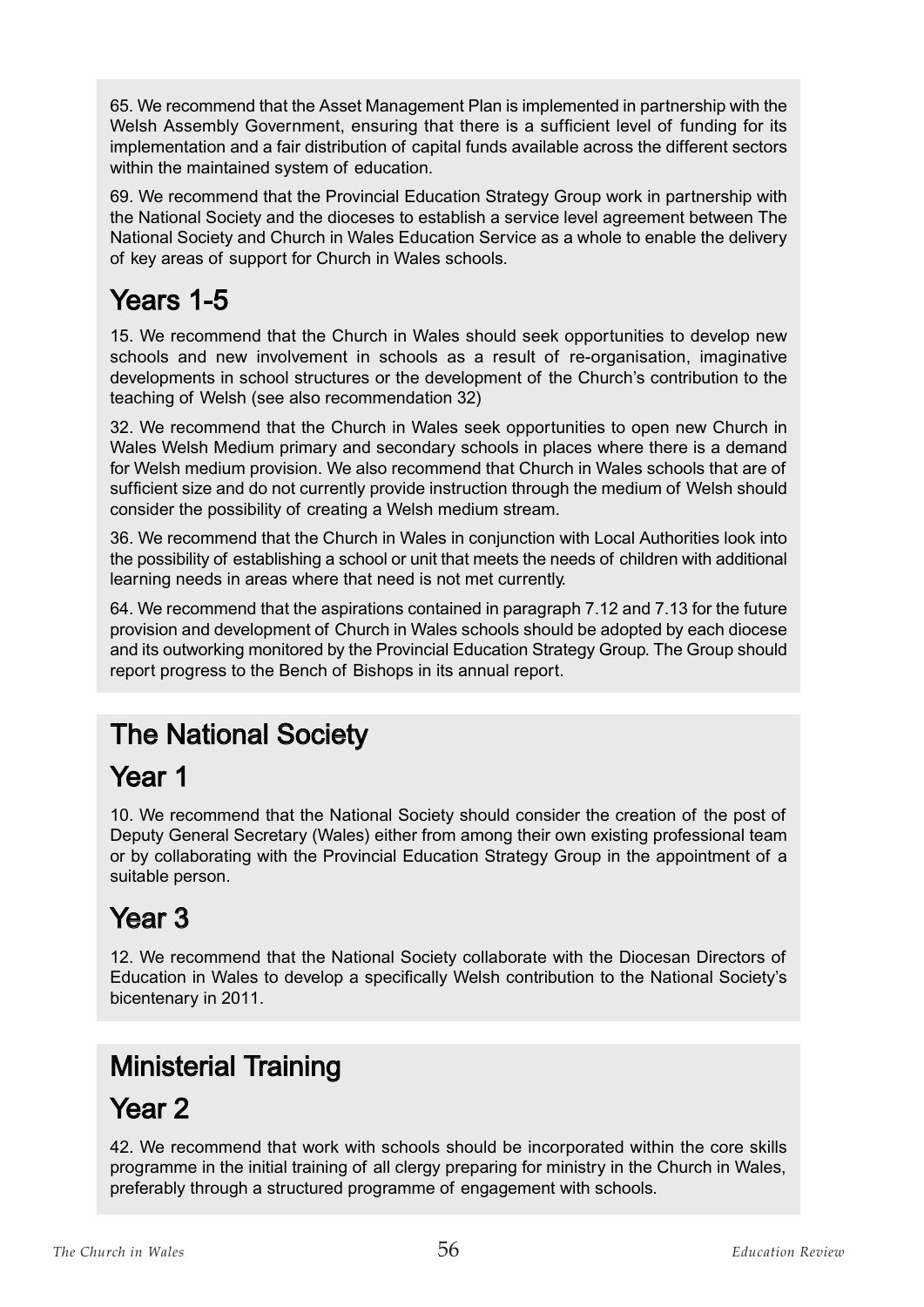65. We recommend that the Asset Management Plan is implemented in partnership with the Welsh Assembly Government, ensuring that there is a sufficient level of funding for its implementation and a fair distribution of capital funds available across the different sectors within the maintained system of education.

69. We recommend that the Provincial Education Strategy Group work in partnership with the National Society and the dioceses to establish a service level agreement between The National Society and Church in Wales Education Service as a whole to enable the delivery of key areas of support for Church in Wales schools.

## Years 1-5

15. We recommend that the Church in Wales should seek opportunities to develop new schools and new involvement in schools as a result of re-organisation, imaginative developments in school structures or the development of the Church's contribution to the teaching of Welsh (see also recommendation 32)

32. We recommend that the Church in Wales seek opportunities to open new Church in Wales Welsh Medium primary and secondary schools in places where there is a demand for Welsh medium provision. We also recommend that Church in Wales schools that are of sufficient size and do not currently provide instruction through the medium of Welsh should consider the possibility of creating a Welsh medium stream.

36. We recommend that the Church in Wales in conjunction with Local Authorities look into the possibility of establishing a school or unit that meets the needs of children with additional learning needs in areas where that need is not met currently.

64. We recommend that the aspirations contained in paragraph 7.12 and 7.13 for the future provision and development of Church in Wales schools should be adopted by each diocese and its outworking monitored by the Provincial Education Strategy Group. The Group should report progress to the Bench of Bishops in its annual report.

# The National Society

## Year 1

10. We recommend that the National Society should consider the creation of the post of Deputy General Secretary (Wales) either from among their own existing professional team or by collaborating with the Provincial Education Strategy Group in the appointment of a suitable person.

## Year 3

12. We recommend that the National Society collaborate with the Diocesan Directors of Education in Wales to develop a specifically Welsh contribution to the National Society's bicentenary in 2011.

# Ministerial Training

## Year 2

42. We recommend that work with schools should be incorporated within the core skills programme in the initial training of all clergy preparing for ministry in the Church in Wales, preferably through a structured programme of engagement with schools.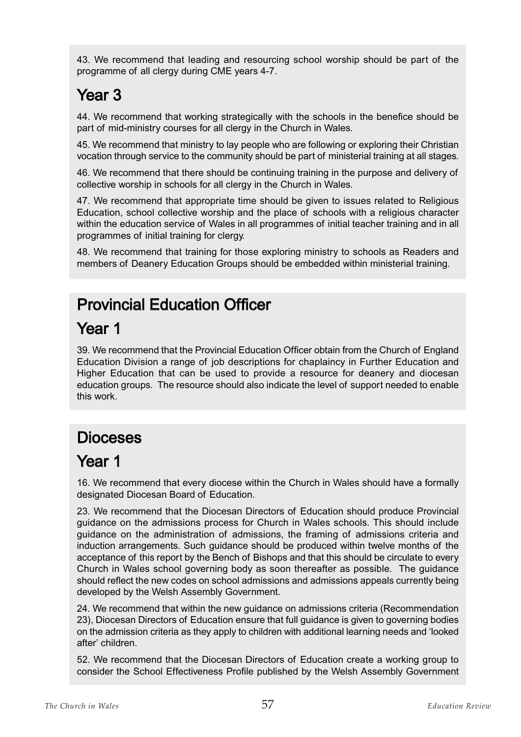43. We recommend that leading and resourcing school worship should be part of the programme of all clergy during CME years 4-7.

## Year 3

44. We recommend that working strategically with the schools in the benefice should be part of mid-ministry courses for all clergy in the Church in Wales.

45. We recommend that ministry to lay people who are following or exploring their Christian vocation through service to the community should be part of ministerial training at all stages.

46. We recommend that there should be continuing training in the purpose and delivery of collective worship in schools for all clergy in the Church in Wales.

47. We recommend that appropriate time should be given to issues related to Religious Education, school collective worship and the place of schools with a religious character within the education service of Wales in all programmes of initial teacher training and in all programmes of initial training for clergy.

48. We recommend that training for those exploring ministry to schools as Readers and members of Deanery Education Groups should be embedded within ministerial training.

# Provincial Education Officer

## Year 1

39. We recommend that the Provincial Education Officer obtain from the Church of England Education Division a range of job descriptions for chaplaincy in Further Education and Higher Education that can be used to provide a resource for deanery and diocesan education groups. The resource should also indicate the level of support needed to enable this work.

# Dioceses

## Year 1

16. We recommend that every diocese within the Church in Wales should have a formally designated Diocesan Board of Education.

23. We recommend that the Diocesan Directors of Education should produce Provincial guidance on the admissions process for Church in Wales schools. This should include guidance on the administration of admissions, the framing of admissions criteria and induction arrangements. Such guidance should be produced within twelve months of the acceptance of this report by the Bench of Bishops and that this should be circulate to every Church in Wales school governing body as soon thereafter as possible. The guidance should reflect the new codes on school admissions and admissions appeals currently being developed by the Welsh Assembly Government.

24. We recommend that within the new guidance on admissions criteria (Recommendation 23), Diocesan Directors of Education ensure that full guidance is given to governing bodies on the admission criteria as they apply to children with additional learning needs and 'looked after' children.

52. We recommend that the Diocesan Directors of Education create a working group to consider the School Effectiveness Profile published by the Welsh Assembly Government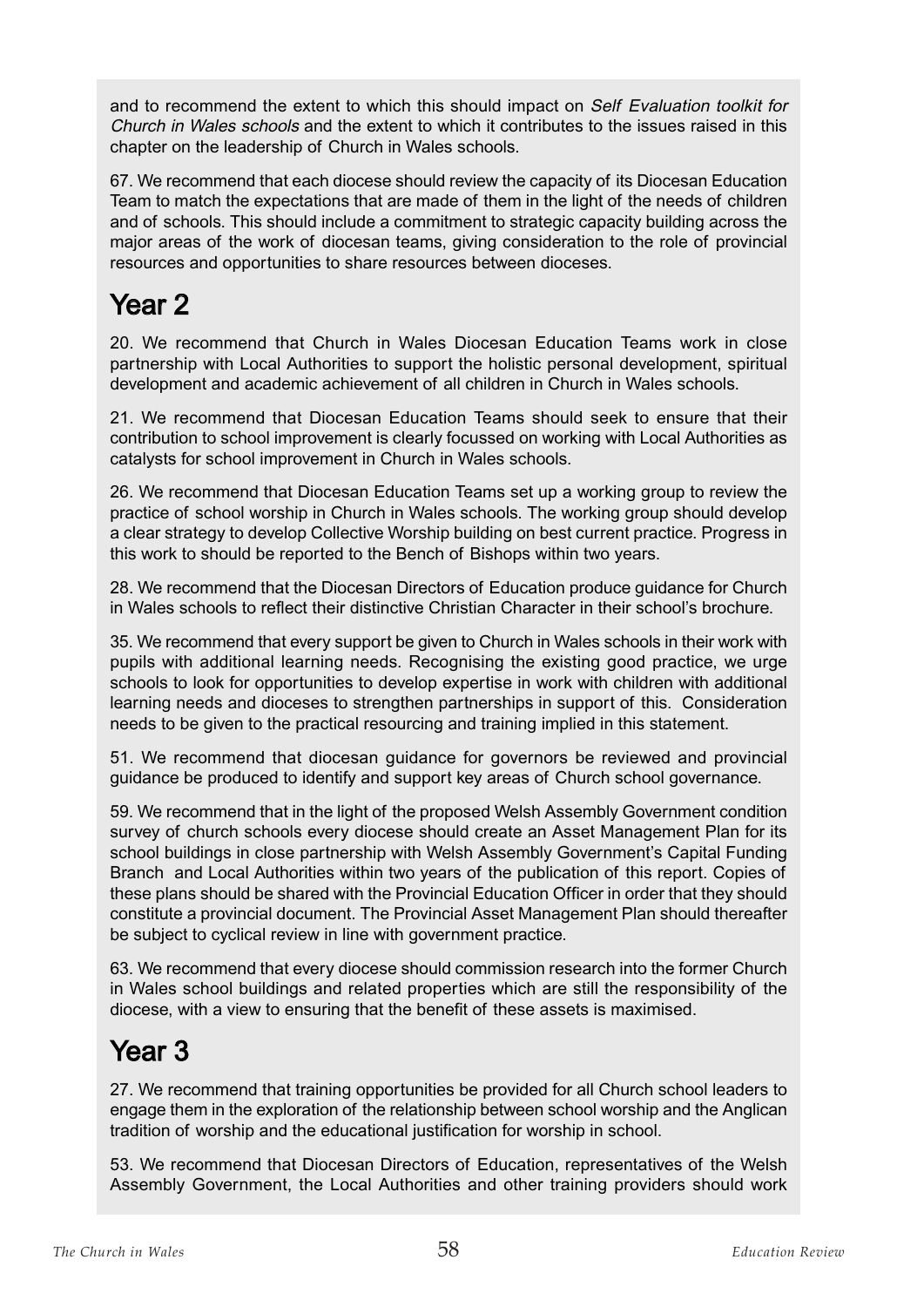and to recommend the extent to which this should impact on *Self Evaluation toolkit for Church in Wales schools* and the extent to which it contributes to the issues raised in this chapter on the leadership of Church in Wales schools.

67. We recommend that each diocese should review the capacity of its Diocesan Education Team to match the expectations that are made of them in the light of the needs of children and of schools. This should include a commitment to strategic capacity building across the major areas of the work of diocesan teams, giving consideration to the role of provincial resources and opportunities to share resources between dioceses.

# Year 2

20. We recommend that Church in Wales Diocesan Education Teams work in close partnership with Local Authorities to support the holistic personal development, spiritual development and academic achievement of all children in Church in Wales schools.

21. We recommend that Diocesan Education Teams should seek to ensure that their contribution to school improvement is clearly focussed on working with Local Authorities as catalysts for school improvement in Church in Wales schools.

26. We recommend that Diocesan Education Teams set up a working group to review the practice of school worship in Church in Wales schools. The working group should develop a clear strategy to develop Collective Worship building on best current practice. Progress in this work to should be reported to the Bench of Bishops within two years.

28. We recommend that the Diocesan Directors of Education produce guidance for Church in Wales schools to reflect their distinctive Christian Character in their school's brochure.

35. We recommend that every support be given to Church in Wales schools in their work with pupils with additional learning needs. Recognising the existing good practice, we urge schools to look for opportunities to develop expertise in work with children with additional learning needs and dioceses to strengthen partnerships in support of this. Consideration needs to be given to the practical resourcing and training implied in this statement.

51. We recommend that diocesan guidance for governors be reviewed and provincial guidance be produced to identify and support key areas of Church school governance.

59. We recommend that in the light of the proposed Welsh Assembly Government condition survey of church schools every diocese should create an Asset Management Plan for its school buildings in close partnership with Welsh Assembly Government's Capital Funding Branch and Local Authorities within two years of the publication of this report. Copies of these plans should be shared with the Provincial Education Officer in order that they should constitute a provincial document. The Provincial Asset Management Plan should thereafter be subject to cyclical review in line with government practice.

63. We recommend that every diocese should commission research into the former Church in Wales school buildings and related properties which are still the responsibility of the diocese, with a view to ensuring that the benefit of these assets is maximised.

# Year 3

27. We recommend that training opportunities be provided for all Church school leaders to engage them in the exploration of the relationship between school worship and the Anglican tradition of worship and the educational justification for worship in school.

53. We recommend that Diocesan Directors of Education, representatives of the Welsh Assembly Government, the Local Authorities and other training providers should work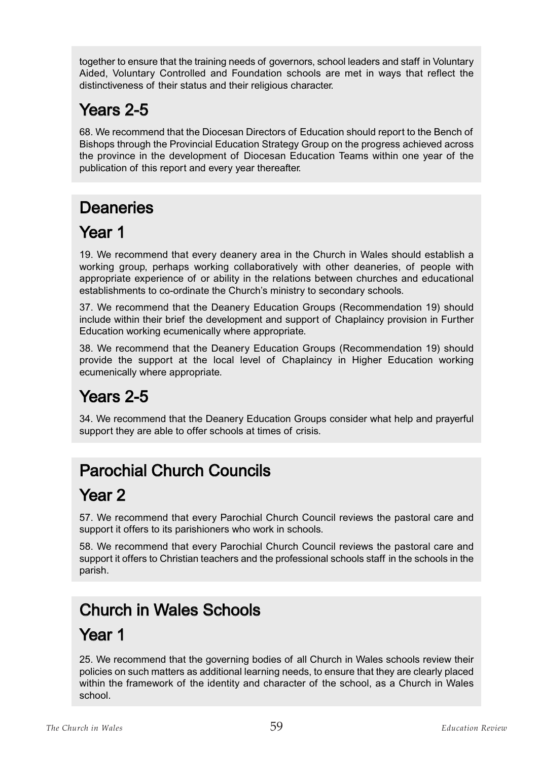together to ensure that the training needs of governors, school leaders and staff in Voluntary Aided, Voluntary Controlled and Foundation schools are met in ways that reflect the distinctiveness of their status and their religious character.

### Years 2-5

68. We recommend that the Diocesan Directors of Education should report to the Bench of Bishops through the Provincial Education Strategy Group on the progress achieved across the province in the development of Diocesan Education Teams within one year of the publication of this report and every year thereafter.

## Deaneries

### Year 1

19. We recommend that every deanery area in the Church in Wales should establish a working group, perhaps working collaboratively with other deaneries, of people with appropriate experience of or ability in the relations between churches and educational establishments to co-ordinate the Church's ministry to secondary schools.

37. We recommend that the Deanery Education Groups (Recommendation 19) should include within their brief the development and support of Chaplaincy provision in Further Education working ecumenically where appropriate.

38. We recommend that the Deanery Education Groups (Recommendation 19) should provide the support at the local level of Chaplaincy in Higher Education working ecumenically where appropriate.

### Years 2-5

34. We recommend that the Deanery Education Groups consider what help and prayerful support they are able to offer schools at times of crisis.

## Parochial Church Councils

### Year 2

57. We recommend that every Parochial Church Council reviews the pastoral care and support it offers to its parishioners who work in schools.

58. We recommend that every Parochial Church Council reviews the pastoral care and support it offers to Christian teachers and the professional schools staff in the schools in the parish.

## Church in Wales Schools

### Year 1

25. We recommend that the governing bodies of all Church in Wales schools review their policies on such matters as additional learning needs, to ensure that they are clearly placed within the framework of the identity and character of the school, as a Church in Wales school.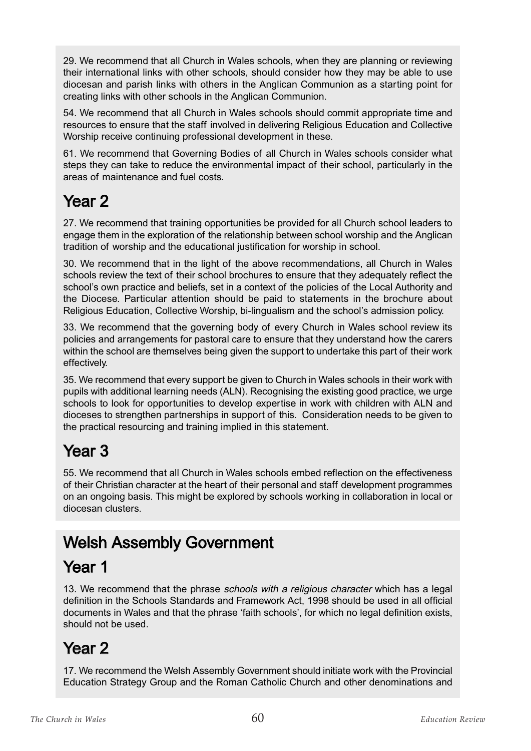29. We recommend that all Church in Wales schools, when they are planning or reviewing their international links with other schools, should consider how they may be able to use diocesan and parish links with others in the Anglican Communion as a starting point for creating links with other schools in the Anglican Communion.

54. We recommend that all Church in Wales schools should commit appropriate time and resources to ensure that the staff involved in delivering Religious Education and Collective Worship receive continuing professional development in these.

61. We recommend that Governing Bodies of all Church in Wales schools consider what steps they can take to reduce the environmental impact of their school, particularly in the areas of maintenance and fuel costs.

## Year 2

27. We recommend that training opportunities be provided for all Church school leaders to engage them in the exploration of the relationship between school worship and the Anglican tradition of worship and the educational justification for worship in school.

30. We recommend that in the light of the above recommendations, all Church in Wales schools review the text of their school brochures to ensure that they adequately reflect the school's own practice and beliefs, set in a context of the policies of the Local Authority and the Diocese. Particular attention should be paid to statements in the brochure about Religious Education, Collective Worship, bi-lingualism and the school's admission policy.

33. We recommend that the governing body of every Church in Wales school review its policies and arrangements for pastoral care to ensure that they understand how the carers within the school are themselves being given the support to undertake this part of their work effectively.

35. We recommend that every support be given to Church in Wales schools in their work with pupils with additional learning needs (ALN). Recognising the existing good practice, we urge schools to look for opportunities to develop expertise in work with children with ALN and dioceses to strengthen partnerships in support of this. Consideration needs to be given to the practical resourcing and training implied in this statement.

## Year 3

55. We recommend that all Church in Wales schools embed reflection on the effectiveness of their Christian character at the heart of their personal and staff development programmes on an ongoing basis. This might be explored by schools working in collaboration in local or diocesan clusters.

# Welsh Assembly Government

## Year 1

13. We recommend that the phrase *schools with a religious character* which has a legal definition in the Schools Standards and Framework Act, 1998 should be used in all official documents in Wales and that the phrase 'faith schools', for which no legal definition exists, should not be used.

## Year 2

17. We recommend the Welsh Assembly Government should initiate work with the Provincial Education Strategy Group and the Roman Catholic Church and other denominations and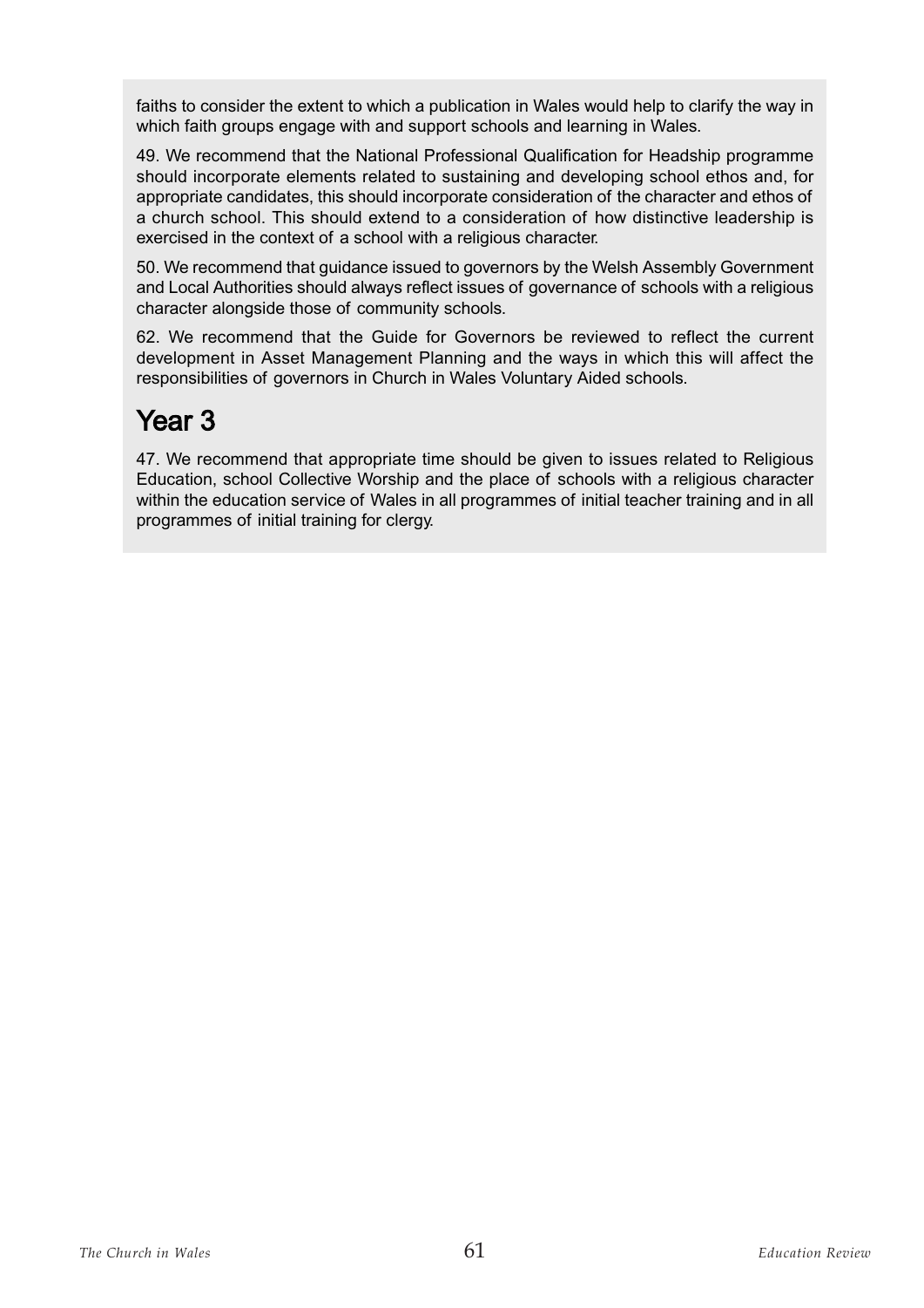faiths to consider the extent to which a publication in Wales would help to clarify the way in which faith groups engage with and support schools and learning in Wales.

49. We recommend that the National Professional Qualification for Headship programme should incorporate elements related to sustaining and developing school ethos and, for appropriate candidates, this should incorporate consideration of the character and ethos of a church school. This should extend to a consideration of how distinctive leadership is exercised in the context of a school with a religious character.

50. We recommend that guidance issued to governors by the Welsh Assembly Government and Local Authorities should always reflect issues of governance of schools with a religious character alongside those of community schools.

62. We recommend that the Guide for Governors be reviewed to reflect the current development in Asset Management Planning and the ways in which this will affect the responsibilities of governors in Church in Wales Voluntary Aided schools.

## Year 3

47. We recommend that appropriate time should be given to issues related to Religious Education, school Collective Worship and the place of schools with a religious character within the education service of Wales in all programmes of initial teacher training and in all programmes of initial training for clergy.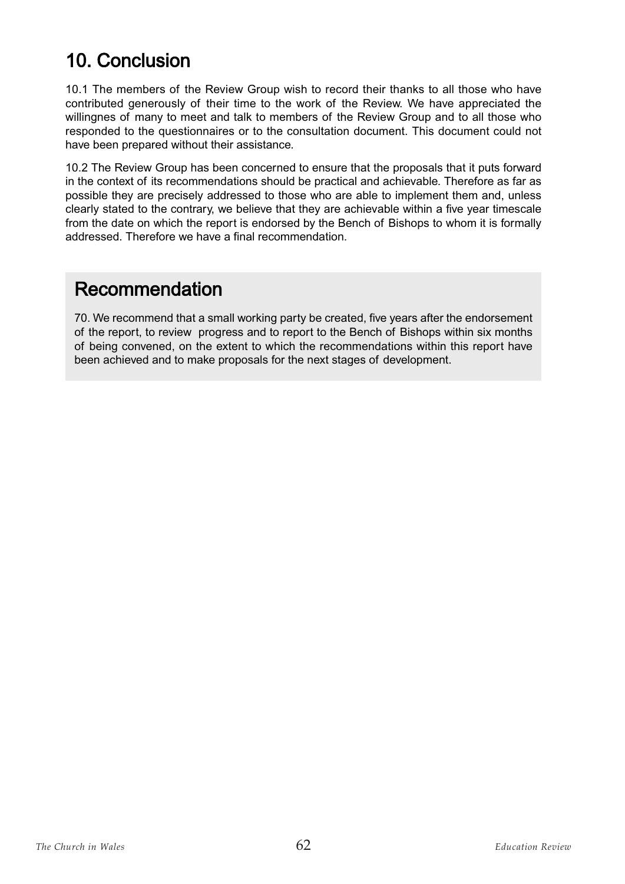# 10. Conclusion

10.1 The members of the Review Group wish to record their thanks to all those who have contributed generously of their time to the work of the Review. We have appreciated the willingnes of many to meet and talk to members of the Review Group and to all those who responded to the questionnaires or to the consultation document. This document could not have been prepared without their assistance.

10.2 The Review Group has been concerned to ensure that the proposals that it puts forward in the context of its recommendations should be practical and achievable. Therefore as far as possible they are precisely addressed to those who are able to implement them and, unless clearly stated to the contrary, we believe that they are achievable within a five year timescale from the date on which the report is endorsed by the Bench of Bishops to whom it is formally addressed. Therefore we have a final recommendation.

## Recommendation

70. We recommend that a small working party be created, five years after the endorsement of the report, to review progress and to report to the Bench of Bishops within six months of being convened, on the extent to which the recommendations within this report have been achieved and to make proposals for the next stages of development.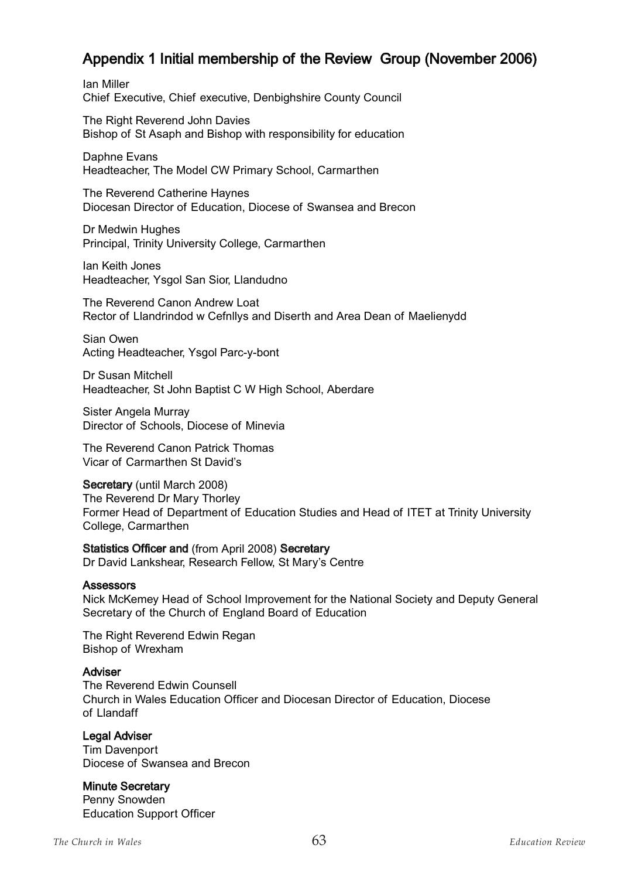## Appendix 1 Initial membership of the Review Group (November 2006)

Ian Miller
Chief Executive, Chief executive, Denbighshire County Council

The Right Reverend John Davies
Bishop of St Asaph and Bishop with responsibility for education

Daphne Evans
Headteacher, The Model CW Primary School, Carmarthen

The Reverend Catherine Haynes
Diocesan Director of Education, Diocese of Swansea and Brecon

Dr Medwin Hughes
Principal, Trinity University College, Carmarthen

Ian Keith Jones
Headteacher, Ysgol San Sior, Llandudno

The Reverend Canon Andrew Loat
Rector of Llandrindod w Cefnllys and Diserth and Area Dean of Maelienydd

Sian Owen
Acting Headteacher, Ysgol Parc-y-bont

Dr Susan Mitchell
Headteacher, St John Baptist C W High School, Aberdare

Sister Angela Murray
Director of Schools, Diocese of Minevia

The Reverend Canon Patrick Thomas
Vicar of Carmarthen St David's

**Secretary** (until March 2008)
The Reverend Dr Mary Thorley
Former Head of Department of Education Studies and Head of ITET at Trinity University College, Carmarthen

**Statistics Officer and** (from April 2008) **Secretary**
Dr David Lankshear, Research Fellow, St Mary's Centre

**Assessors**
Nick McKemey Head of School Improvement for the National Society and Deputy General Secretary of the Church of England Board of Education

The Right Reverend Edwin Regan
Bishop of Wrexham

**Adviser**
The Reverend Edwin Counsell
Church in Wales Education Officer and Diocesan Director of Education, Diocese of Llandaff

**Legal Adviser**
Tim Davenport
Diocese of Swansea and Brecon

**Minute Secretary**
Penny Snowden
Education Support Officer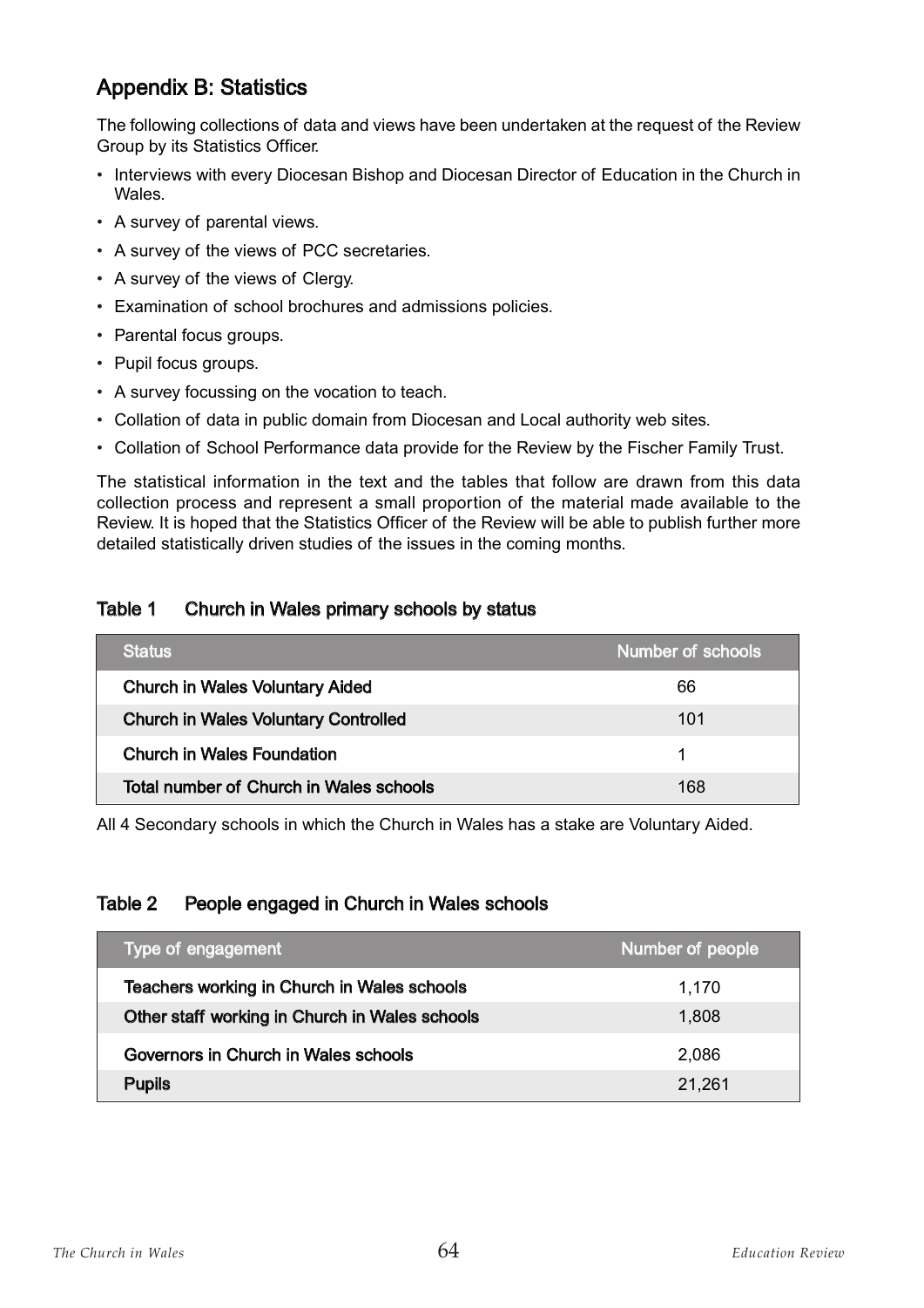## Appendix B: Statistics

The following collections of data and views have been undertaken at the request of the Review Group by its Statistics Officer.

- Interviews with every Diocesan Bishop and Diocesan Director of Education in the Church in Wales.
- A survey of parental views.
- A survey of the views of PCC secretaries.
- A survey of the views of Clergy.
- Examination of school brochures and admissions policies.
- Parental focus groups.
- Pupil focus groups.
- A survey focussing on the vocation to teach.
- Collation of data in public domain from Diocesan and Local authority web sites.
- Collation of School Performance data provide for the Review by the Fischer Family Trust.

The statistical information in the text and the tables that follow are drawn from this data collection process and represent a small proportion of the material made available to the Review. It is hoped that the Statistics Officer of the Review will be able to publish further more detailed statistically driven studies of the issues in the coming months.

### Table 1 Church in Wales primary schools by status

| Status | Number of schools |
| --- | --- |
| Church in Wales Voluntary Aided | 66 |
| Church in Wales Voluntary Controlled | 101 |
| Church in Wales Foundation | 1 |
| Total number of Church in Wales schools | 168 |

All 4 Secondary schools in which the Church in Wales has a stake are Voluntary Aided.

### Table 2 People engaged in Church in Wales schools

| Type of engagement | Number of people |
| --- | --- |
| Teachers working in Church in Wales schools | 1,170 |
| Other staff working in Church in Wales schools | 1,808 |
| Governors in Church in Wales schools | 2,086 |
| Pupils | 21,261 |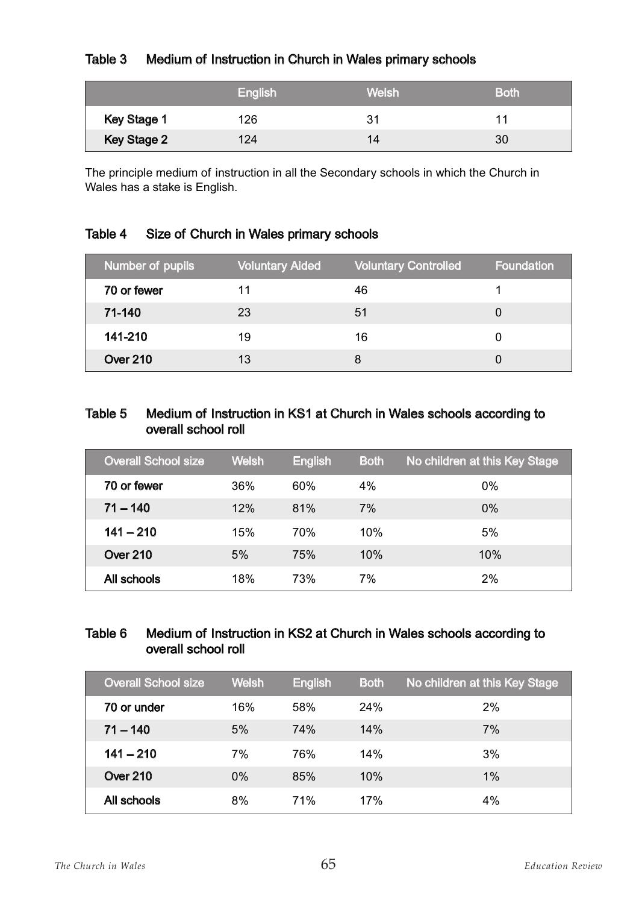**Table 3 Medium of Instruction in Church in Wales primary schools**

| | English | Welsh | Both |
|---|---|---|---|
| **Key Stage 1** | 126 | 31 | 11 |
| **Key Stage 2** | 124 | 14 | 30 |

The principle medium of instruction in all the Secondary schools in which the Church in Wales has a stake is English.

**Table 4 Size of Church in Wales primary schools**

| Number of pupils | Voluntary Aided | Voluntary Controlled | Foundation |
|---|---|---|---|
| **70 or fewer** | 11 | 46 | 1 |
| **71-140** | 23 | 51 | 0 |
| **141-210** | 19 | 16 | 0 |
| **Over 210** | 13 | 8 | 0 |

**Table 5 Medium of Instruction in KS1 at Church in Wales schools according to overall school roll**

| Overall School size | Welsh | English | Both | No children at this Key Stage |
|---|---|---|---|---|
| **70 or fewer** | 36% | 60% | 4% | 0% |
| **71 – 140** | 12% | 81% | 7% | 0% |
| **141 – 210** | 15% | 70% | 10% | 5% |
| **Over 210** | 5% | 75% | 10% | 10% |
| **All schools** | 18% | 73% | 7% | 2% |

**Table 6 Medium of Instruction in KS2 at Church in Wales schools according to overall school roll**

| Overall School size | Welsh | English | Both | No children at this Key Stage |
|---|---|---|---|---|
| **70 or under** | 16% | 58% | 24% | 2% |
| **71 – 140** | 5% | 74% | 14% | 7% |
| **141 – 210** | 7% | 76% | 14% | 3% |
| **Over 210** | 0% | 85% | 10% | 1% |
| **All schools** | 8% | 71% | 17% | 4% |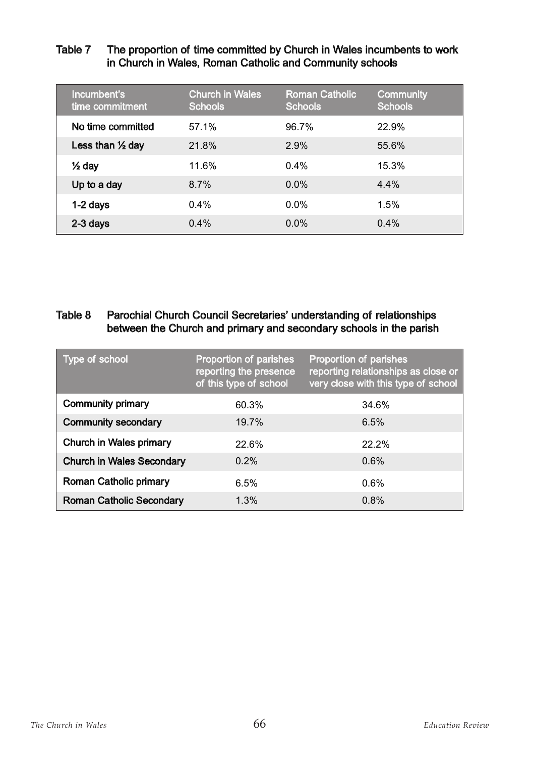Table 7 The proportion of time committed by Church in Wales incumbents to work in Church in Wales, Roman Catholic and Community schools

| Incumbent's time commitment | Church in Wales Schools | Roman Catholic Schools | Community Schools |
|---|---|---|---|
| No time committed | 57.1% | 96.7% | 22.9% |
| Less than ½ day | 21.8% | 2.9% | 55.6% |
| ½ day | 11.6% | 0.4% | 15.3% |
| Up to a day | 8.7% | 0.0% | 4.4% |
| 1-2 days | 0.4% | 0.0% | 1.5% |
| 2-3 days | 0.4% | 0.0% | 0.4% |

Table 8 Parochial Church Council Secretaries' understanding of relationships between the Church and primary and secondary schools in the parish

| Type of school | Proportion of parishes reporting the presence of this type of school | Proportion of parishes reporting relationships as close or very close with this type of school |
|---|---|---|
| Community primary | 60.3% | 34.6% |
| Community secondary | 19.7% | 6.5% |
| Church in Wales primary | 22.6% | 22.2% |
| Church in Wales Secondary | 0.2% | 0.6% |
| Roman Catholic primary | 6.5% | 0.6% |
| Roman Catholic Secondary | 1.3% | 0.8% |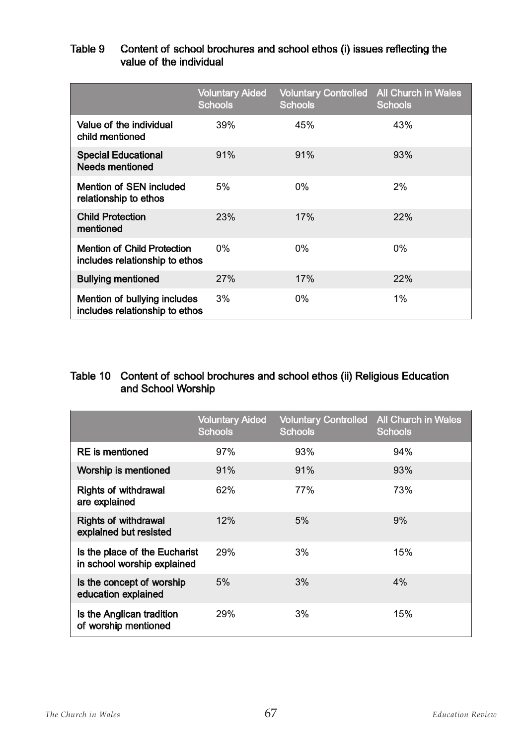Table 9 Content of school brochures and school ethos (i) issues reflecting the value of the individual

| | Voluntary Aided Schools | Voluntary Controlled Schools | All Church in Wales Schools |
|---|---|---|---|
| Value of the individual child mentioned | 39% | 45% | 43% |
| Special Educational Needs mentioned | 91% | 91% | 93% |
| Mention of SEN included relationship to ethos | 5% | 0% | 2% |
| Child Protection mentioned | 23% | 17% | 22% |
| Mention of Child Protection includes relationship to ethos | 0% | 0% | 0% |
| Bullying mentioned | 27% | 17% | 22% |
| Mention of bullying includes includes relationship to ethos | 3% | 0% | 1% |

Table 10 Content of school brochures and school ethos (ii) Religious Education and School Worship

| | Voluntary Aided Schools | Voluntary Controlled Schools | All Church in Wales Schools |
|---|---|---|---|
| RE is mentioned | 97% | 93% | 94% |
| Worship is mentioned | 91% | 91% | 93% |
| Rights of withdrawal are explained | 62% | 77% | 73% |
| Rights of withdrawal explained but resisted | 12% | 5% | 9% |
| Is the place of the Eucharist in school worship explained | 29% | 3% | 15% |
| Is the concept of worship education explained | 5% | 3% | 4% |
| Is the Anglican tradition of worship mentioned | 29% | 3% | 15% |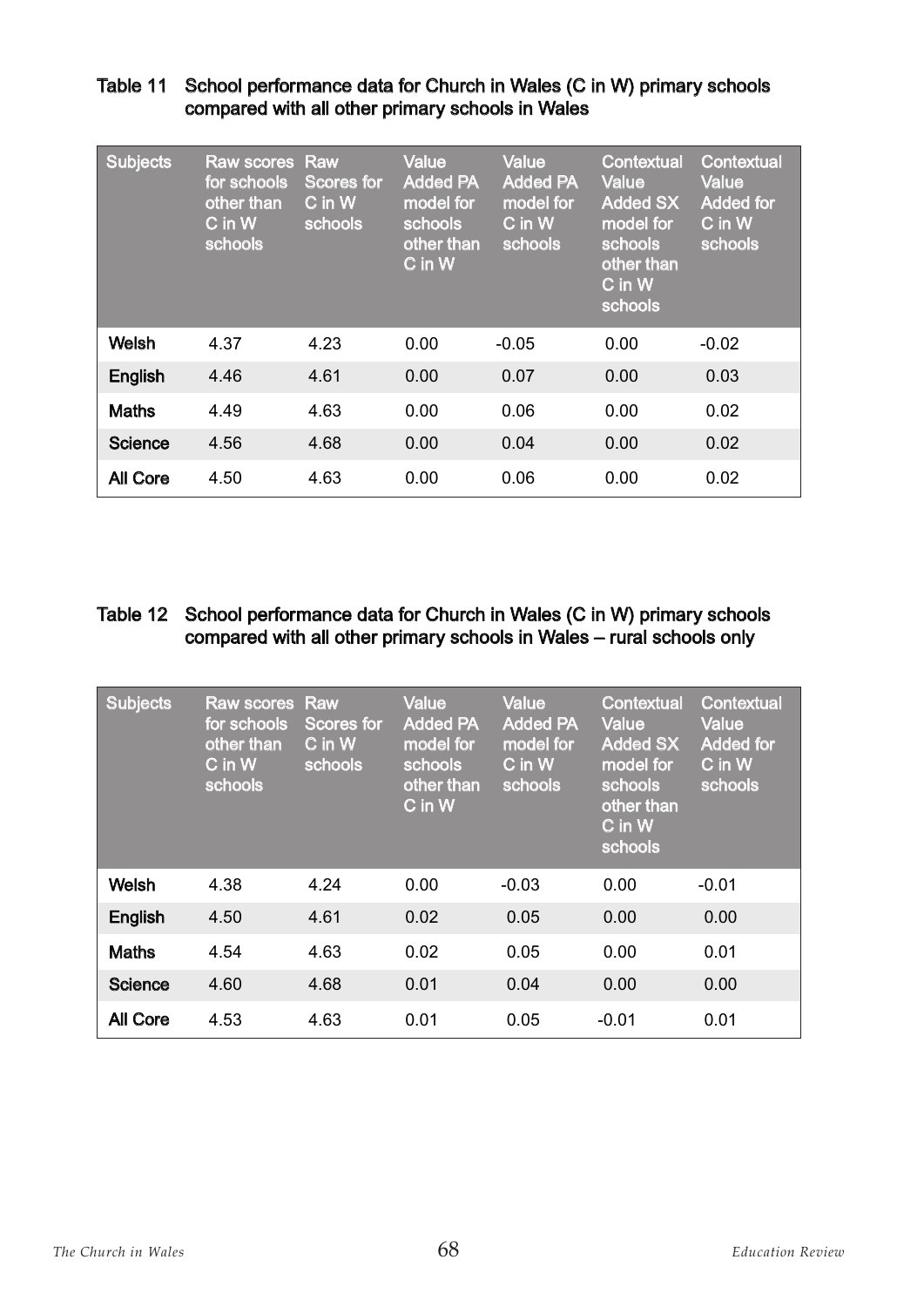Table 11 School performance data for Church in Wales (C in W) primary schools compared with all other primary schools in Wales

| Subjects | Raw scores for schools other than C in W schools | Raw Scores for C in W schools | Value Added PA model for schools other than C in W | Value Added PA model for C in W schools | Contextual Value Added SX model for schools other than C in W schools | Contextual Value Added for C in W schools |
|---|---|---|---|---|---|---|
| **Welsh** | 4.37 | 4.23 | 0.00 | -0.05 | 0.00 | -0.02 |
| **English** | 4.46 | 4.61 | 0.00 | 0.07 | 0.00 | 0.03 |
| **Maths** | 4.49 | 4.63 | 0.00 | 0.06 | 0.00 | 0.02 |
| **Science** | 4.56 | 4.68 | 0.00 | 0.04 | 0.00 | 0.02 |
| **All Core** | 4.50 | 4.63 | 0.00 | 0.06 | 0.00 | 0.02 |

Table 12 School performance data for Church in Wales (C in W) primary schools compared with all other primary schools in Wales – rural schools only

| Subjects | Raw scores for schools other than C in W schools | Raw Scores for C in W schools | Value Added PA model for schools other than C in W | Value Added PA model for C in W schools | Contextual Value Added SX model for schools other than C in W schools | Contextual Value Added for C in W schools |
|---|---|---|---|---|---|---|
| **Welsh** | 4.38 | 4.24 | 0.00 | -0.03 | 0.00 | -0.01 |
| **English** | 4.50 | 4.61 | 0.02 | 0.05 | 0.00 | 0.00 |
| **Maths** | 4.54 | 4.63 | 0.02 | 0.05 | 0.00 | 0.01 |
| **Science** | 4.60 | 4.68 | 0.01 | 0.04 | 0.00 | 0.00 |
| **All Core** | 4.53 | 4.63 | 0.01 | 0.05 | -0.01 | 0.01 |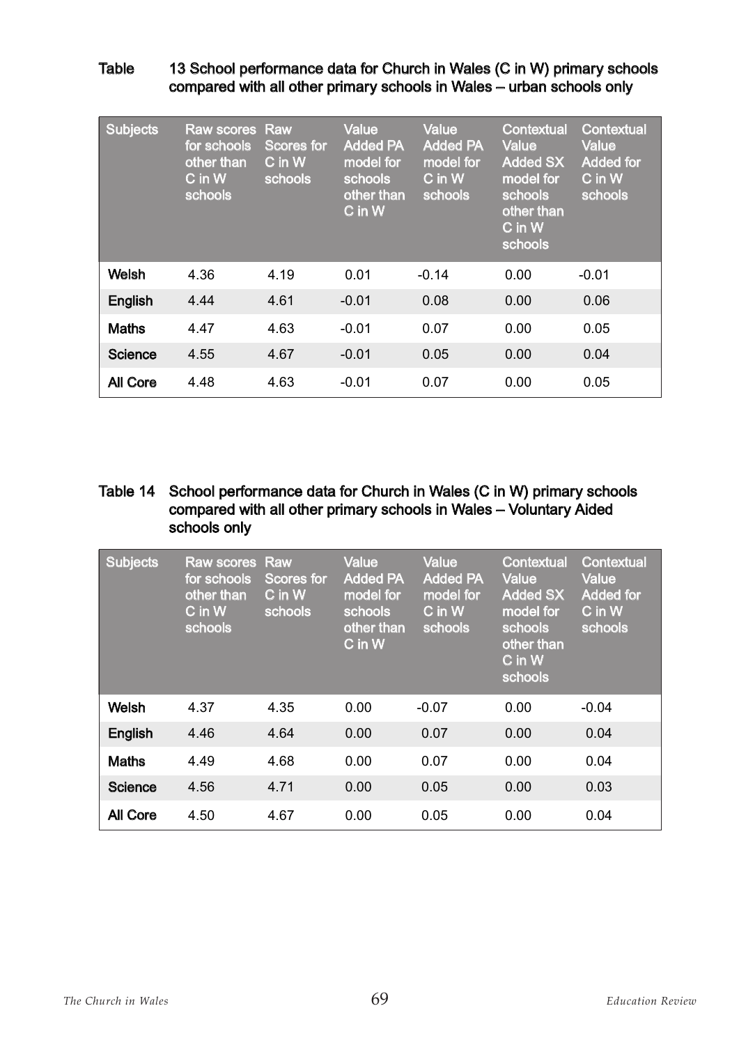Table 13 School performance data for Church in Wales (C in W) primary schools compared with all other primary schools in Wales – urban schools only

| Subjects | Raw scores for schools other than C in W schools | Raw Scores for C in W schools | Value Added PA model for schools other than C in W | Value Added PA model for C in W schools | Contextual Value Added SX model for schools other than C in W schools | Contextual Value Added for C in W schools |
|---|---|---|---|---|---|---|
| **Welsh** | 4.36 | 4.19 | 0.01 | -0.14 | 0.00 | -0.01 |
| **English** | 4.44 | 4.61 | -0.01 | 0.08 | 0.00 | 0.06 |
| **Maths** | 4.47 | 4.63 | -0.01 | 0.07 | 0.00 | 0.05 |
| **Science** | 4.55 | 4.67 | -0.01 | 0.05 | 0.00 | 0.04 |
| **All Core** | 4.48 | 4.63 | -0.01 | 0.07 | 0.00 | 0.05 |

Table 14 School performance data for Church in Wales (C in W) primary schools compared with all other primary schools in Wales – Voluntary Aided schools only

| Subjects | Raw scores for schools other than C in W schools | Raw Scores for C in W schools | Value Added PA model for schools other than C in W | Value Added PA model for C in W schools | Contextual Value Added SX model for schools other than C in W schools | Contextual Value Added for C in W schools |
|---|---|---|---|---|---|---|
| **Welsh** | 4.37 | 4.35 | 0.00 | -0.07 | 0.00 | -0.04 |
| **English** | 4.46 | 4.64 | 0.00 | 0.07 | 0.00 | 0.04 |
| **Maths** | 4.49 | 4.68 | 0.00 | 0.07 | 0.00 | 0.04 |
| **Science** | 4.56 | 4.71 | 0.00 | 0.05 | 0.00 | 0.03 |
| **All Core** | 4.50 | 4.67 | 0.00 | 0.05 | 0.00 | 0.04 |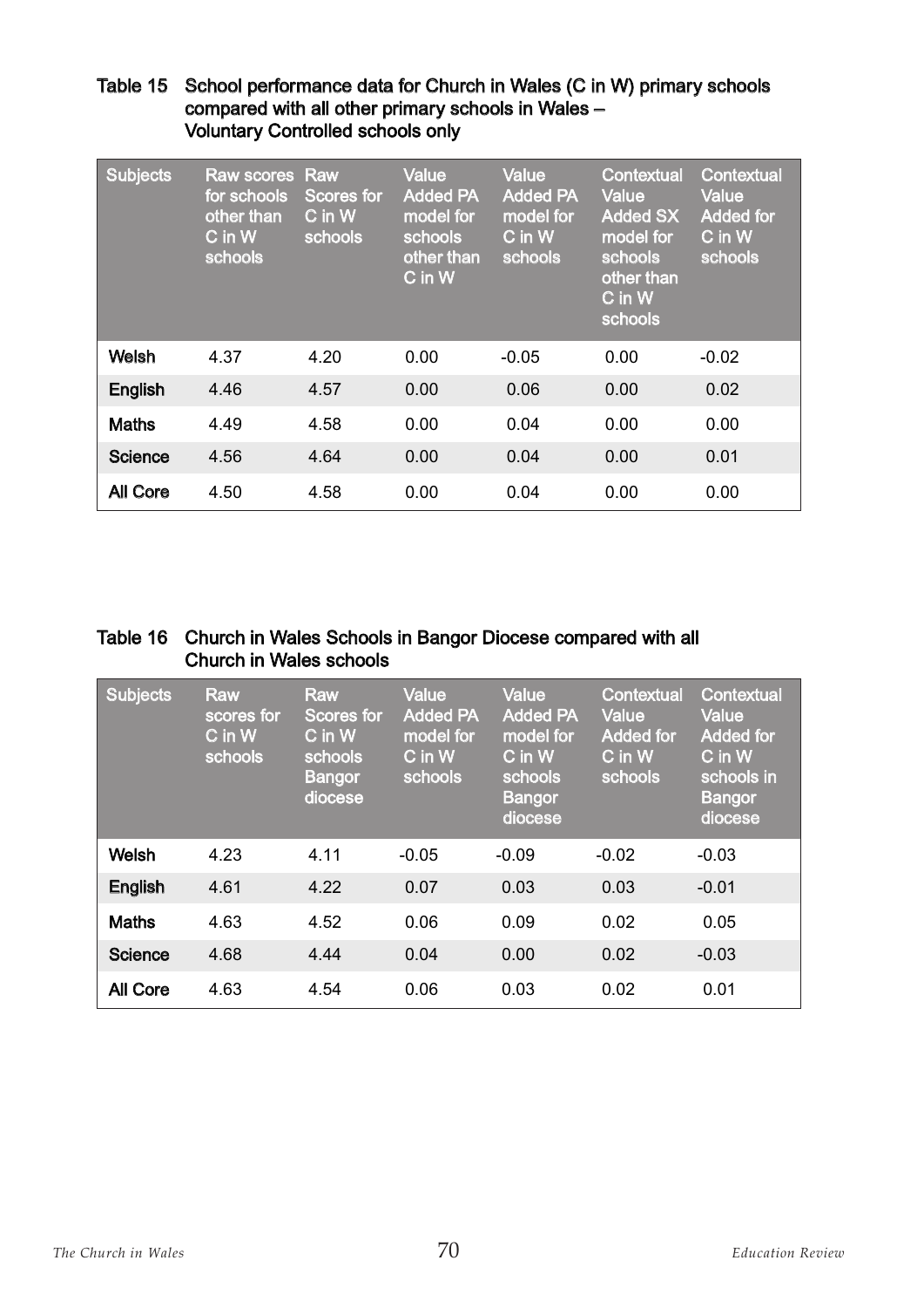Table 15 School performance data for Church in Wales (C in W) primary schools compared with all other primary schools in Wales – Voluntary Controlled schools only

| Subjects | Raw scores for schools other than C in W schools | Raw Scores for C in W schools | Value Added PA model for schools other than C in W | Value Added PA model for C in W schools | Contextual Value Added SX model for schools other than C in W schools | Contextual Value Added for C in W schools |
|---|---|---|---|---|---|---|
| **Welsh** | 4.37 | 4.20 | 0.00 | -0.05 | 0.00 | -0.02 |
| **English** | 4.46 | 4.57 | 0.00 | 0.06 | 0.00 | 0.02 |
| **Maths** | 4.49 | 4.58 | 0.00 | 0.04 | 0.00 | 0.00 |
| **Science** | 4.56 | 4.64 | 0.00 | 0.04 | 0.00 | 0.01 |
| **All Core** | 4.50 | 4.58 | 0.00 | 0.04 | 0.00 | 0.00 |

Table 16 Church in Wales Schools in Bangor Diocese compared with all Church in Wales schools

| Subjects | Raw scores for C in W schools | Raw Scores for C in W schools Bangor diocese | Value Added PA model for C in W schools | Value Added PA model for C in W schools Bangor diocese | Contextual Value Added for C in W schools | Contextual Value Added for C in W schools in Bangor diocese |
|---|---|---|---|---|---|---|
| **Welsh** | 4.23 | 4.11 | -0.05 | -0.09 | -0.02 | -0.03 |
| **English** | 4.61 | 4.22 | 0.07 | 0.03 | 0.03 | -0.01 |
| **Maths** | 4.63 | 4.52 | 0.06 | 0.09 | 0.02 | 0.05 |
| **Science** | 4.68 | 4.44 | 0.04 | 0.00 | 0.02 | -0.03 |
| **All Core** | 4.63 | 4.54 | 0.06 | 0.03 | 0.02 | 0.01 |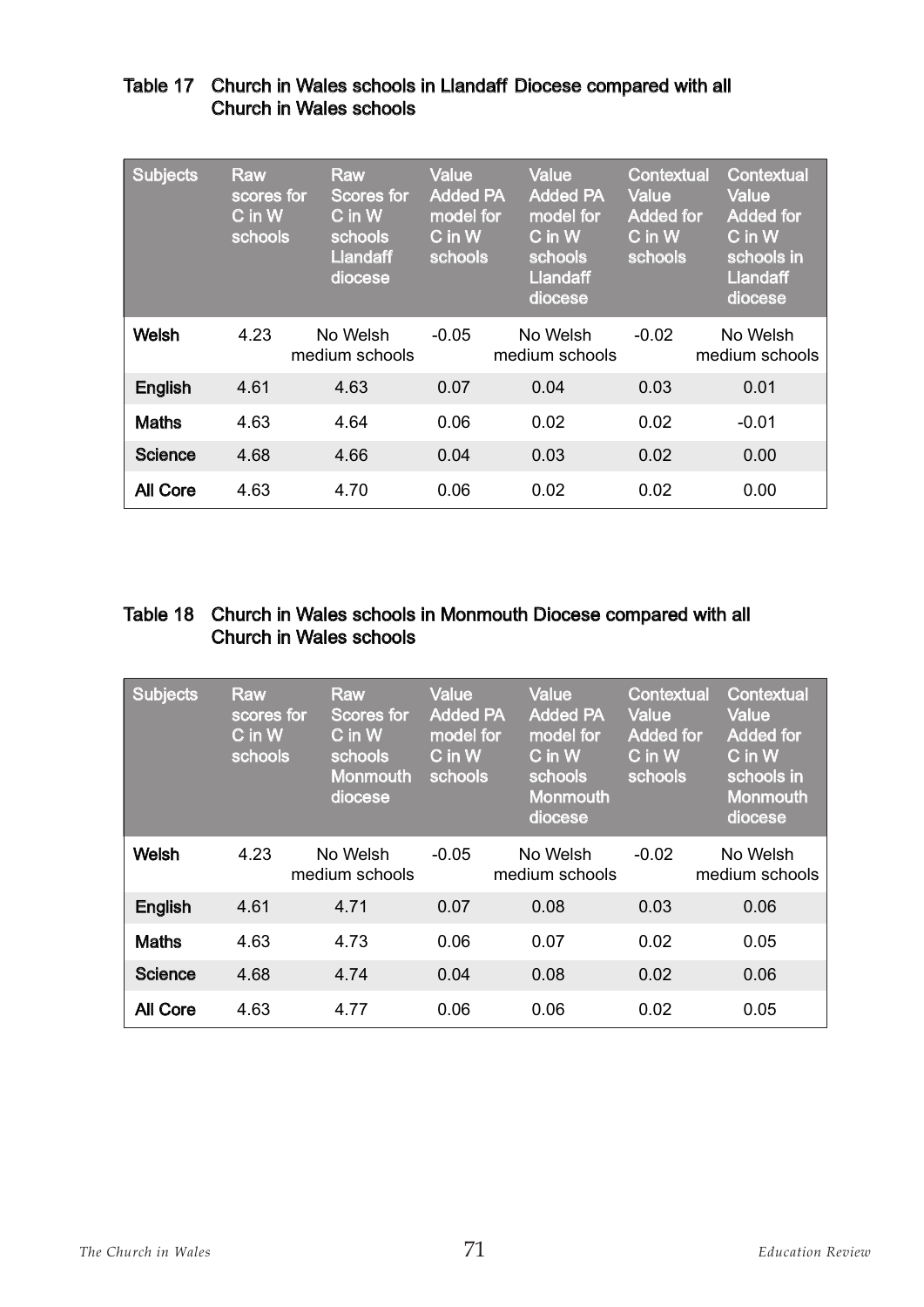Table 17 Church in Wales schools in Llandaff Diocese compared with all Church in Wales schools

| Subjects | Raw scores for C in W schools | Raw Scores for C in W schools Llandaff diocese | Value Added PA model for C in W schools | Value Added PA model for C in W schools Llandaff diocese | Contextual Value Added for C in W schools | Contextual Value Added for C in W schools in Llandaff diocese |
|---|---|---|---|---|---|---|
| **Welsh** | 4.23 | No Welsh medium schools | -0.05 | No Welsh medium schools | -0.02 | No Welsh medium schools |
| **English** | 4.61 | 4.63 | 0.07 | 0.04 | 0.03 | 0.01 |
| **Maths** | 4.63 | 4.64 | 0.06 | 0.02 | 0.02 | -0.01 |
| **Science** | 4.68 | 4.66 | 0.04 | 0.03 | 0.02 | 0.00 |
| **All Core** | 4.63 | 4.70 | 0.06 | 0.02 | 0.02 | 0.00 |

Table 18 Church in Wales schools in Monmouth Diocese compared with all Church in Wales schools

| Subjects | Raw scores for C in W schools | Raw Scores for C in W schools Monmouth diocese | Value Added PA model for C in W schools | Value Added PA model for C in W schools Monmouth diocese | Contextual Value Added for C in W schools | Contextual Value Added for C in W schools in Monmouth diocese |
|---|---|---|---|---|---|---|
| **Welsh** | 4.23 | No Welsh medium schools | -0.05 | No Welsh medium schools | -0.02 | No Welsh medium schools |
| **English** | 4.61 | 4.71 | 0.07 | 0.08 | 0.03 | 0.06 |
| **Maths** | 4.63 | 4.73 | 0.06 | 0.07 | 0.02 | 0.05 |
| **Science** | 4.68 | 4.74 | 0.04 | 0.08 | 0.02 | 0.06 |
| **All Core** | 4.63 | 4.77 | 0.06 | 0.06 | 0.02 | 0.05 |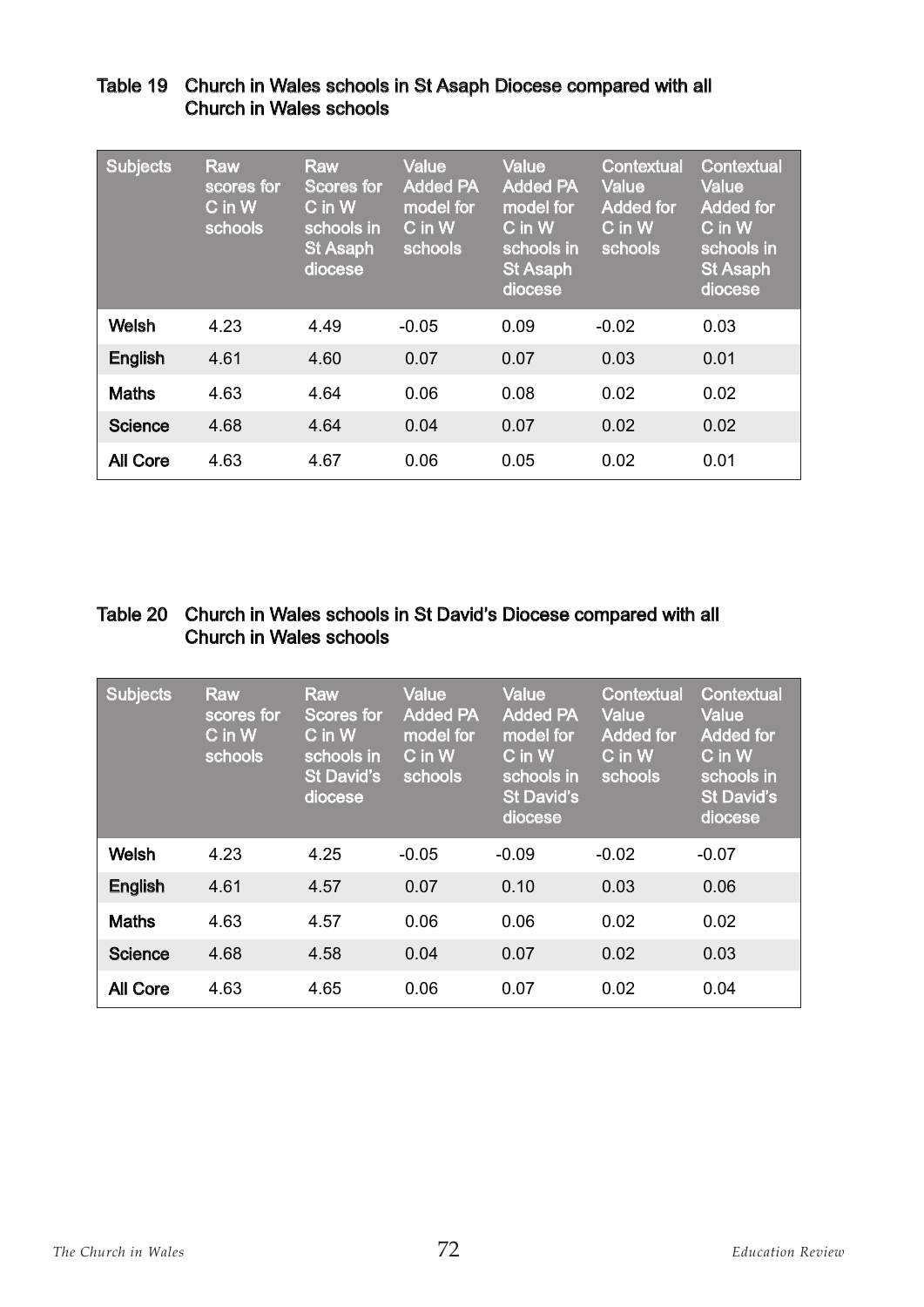Table 19 Church in Wales schools in St Asaph Diocese compared with all Church in Wales schools

| Subjects | Raw scores for C in W schools | Raw Scores for C in W schools in St Asaph diocese | Value Added PA model for C in W schools | Value Added PA model for C in W schools in St Asaph diocese | Contextual Value Added for C in W schools | Contextual Value Added for C in W schools in St Asaph diocese |
|---|---|---|---|---|---|---|
| Welsh | 4.23 | 4.49 | -0.05 | 0.09 | -0.02 | 0.03 |
| English | 4.61 | 4.60 | 0.07 | 0.07 | 0.03 | 0.01 |
| Maths | 4.63 | 4.64 | 0.06 | 0.08 | 0.02 | 0.02 |
| Science | 4.68 | 4.64 | 0.04 | 0.07 | 0.02 | 0.02 |
| All Core | 4.63 | 4.67 | 0.06 | 0.05 | 0.02 | 0.01 |

Table 20 Church in Wales schools in St David's Diocese compared with all Church in Wales schools

| Subjects | Raw scores for C in W schools | Raw Scores for C in W schools in St David's diocese | Value Added PA model for C in W schools | Value Added PA model for C in W schools in St David's diocese | Contextual Value Added for C in W schools | Contextual Value Added for C in W schools in St David's diocese |
|---|---|---|---|---|---|---|
| Welsh | 4.23 | 4.25 | -0.05 | -0.09 | -0.02 | -0.07 |
| English | 4.61 | 4.57 | 0.07 | 0.10 | 0.03 | 0.06 |
| Maths | 4.63 | 4.57 | 0.06 | 0.06 | 0.02 | 0.02 |
| Science | 4.68 | 4.58 | 0.04 | 0.07 | 0.02 | 0.03 |
| All Core | 4.63 | 4.65 | 0.06 | 0.07 | 0.02 | 0.04 |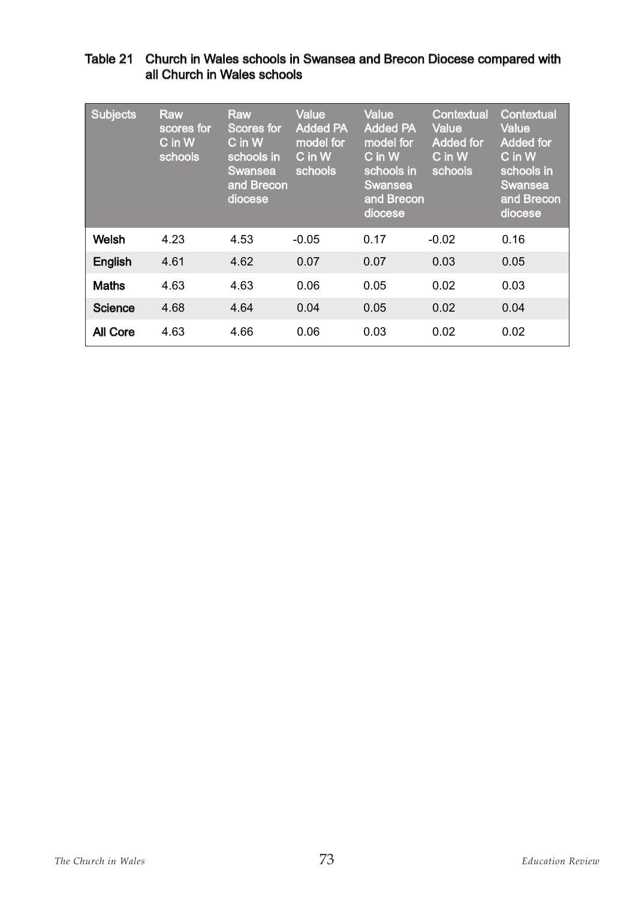Table 21 Church in Wales schools in Swansea and Brecon Diocese compared with all Church in Wales schools

| Subjects | Raw scores for C in W schools | Raw Scores for C in W schools in Swansea and Brecon diocese | Value Added PA model for C in W schools | Value Added PA model for C in W schools in Swansea and Brecon diocese | Contextual Value Added for C in W schools | Contextual Value Added for C in W schools in Swansea and Brecon diocese |
|---|---|---|---|---|---|---|
| **Welsh** | 4.23 | 4.53 | -0.05 | 0.17 | -0.02 | 0.16 |
| **English** | 4.61 | 4.62 | 0.07 | 0.07 | 0.03 | 0.05 |
| **Maths** | 4.63 | 4.63 | 0.06 | 0.05 | 0.02 | 0.03 |
| **Science** | 4.68 | 4.64 | 0.04 | 0.05 | 0.02 | 0.04 |
| **All Core** | 4.63 | 4.66 | 0.06 | 0.03 | 0.02 | 0.02 |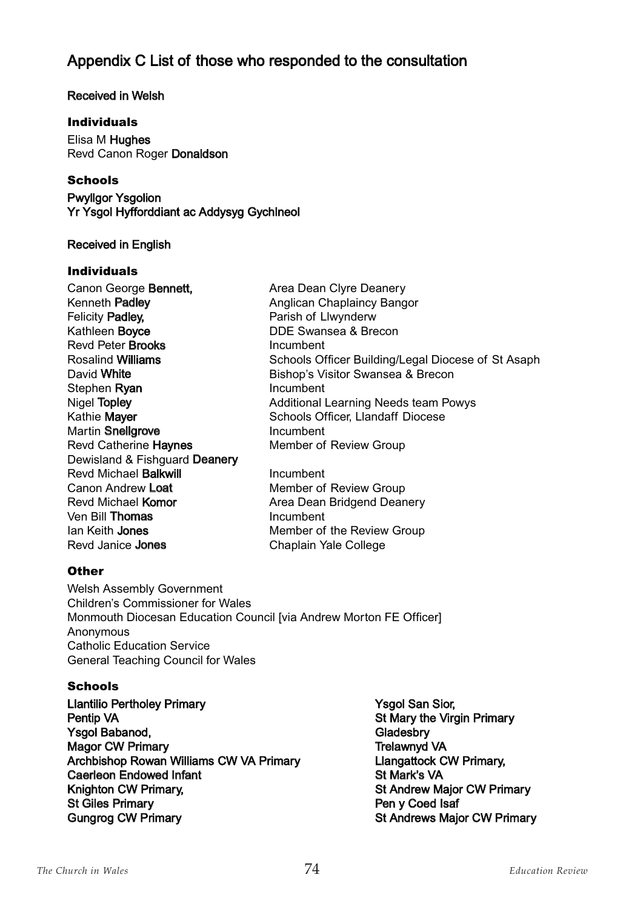## Appendix C List of those who responded to the consultation

Received in Welsh

### Individuals

Elisa M **Hughes**
Revd Canon Roger **Donaldson**

### Schools

**Pwyllgor Ysgolion**
**Yr Ysgol Hyfforddiant ac Addysyg Gychlneol**

Received in English

### Individuals

| Name | Role |
|---|---|
| Canon George **Bennett,** | Area Dean Clyre Deanery |
| Kenneth **Padley** | Anglican Chaplaincy Bangor |
| Felicity **Padley,** | Parish of Llwynderw |
| Kathleen **Boyce** | DDE Swansea & Brecon |
| Revd Peter **Brooks** | Incumbent |
| Rosalind **Williams** | Schools Officer Building/Legal Diocese of St Asaph |
| David **White** | Bishop's Visitor Swansea & Brecon |
| Stephen **Ryan** | Incumbent |
| Nigel **Topley** | Additional Learning Needs team Powys |
| Kathie **Mayer** | Schools Officer, Llandaff Diocese |
| Martin **Snellgrove** | Incumbent |
| Revd Catherine **Haynes** | Member of Review Group |
| Dewisland & Fishguard **Deanery** | |
| Revd Michael **Balkwill** | Incumbent |
| Canon Andrew **Loat** | Member of Review Group |
| Revd Michael **Komor** | Area Dean Bridgend Deanery |
| Ven Bill **Thomas** | Incumbent |
| Ian Keith **Jones** | Member of the Review Group |
| Revd Janice **Jones** | Chaplain Yale College |

### Other

Welsh Assembly Government
Children's Commissioner for Wales
Monmouth Diocesan Education Council [via Andrew Morton FE Officer]
Anonymous
Catholic Education Service
General Teaching Council for Wales

### Schools

**Llantilio Pertholey Primary**
**Pentip VA**
**Ysgol Babanod,**
**Magor CW Primary**
**Archbishop Rowan Williams CW VA Primary**
**Caerleon Endowed Infant**
**Knighton CW Primary,**
**St Giles Primary**
**Gungrog CW Primary**
**Ysgol San Sior,**
**St Mary the Virgin Primary**
**Gladesbry**
**Trelawnyd VA**
**Llangattock CW Primary,**
**St Mark's VA**
**St Andrew Major CW Primary**
**Pen y Coed Isaf**
**St Andrews Major CW Primary**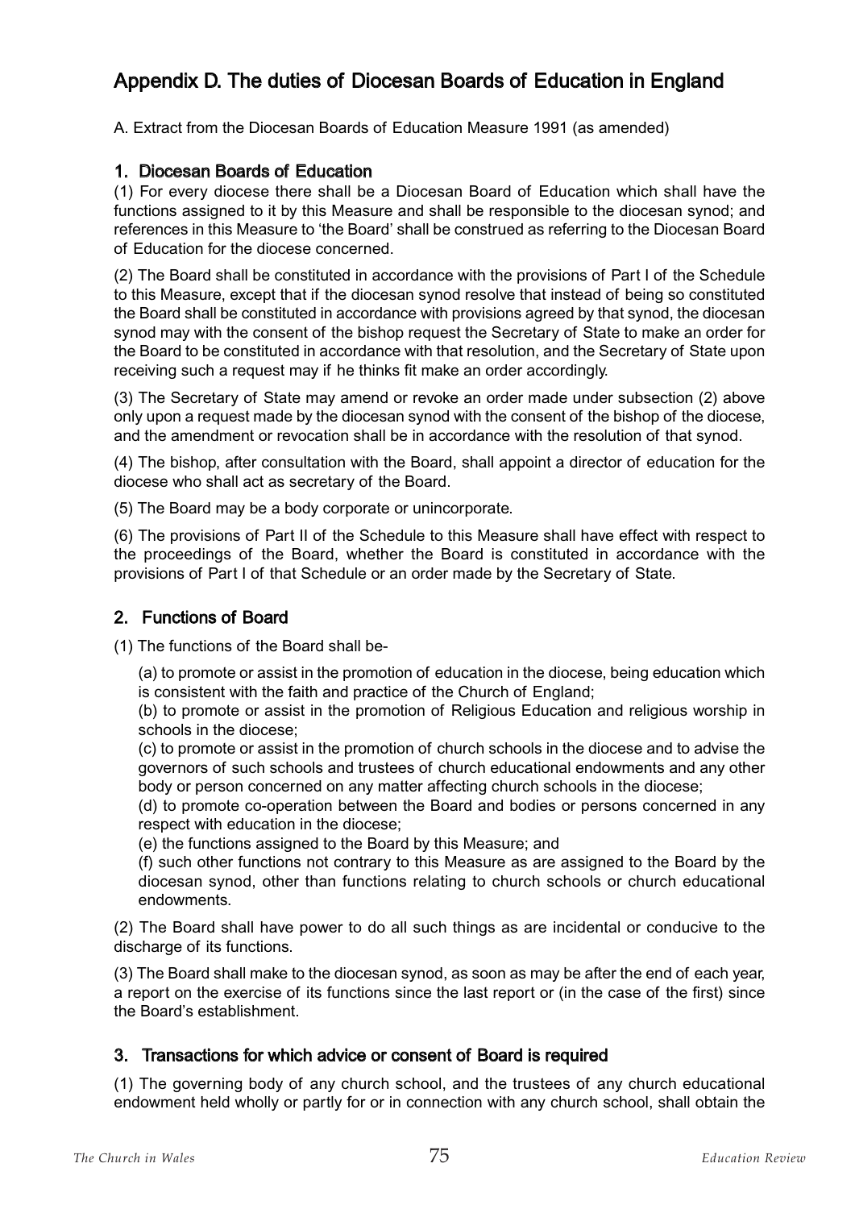# Appendix D. The duties of Diocesan Boards of Education in England

A. Extract from the Diocesan Boards of Education Measure 1991 (as amended)

## 1. Diocesan Boards of Education

(1) For every diocese there shall be a Diocesan Board of Education which shall have the functions assigned to it by this Measure and shall be responsible to the diocesan synod; and references in this Measure to 'the Board' shall be construed as referring to the Diocesan Board of Education for the diocese concerned.

(2) The Board shall be constituted in accordance with the provisions of Part I of the Schedule to this Measure, except that if the diocesan synod resolve that instead of being so constituted the Board shall be constituted in accordance with provisions agreed by that synod, the diocesan synod may with the consent of the bishop request the Secretary of State to make an order for the Board to be constituted in accordance with that resolution, and the Secretary of State upon receiving such a request may if he thinks fit make an order accordingly.

(3) The Secretary of State may amend or revoke an order made under subsection (2) above only upon a request made by the diocesan synod with the consent of the bishop of the diocese, and the amendment or revocation shall be in accordance with the resolution of that synod.

(4) The bishop, after consultation with the Board, shall appoint a director of education for the diocese who shall act as secretary of the Board.

(5) The Board may be a body corporate or unincorporate.

(6) The provisions of Part II of the Schedule to this Measure shall have effect with respect to the proceedings of the Board, whether the Board is constituted in accordance with the provisions of Part I of that Schedule or an order made by the Secretary of State.

## 2. Functions of Board

(1) The functions of the Board shall be-

(a) to promote or assist in the promotion of education in the diocese, being education which is consistent with the faith and practice of the Church of England;

(b) to promote or assist in the promotion of Religious Education and religious worship in schools in the diocese;

(c) to promote or assist in the promotion of church schools in the diocese and to advise the governors of such schools and trustees of church educational endowments and any other body or person concerned on any matter affecting church schools in the diocese;

(d) to promote co-operation between the Board and bodies or persons concerned in any respect with education in the diocese;

(e) the functions assigned to the Board by this Measure; and

(f) such other functions not contrary to this Measure as are assigned to the Board by the diocesan synod, other than functions relating to church schools or church educational endowments.

(2) The Board shall have power to do all such things as are incidental or conducive to the discharge of its functions.

(3) The Board shall make to the diocesan synod, as soon as may be after the end of each year, a report on the exercise of its functions since the last report or (in the case of the first) since the Board's establishment.

## 3. Transactions for which advice or consent of Board is required

(1) The governing body of any church school, and the trustees of any church educational endowment held wholly or partly for or in connection with any church school, shall obtain the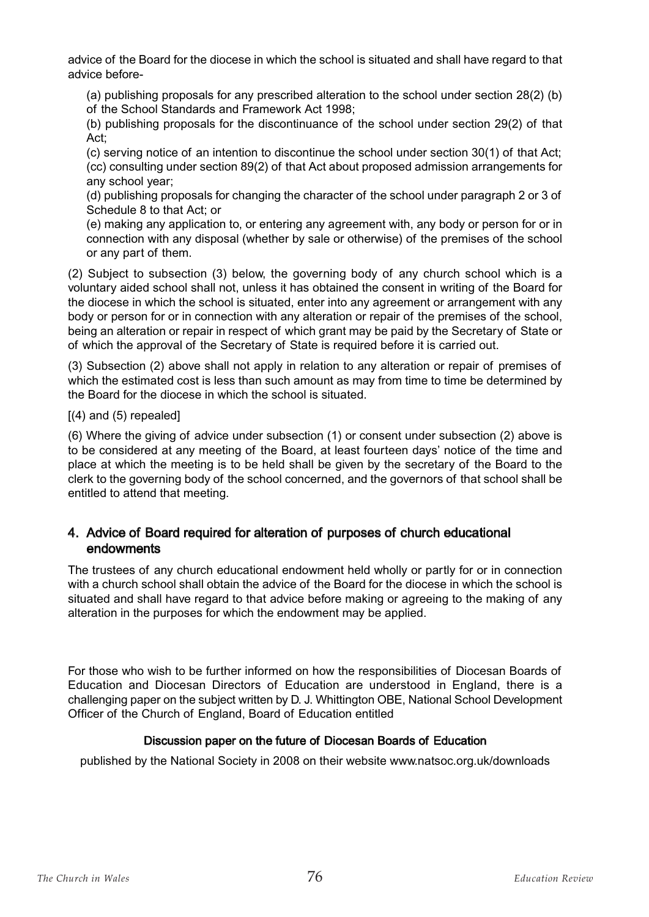advice of the Board for the diocese in which the school is situated and shall have regard to that advice before-

(a) publishing proposals for any prescribed alteration to the school under section 28(2) (b) of the School Standards and Framework Act 1998;

(b) publishing proposals for the discontinuance of the school under section 29(2) of that Act;

(c) serving notice of an intention to discontinue the school under section 30(1) of that Act;

(cc) consulting under section 89(2) of that Act about proposed admission arrangements for any school year;

(d) publishing proposals for changing the character of the school under paragraph 2 or 3 of Schedule 8 to that Act; or

(e) making any application to, or entering any agreement with, any body or person for or in connection with any disposal (whether by sale or otherwise) of the premises of the school or any part of them.

(2) Subject to subsection (3) below, the governing body of any church school which is a voluntary aided school shall not, unless it has obtained the consent in writing of the Board for the diocese in which the school is situated, enter into any agreement or arrangement with any body or person for or in connection with any alteration or repair of the premises of the school, being an alteration or repair in respect of which grant may be paid by the Secretary of State or of which the approval of the Secretary of State is required before it is carried out.

(3) Subsection (2) above shall not apply in relation to any alteration or repair of premises of which the estimated cost is less than such amount as may from time to time be determined by the Board for the diocese in which the school is situated.

[(4) and (5) repealed]

(6) Where the giving of advice under subsection (1) or consent under subsection (2) above is to be considered at any meeting of the Board, at least fourteen days' notice of the time and place at which the meeting is to be held shall be given by the secretary of the Board to the clerk to the governing body of the school concerned, and the governors of that school shall be entitled to attend that meeting.

## 4. Advice of Board required for alteration of purposes of church educational endowments

The trustees of any church educational endowment held wholly or partly for or in connection with a church school shall obtain the advice of the Board for the diocese in which the school is situated and shall have regard to that advice before making or agreeing to the making of any alteration in the purposes for which the endowment may be applied.

For those who wish to be further informed on how the responsibilities of Diocesan Boards of Education and Diocesan Directors of Education are understood in England, there is a challenging paper on the subject written by D. J. Whittington OBE, National School Development Officer of the Church of England, Board of Education entitled

**Discussion paper on the future of Diocesan Boards of Education**

published by the National Society in 2008 on their website www.natsoc.org.uk/downloads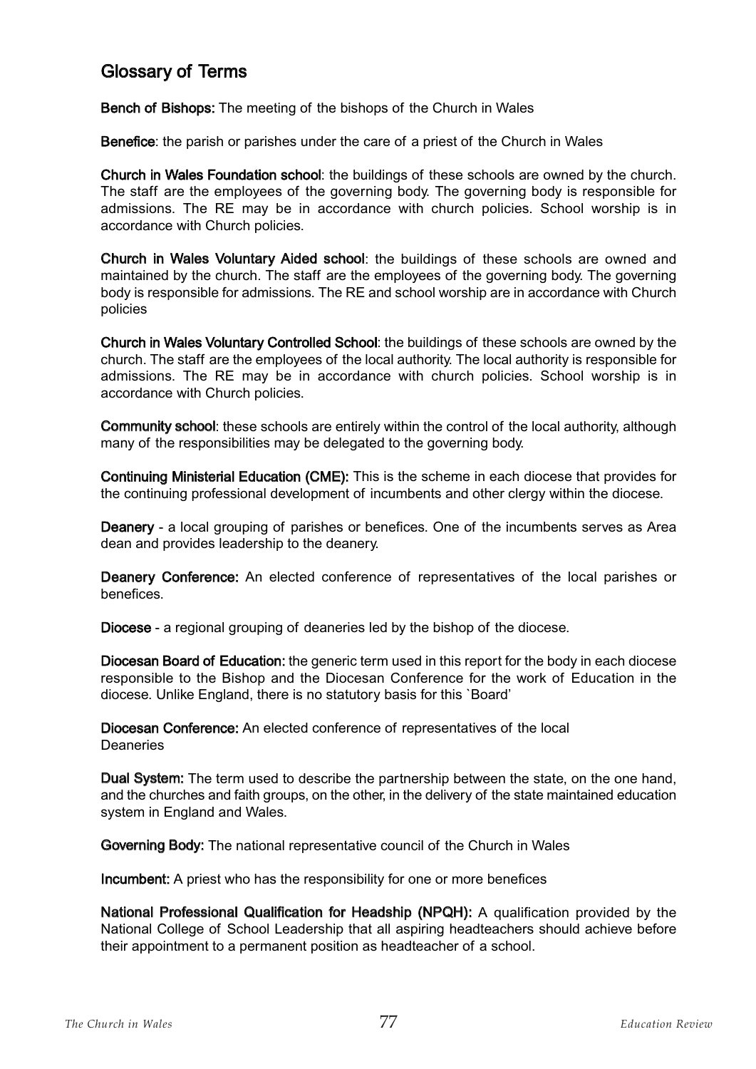## Glossary of Terms

**Bench of Bishops:** The meeting of the bishops of the Church in Wales

**Benefice**: the parish or parishes under the care of a priest of the Church in Wales

**Church in Wales Foundation school**: the buildings of these schools are owned by the church. The staff are the employees of the governing body. The governing body is responsible for admissions. The RE may be in accordance with church policies. School worship is in accordance with Church policies.

**Church in Wales Voluntary Aided school**: the buildings of these schools are owned and maintained by the church. The staff are the employees of the governing body. The governing body is responsible for admissions. The RE and school worship are in accordance with Church policies

**Church in Wales Voluntary Controlled School**: the buildings of these schools are owned by the church. The staff are the employees of the local authority. The local authority is responsible for admissions. The RE may be in accordance with church policies. School worship is in accordance with Church policies.

**Community school**: these schools are entirely within the control of the local authority, although many of the responsibilities may be delegated to the governing body.

**Continuing Ministerial Education (CME):** This is the scheme in each diocese that provides for the continuing professional development of incumbents and other clergy within the diocese.

**Deanery** - a local grouping of parishes or benefices. One of the incumbents serves as Area dean and provides leadership to the deanery.

**Deanery Conference:** An elected conference of representatives of the local parishes or benefices.

**Diocese** - a regional grouping of deaneries led by the bishop of the diocese.

**Diocesan Board of Education:** the generic term used in this report for the body in each diocese responsible to the Bishop and the Diocesan Conference for the work of Education in the diocese. Unlike England, there is no statutory basis for this `Board'

**Diocesan Conference:** An elected conference of representatives of the local Deaneries

**Dual System:** The term used to describe the partnership between the state, on the one hand, and the churches and faith groups, on the other, in the delivery of the state maintained education system in England and Wales.

**Governing Body:** The national representative council of the Church in Wales

**Incumbent:** A priest who has the responsibility for one or more benefices

**National Professional Qualification for Headship (NPQH):** A qualification provided by the National College of School Leadership that all aspiring headteachers should achieve before their appointment to a permanent position as headteacher of a school.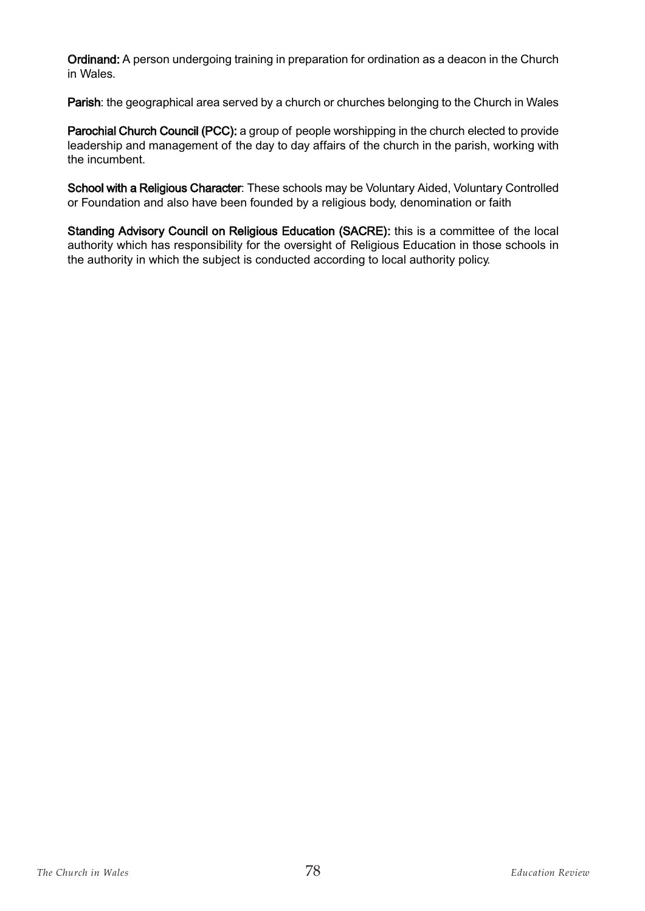**Ordinand:** A person undergoing training in preparation for ordination as a deacon in the Church in Wales.

**Parish**: the geographical area served by a church or churches belonging to the Church in Wales

**Parochial Church Council (PCC):** a group of people worshipping in the church elected to provide leadership and management of the day to day affairs of the church in the parish, working with the incumbent.

**School with a Religious Character**: These schools may be Voluntary Aided, Voluntary Controlled or Foundation and also have been founded by a religious body, denomination or faith

**Standing Advisory Council on Religious Education (SACRE):** this is a committee of the local authority which has responsibility for the oversight of Religious Education in those schools in the authority in which the subject is conducted according to local authority policy.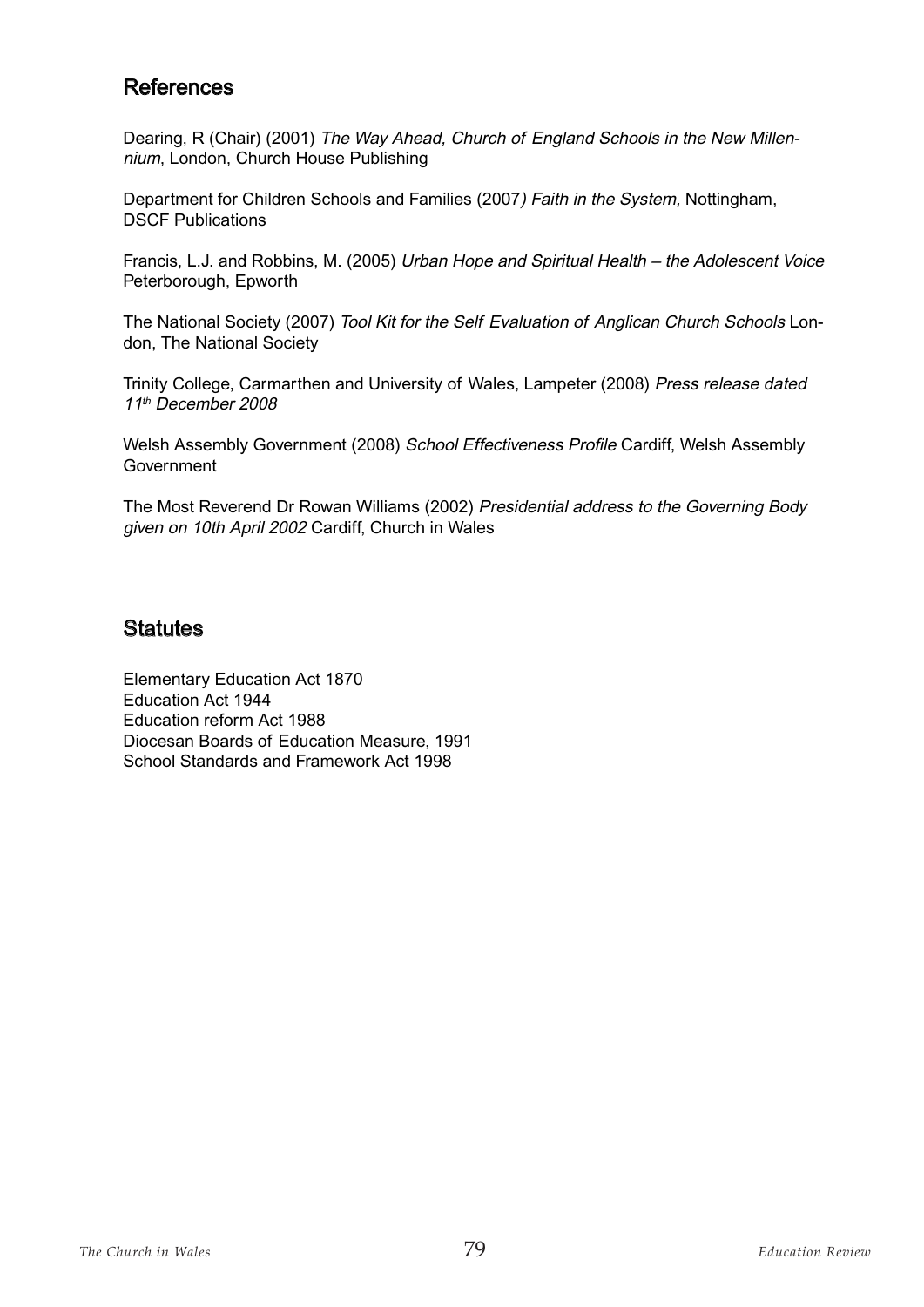## References

Dearing, R (Chair) (2001) *The Way Ahead, Church of England Schools in the New Millennium*, London, Church House Publishing

Department for Children Schools and Families (2007*) Faith in the System,* Nottingham, DSCF Publications

Francis, L.J. and Robbins, M. (2005) *Urban Hope and Spiritual Health – the Adolescent Voice* Peterborough, Epworth

The National Society (2007) *Tool Kit for the Self Evaluation of Anglican Church Schools* London, The National Society

Trinity College, Carmarthen and University of Wales, Lampeter (2008) *Press release dated 11th December 2008*

Welsh Assembly Government (2008) *School Effectiveness Profile* Cardiff, Welsh Assembly Government

The Most Reverend Dr Rowan Williams (2002) *Presidential address to the Governing Body given on 10th April 2002* Cardiff, Church in Wales

## Statutes

Elementary Education Act 1870
Education Act 1944
Education reform Act 1988
Diocesan Boards of Education Measure, 1991
School Standards and Framework Act 1998